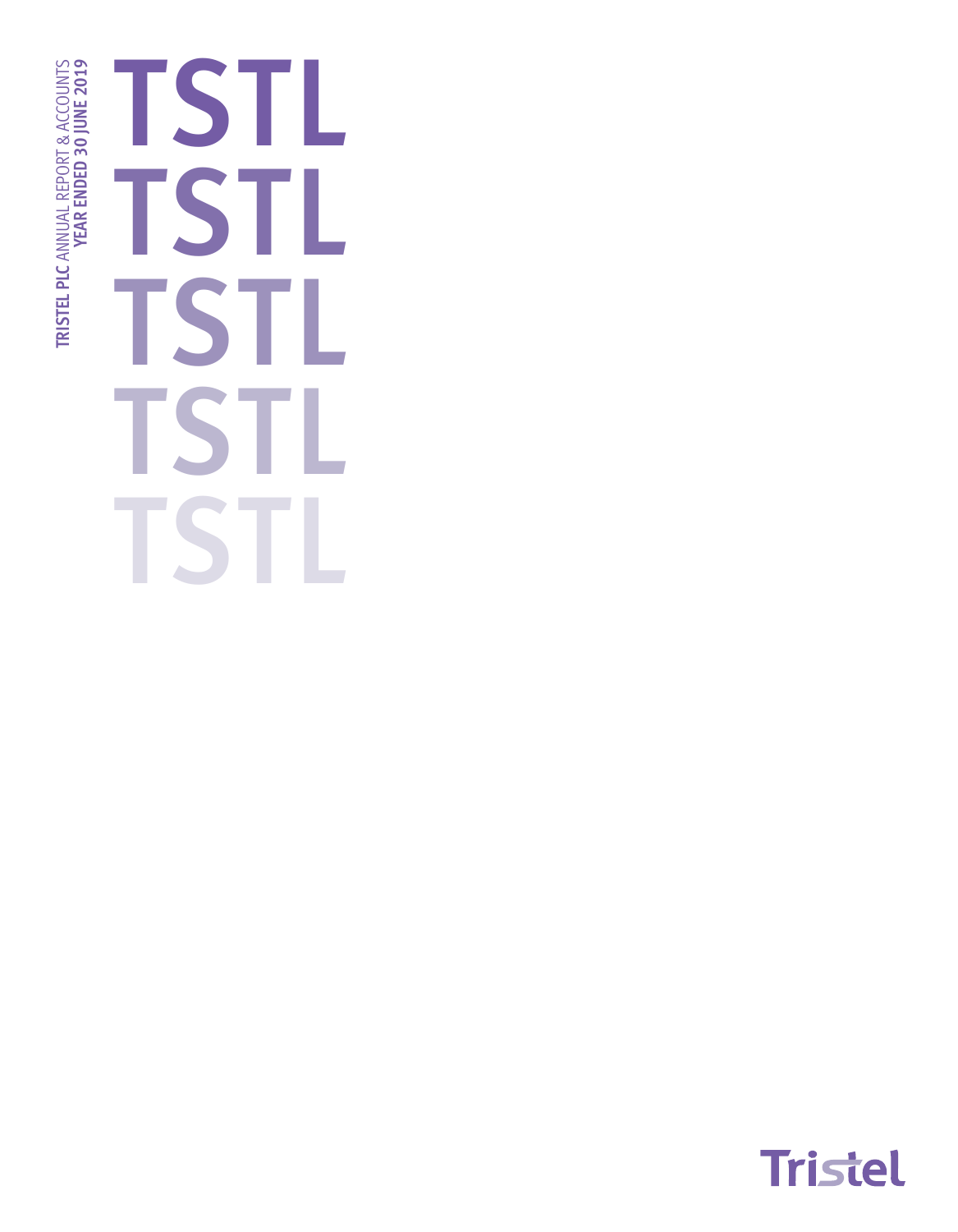**TRISTEL PLC** ANNUAL REPORT & ACCOUNTS
**YEAR ENDED 30 JUNE 2019**

# TSTL
# TSTL
# TSTL
# TSTL
# TSTL

Tristel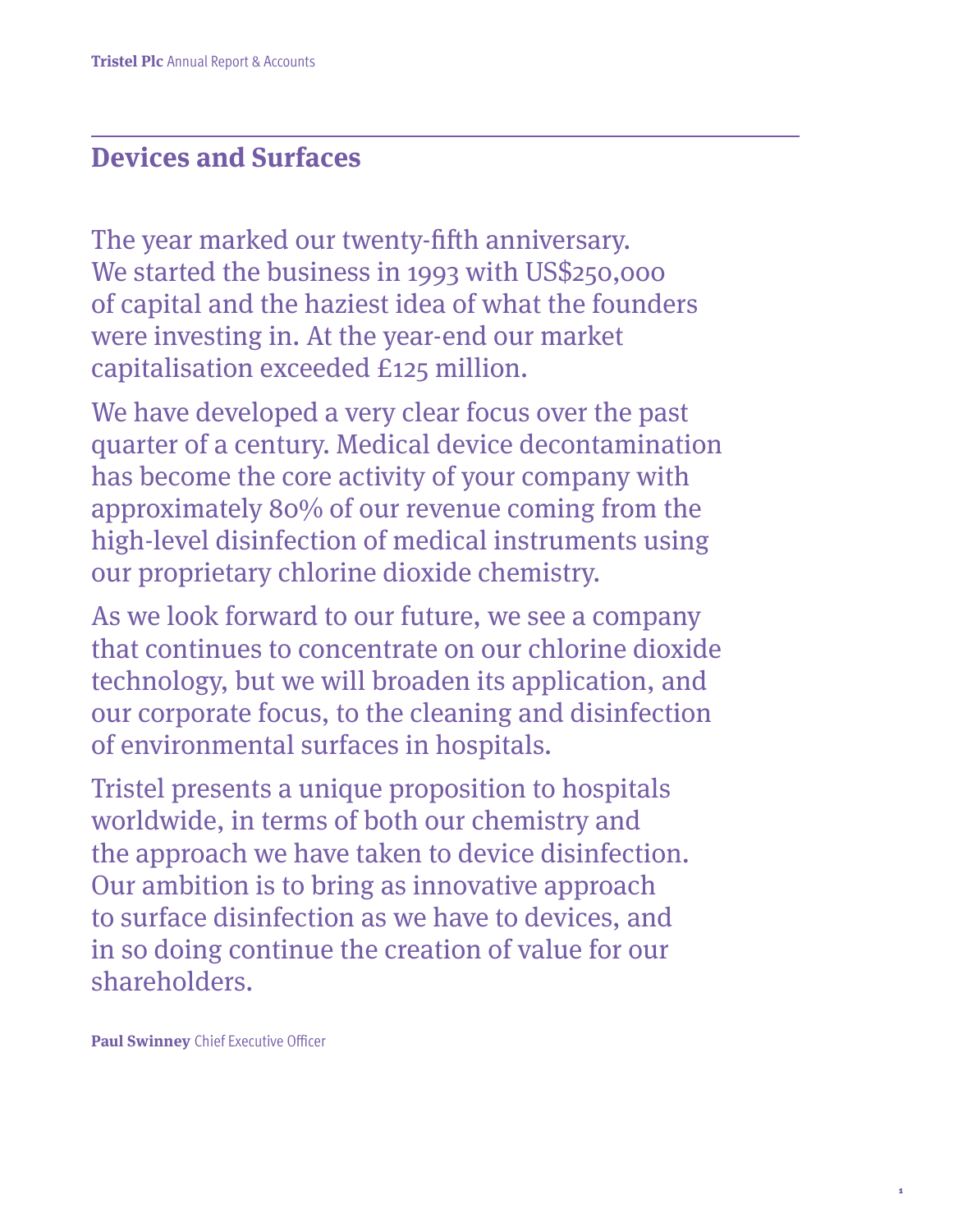## Devices and Surfaces

The year marked our twenty-fifth anniversary. We started the business in 1993 with US$250,000 of capital and the haziest idea of what the founders were investing in. At the year-end our market capitalisation exceeded £125 million.

We have developed a very clear focus over the past quarter of a century. Medical device decontamination has become the core activity of your company with approximately 80% of our revenue coming from the high-level disinfection of medical instruments using our proprietary chlorine dioxide chemistry.

As we look forward to our future, we see a company that continues to concentrate on our chlorine dioxide technology, but we will broaden its application, and our corporate focus, to the cleaning and disinfection of environmental surfaces in hospitals.

Tristel presents a unique proposition to hospitals worldwide, in terms of both our chemistry and the approach we have taken to device disinfection. Our ambition is to bring as innovative approach to surface disinfection as we have to devices, and in so doing continue the creation of value for our shareholders.

**Paul Swinney** Chief Executive Officer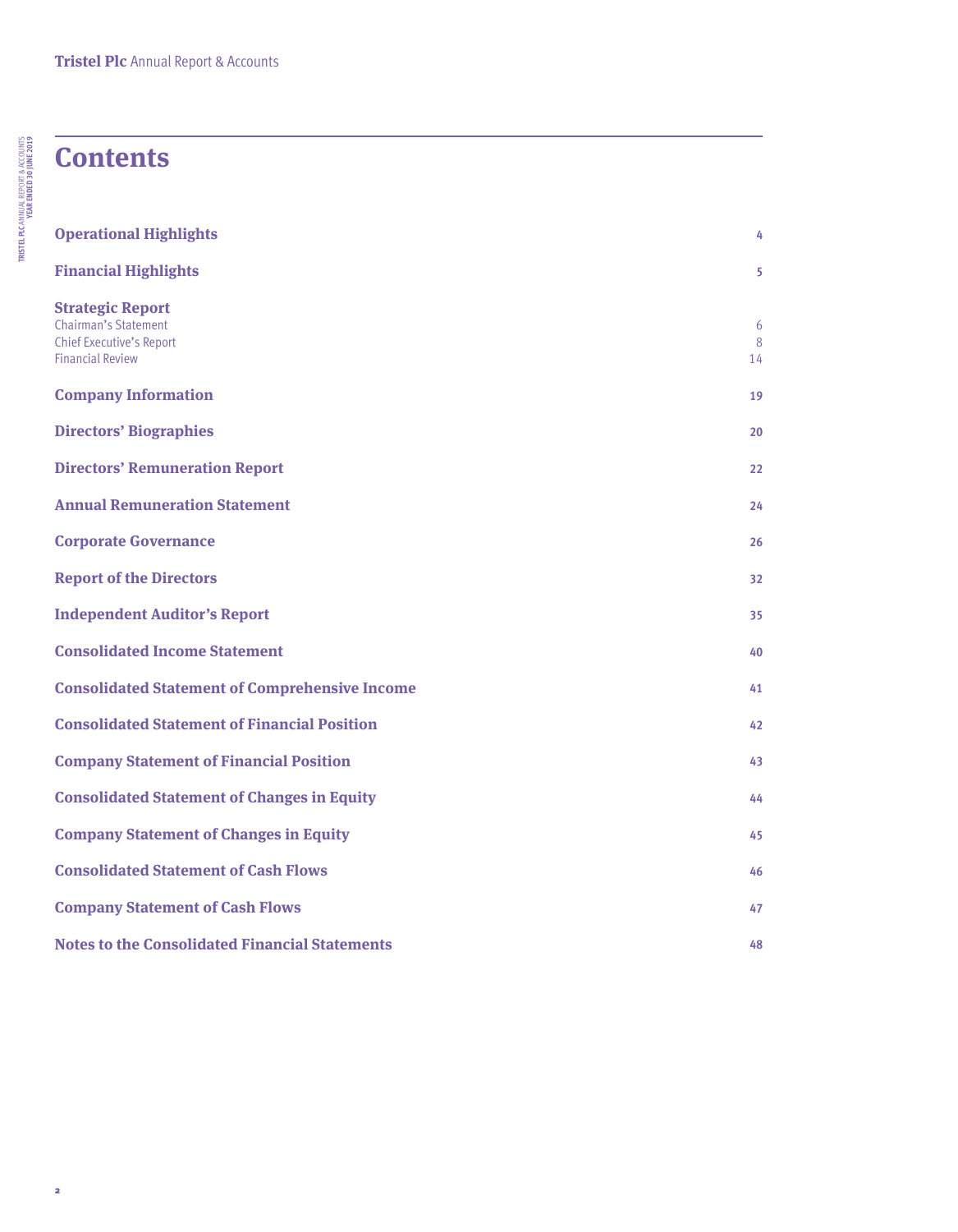# Contents

| | |
|---|---|
| **Operational Highlights** | 4 |
| **Financial Highlights** | 5 |
| **Strategic Report** | |
| Chairman's Statement | 6 |
| Chief Executive's Report | 8 |
| Financial Review | 14 |
| **Company Information** | 19 |
| **Directors' Biographies** | 20 |
| **Directors' Remuneration Report** | 22 |
| **Annual Remuneration Statement** | 24 |
| **Corporate Governance** | 26 |
| **Report of the Directors** | 32 |
| **Independent Auditor's Report** | 35 |
| **Consolidated Income Statement** | 40 |
| **Consolidated Statement of Comprehensive Income** | 41 |
| **Consolidated Statement of Financial Position** | 42 |
| **Company Statement of Financial Position** | 43 |
| **Consolidated Statement of Changes in Equity** | 44 |
| **Company Statement of Changes in Equity** | 45 |
| **Consolidated Statement of Cash Flows** | 46 |
| **Company Statement of Cash Flows** | 47 |
| **Notes to the Consolidated Financial Statements** | 48 |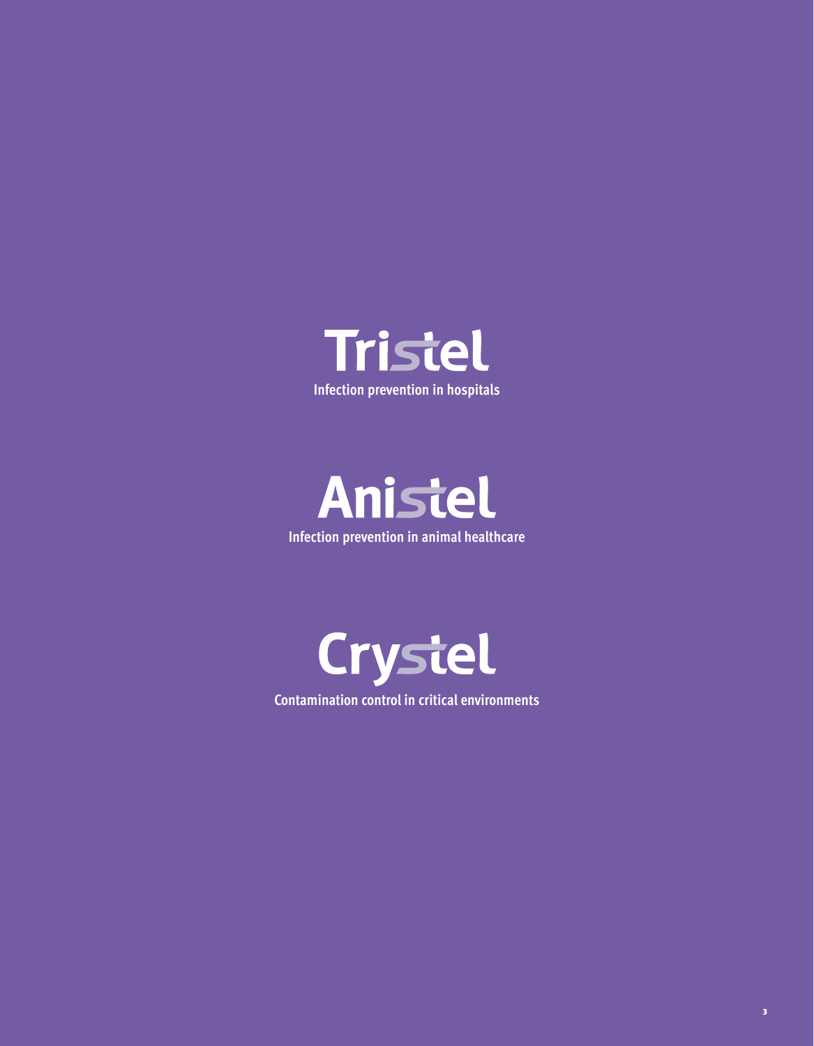**Tristel**

Infection prevention in hospitals

**Anistel**

Infection prevention in animal healthcare

**Crystel**

Contamination control in critical environments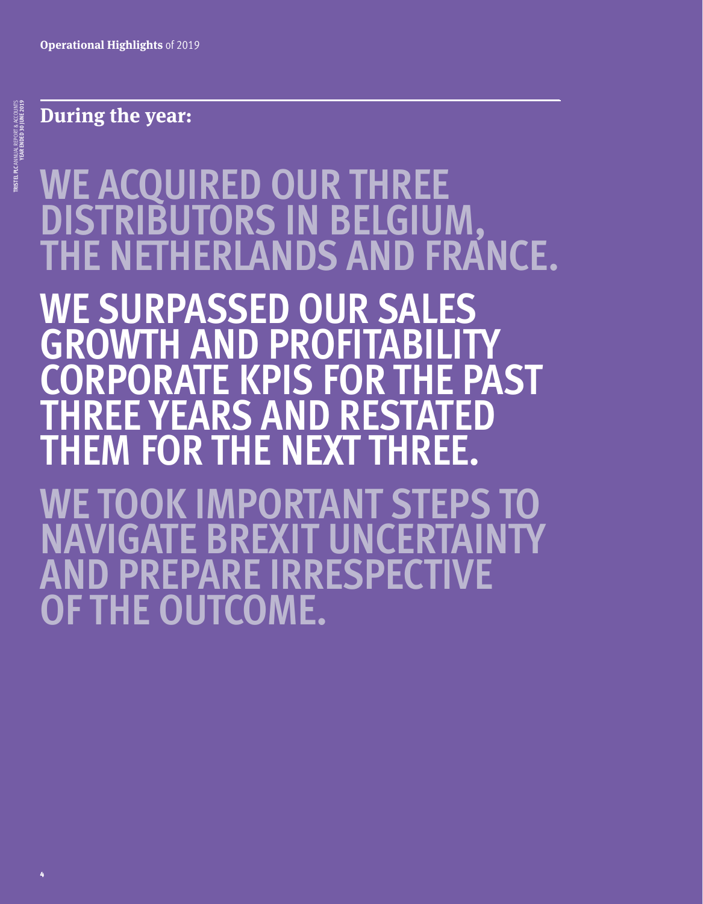**Operational Highlights** of 2019

## During the year:

# WE ACQUIRED OUR THREE DISTRIBUTORS IN BELGIUM, THE NETHERLANDS AND FRANCE.

# WE SURPASSED OUR SALES GROWTH AND PROFITABILITY CORPORATE KPIS FOR THE PAST THREE YEARS AND RESTATED THEM FOR THE NEXT THREE.

# WE TOOK IMPORTANT STEPS TO NAVIGATE BREXIT UNCERTAINTY AND PREPARE IRRESPECTIVE OF THE OUTCOME.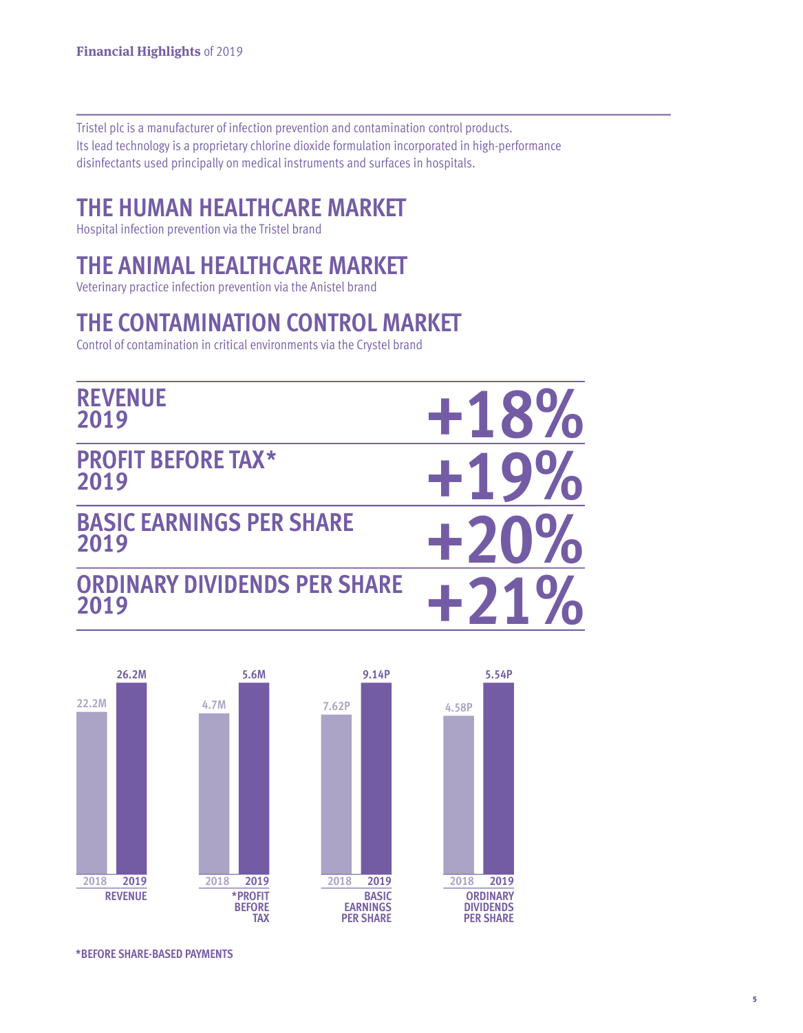**Financial Highlights** of 2019

Tristel plc is a manufacturer of infection prevention and contamination control products. Its lead technology is a proprietary chlorine dioxide formulation incorporated in high-performance disinfectants used principally on medical instruments and surfaces in hospitals.

## THE HUMAN HEALTHCARE MARKET

Hospital infection prevention via the Tristel brand

## THE ANIMAL HEALTHCARE MARKET

Veterinary practice infection prevention via the Anistel brand

## THE CONTAMINATION CONTROL MARKET

Control of contamination in critical environments via the Crystel brand

| | |
|---|---|
| **REVENUE 2019** | **+18%** |
| **PROFIT BEFORE TAX* 2019** | **+19%** |
| **BASIC EARNINGS PER SHARE 2019** | **+20%** |
| **ORDINARY DIVIDENDS PER SHARE 2019** | **+21%** |

| | 2018 | 2019 |
|---|---|---|
| REVENUE | 22.2M | 26.2M |
| *PROFIT BEFORE TAX | 4.7M | 5.6M |
| BASIC EARNINGS PER SHARE | 7.62P | 9.14P |
| ORDINARY DIVIDENDS PER SHARE | 4.58P | 5.54P |

*BEFORE SHARE-BASED PAYMENTS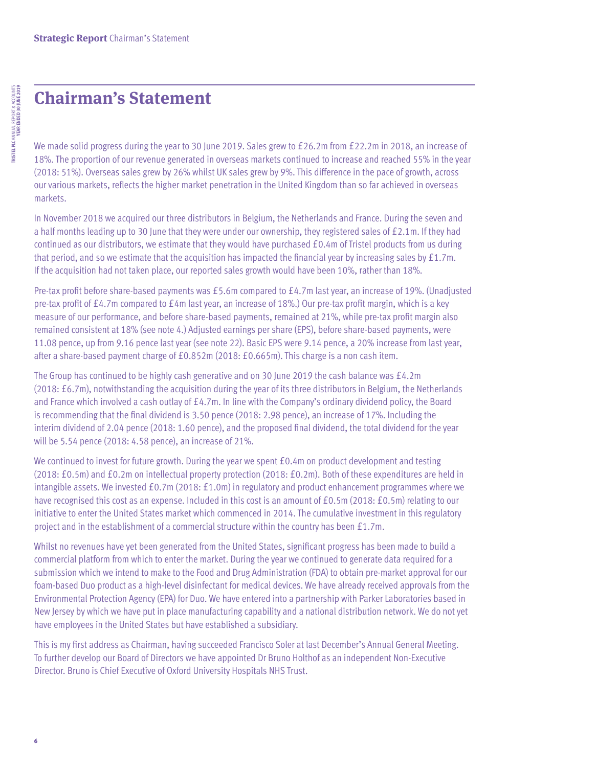# Chairman's Statement

We made solid progress during the year to 30 June 2019. Sales grew to £26.2m from £22.2m in 2018, an increase of 18%. The proportion of our revenue generated in overseas markets continued to increase and reached 55% in the year (2018: 51%). Overseas sales grew by 26% whilst UK sales grew by 9%. This difference in the pace of growth, across our various markets, reflects the higher market penetration in the United Kingdom than so far achieved in overseas markets.

In November 2018 we acquired our three distributors in Belgium, the Netherlands and France. During the seven and a half months leading up to 30 June that they were under our ownership, they registered sales of £2.1m. If they had continued as our distributors, we estimate that they would have purchased £0.4m of Tristel products from us during that period, and so we estimate that the acquisition has impacted the financial year by increasing sales by £1.7m. If the acquisition had not taken place, our reported sales growth would have been 10%, rather than 18%.

Pre-tax profit before share-based payments was £5.6m compared to £4.7m last year, an increase of 19%. (Unadjusted pre-tax profit of £4.7m compared to £4m last year, an increase of 18%.) Our pre-tax profit margin, which is a key measure of our performance, and before share-based payments, remained at 21%, while pre-tax profit margin also remained consistent at 18% (see note 4.) Adjusted earnings per share (EPS), before share-based payments, were 11.08 pence, up from 9.16 pence last year (see note 22). Basic EPS were 9.14 pence, a 20% increase from last year, after a share-based payment charge of £0.852m (2018: £0.665m). This charge is a non cash item.

The Group has continued to be highly cash generative and on 30 June 2019 the cash balance was £4.2m (2018: £6.7m), notwithstanding the acquisition during the year of its three distributors in Belgium, the Netherlands and France which involved a cash outlay of £4.7m. In line with the Company's ordinary dividend policy, the Board is recommending that the final dividend is 3.50 pence (2018: 2.98 pence), an increase of 17%. Including the interim dividend of 2.04 pence (2018: 1.60 pence), and the proposed final dividend, the total dividend for the year will be 5.54 pence (2018: 4.58 pence), an increase of 21%.

We continued to invest for future growth. During the year we spent £0.4m on product development and testing (2018: £0.5m) and £0.2m on intellectual property protection (2018: £0.2m). Both of these expenditures are held in intangible assets. We invested £0.7m (2018: £1.0m) in regulatory and product enhancement programmes where we have recognised this cost as an expense. Included in this cost is an amount of £0.5m (2018: £0.5m) relating to our initiative to enter the United States market which commenced in 2014. The cumulative investment in this regulatory project and in the establishment of a commercial structure within the country has been £1.7m.

Whilst no revenues have yet been generated from the United States, significant progress has been made to build a commercial platform from which to enter the market. During the year we continued to generate data required for a submission which we intend to make to the Food and Drug Administration (FDA) to obtain pre-market approval for our foam-based Duo product as a high-level disinfectant for medical devices. We have already received approvals from the Environmental Protection Agency (EPA) for Duo. We have entered into a partnership with Parker Laboratories based in New Jersey by which we have put in place manufacturing capability and a national distribution network. We do not yet have employees in the United States but have established a subsidiary.

This is my first address as Chairman, having succeeded Francisco Soler at last December's Annual General Meeting. To further develop our Board of Directors we have appointed Dr Bruno Holthof as an independent Non-Executive Director. Bruno is Chief Executive of Oxford University Hospitals NHS Trust.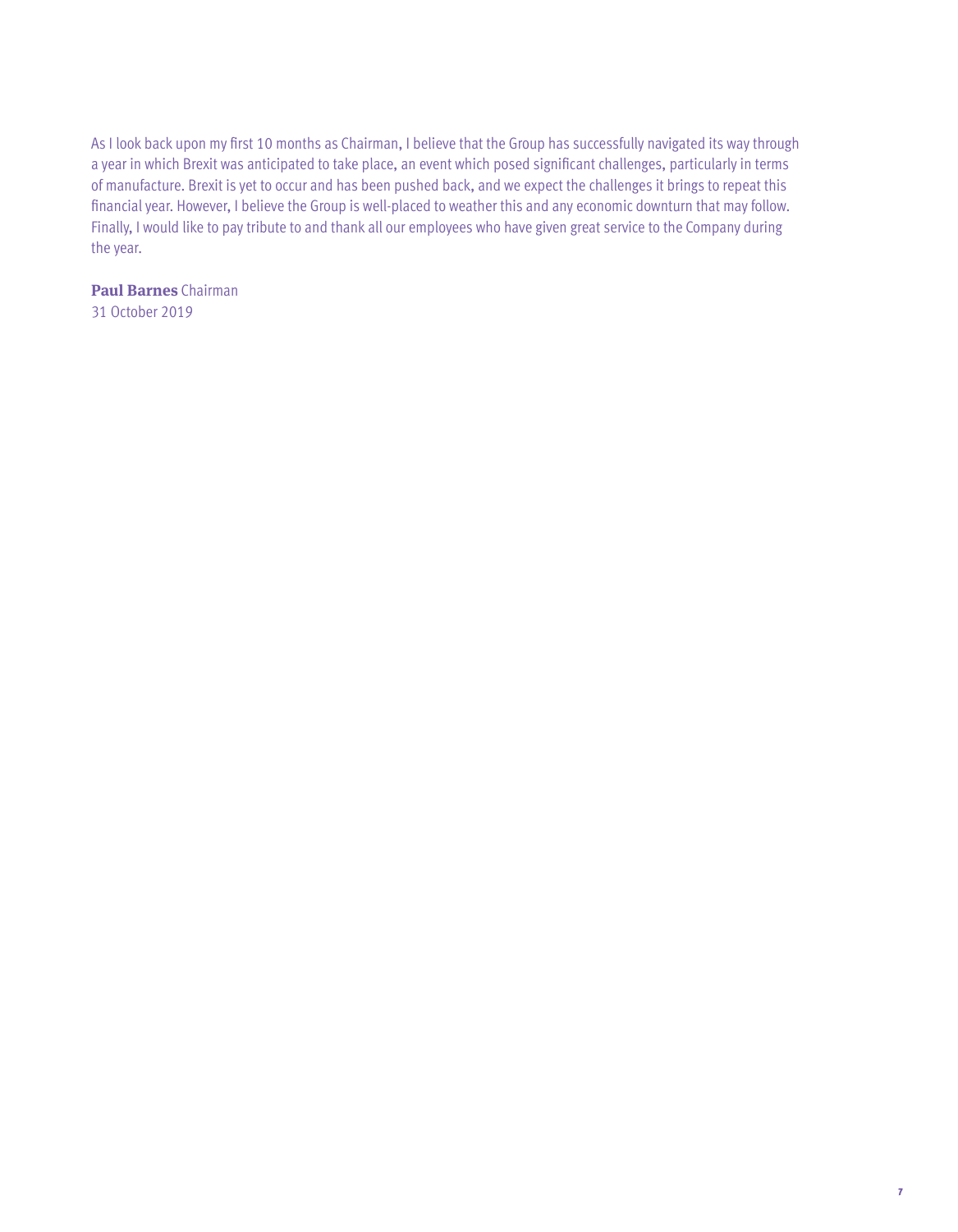As I look back upon my first 10 months as Chairman, I believe that the Group has successfully navigated its way through a year in which Brexit was anticipated to take place, an event which posed significant challenges, particularly in terms of manufacture. Brexit is yet to occur and has been pushed back, and we expect the challenges it brings to repeat this financial year. However, I believe the Group is well-placed to weather this and any economic downturn that may follow. Finally, I would like to pay tribute to and thank all our employees who have given great service to the Company during the year.

**Paul Barnes** Chairman
31 October 2019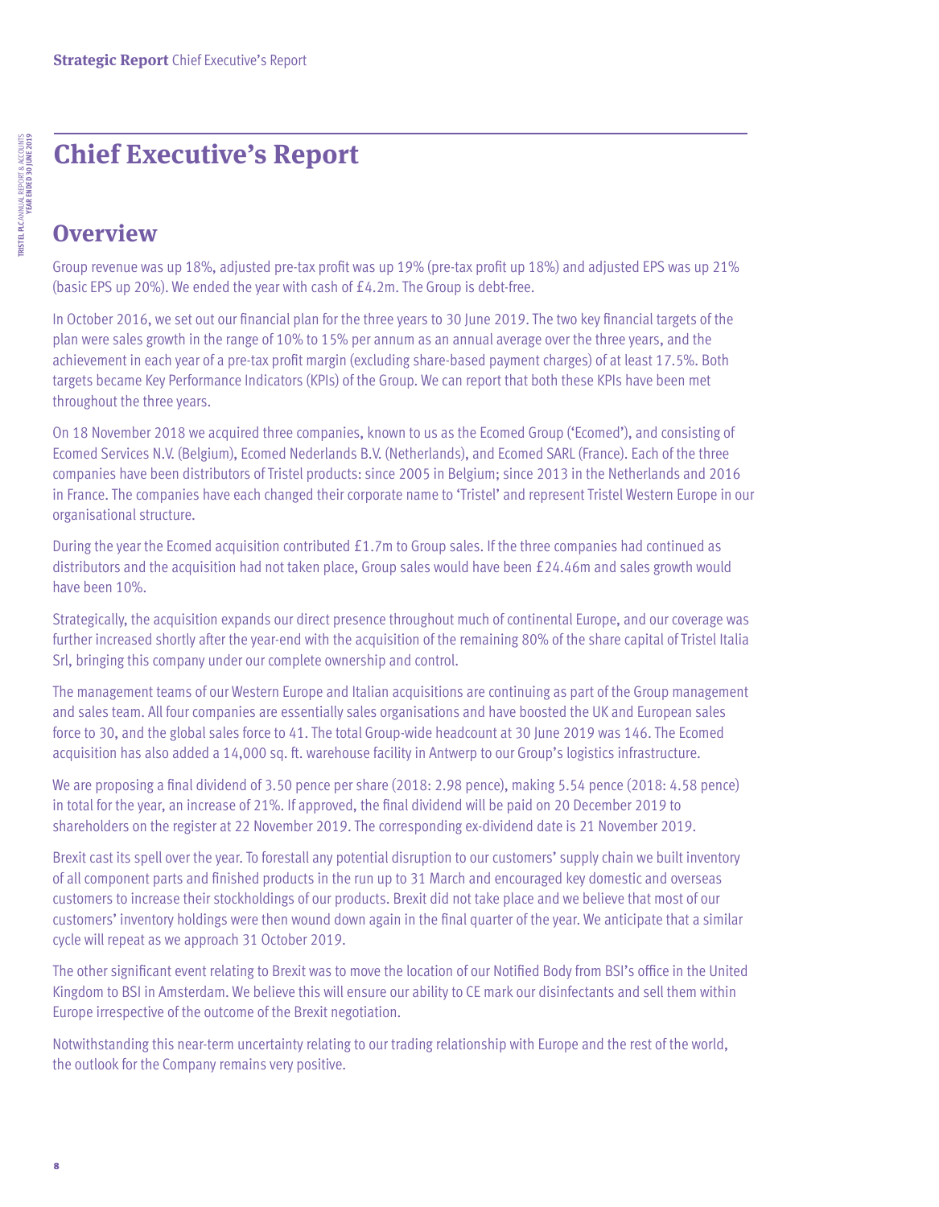# Chief Executive's Report

## Overview

Group revenue was up 18%, adjusted pre-tax profit was up 19% (pre-tax profit up 18%) and adjusted EPS was up 21% (basic EPS up 20%). We ended the year with cash of £4.2m. The Group is debt-free.

In October 2016, we set out our financial plan for the three years to 30 June 2019. The two key financial targets of the plan were sales growth in the range of 10% to 15% per annum as an annual average over the three years, and the achievement in each year of a pre-tax profit margin (excluding share-based payment charges) of at least 17.5%. Both targets became Key Performance Indicators (KPIs) of the Group. We can report that both these KPIs have been met throughout the three years.

On 18 November 2018 we acquired three companies, known to us as the Ecomed Group ('Ecomed'), and consisting of Ecomed Services N.V. (Belgium), Ecomed Nederlands B.V. (Netherlands), and Ecomed SARL (France). Each of the three companies have been distributors of Tristel products: since 2005 in Belgium; since 2013 in the Netherlands and 2016 in France. The companies have each changed their corporate name to 'Tristel' and represent Tristel Western Europe in our organisational structure.

During the year the Ecomed acquisition contributed £1.7m to Group sales. If the three companies had continued as distributors and the acquisition had not taken place, Group sales would have been £24.46m and sales growth would have been 10%.

Strategically, the acquisition expands our direct presence throughout much of continental Europe, and our coverage was further increased shortly after the year-end with the acquisition of the remaining 80% of the share capital of Tristel Italia Srl, bringing this company under our complete ownership and control.

The management teams of our Western Europe and Italian acquisitions are continuing as part of the Group management and sales team. All four companies are essentially sales organisations and have boosted the UK and European sales force to 30, and the global sales force to 41. The total Group-wide headcount at 30 June 2019 was 146. The Ecomed acquisition has also added a 14,000 sq. ft. warehouse facility in Antwerp to our Group's logistics infrastructure.

We are proposing a final dividend of 3.50 pence per share (2018: 2.98 pence), making 5.54 pence (2018: 4.58 pence) in total for the year, an increase of 21%. If approved, the final dividend will be paid on 20 December 2019 to shareholders on the register at 22 November 2019. The corresponding ex-dividend date is 21 November 2019.

Brexit cast its spell over the year. To forestall any potential disruption to our customers' supply chain we built inventory of all component parts and finished products in the run up to 31 March and encouraged key domestic and overseas customers to increase their stockholdings of our products. Brexit did not take place and we believe that most of our customers' inventory holdings were then wound down again in the final quarter of the year. We anticipate that a similar cycle will repeat as we approach 31 October 2019.

The other significant event relating to Brexit was to move the location of our Notified Body from BSI's office in the United Kingdom to BSI in Amsterdam. We believe this will ensure our ability to CE mark our disinfectants and sell them within Europe irrespective of the outcome of the Brexit negotiation.

Notwithstanding this near-term uncertainty relating to our trading relationship with Europe and the rest of the world, the outlook for the Company remains very positive.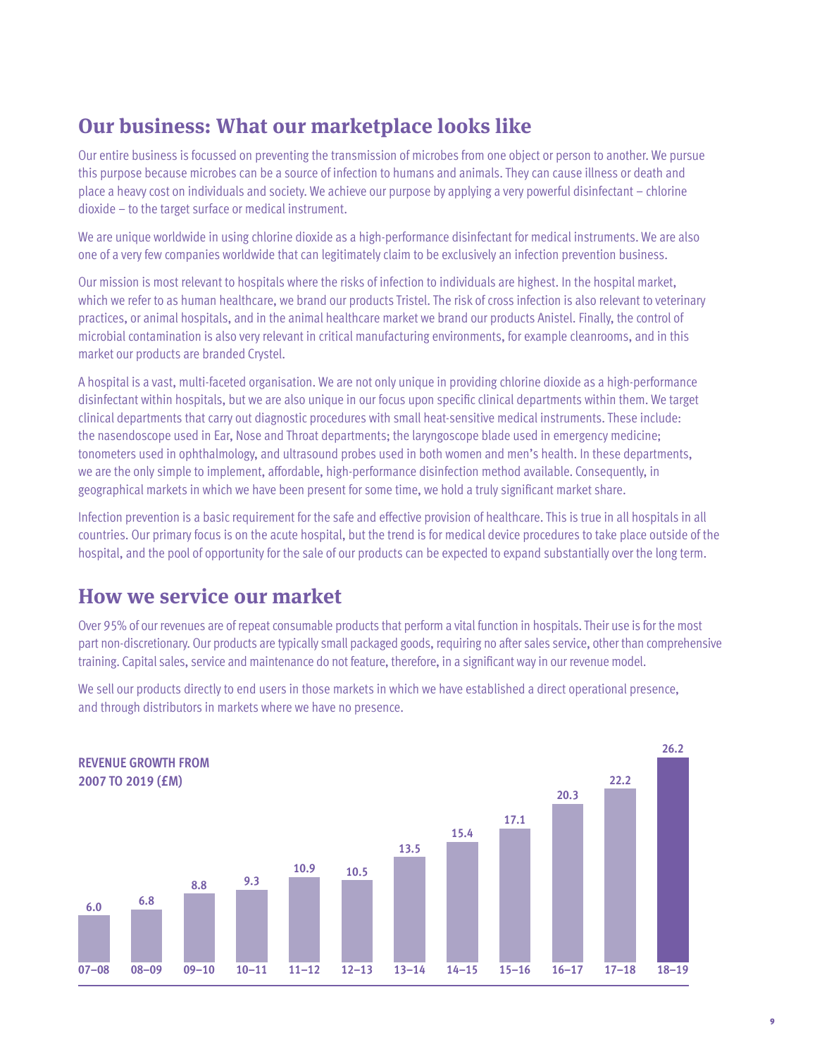## Our business: What our marketplace looks like

Our entire business is focussed on preventing the transmission of microbes from one object or person to another. We pursue this purpose because microbes can be a source of infection to humans and animals. They can cause illness or death and place a heavy cost on individuals and society. We achieve our purpose by applying a very powerful disinfectant – chlorine dioxide – to the target surface or medical instrument.

We are unique worldwide in using chlorine dioxide as a high-performance disinfectant for medical instruments. We are also one of a very few companies worldwide that can legitimately claim to be exclusively an infection prevention business.

Our mission is most relevant to hospitals where the risks of infection to individuals are highest. In the hospital market, which we refer to as human healthcare, we brand our products Tristel. The risk of cross infection is also relevant to veterinary practices, or animal hospitals, and in the animal healthcare market we brand our products Anistel. Finally, the control of microbial contamination is also very relevant in critical manufacturing environments, for example cleanrooms, and in this market our products are branded Crystel.

A hospital is a vast, multi-faceted organisation. We are not only unique in providing chlorine dioxide as a high-performance disinfectant within hospitals, but we are also unique in our focus upon specific clinical departments within them. We target clinical departments that carry out diagnostic procedures with small heat-sensitive medical instruments. These include: the nasendoscope used in Ear, Nose and Throat departments; the laryngoscope blade used in emergency medicine; tonometers used in ophthalmology, and ultrasound probes used in both women and men's health. In these departments, we are the only simple to implement, affordable, high-performance disinfection method available. Consequently, in geographical markets in which we have been present for some time, we hold a truly significant market share.

Infection prevention is a basic requirement for the safe and effective provision of healthcare. This is true in all hospitals in all countries. Our primary focus is on the acute hospital, but the trend is for medical device procedures to take place outside of the hospital, and the pool of opportunity for the sale of our products can be expected to expand substantially over the long term.

## How we service our market

Over 95% of our revenues are of repeat consumable products that perform a vital function in hospitals. Their use is for the most part non-discretionary. Our products are typically small packaged goods, requiring no after sales service, other than comprehensive training. Capital sales, service and maintenance do not feature, therefore, in a significant way in our revenue model.

We sell our products directly to end users in those markets in which we have established a direct operational presence, and through distributors in markets where we have no presence.

**REVENUE GROWTH FROM 2007 TO 2019 (£M)**

| 07–08 | 08–09 | 09–10 | 10–11 | 11–12 | 12–13 | 13–14 | 14–15 | 15–16 | 16–17 | 17–18 | 18–19 |
|---|---|---|---|---|---|---|---|---|---|---|---|
| 6.0 | 6.8 | 8.8 | 9.3 | 10.9 | 10.5 | 13.5 | 15.4 | 17.1 | 20.3 | 22.2 | 26.2 |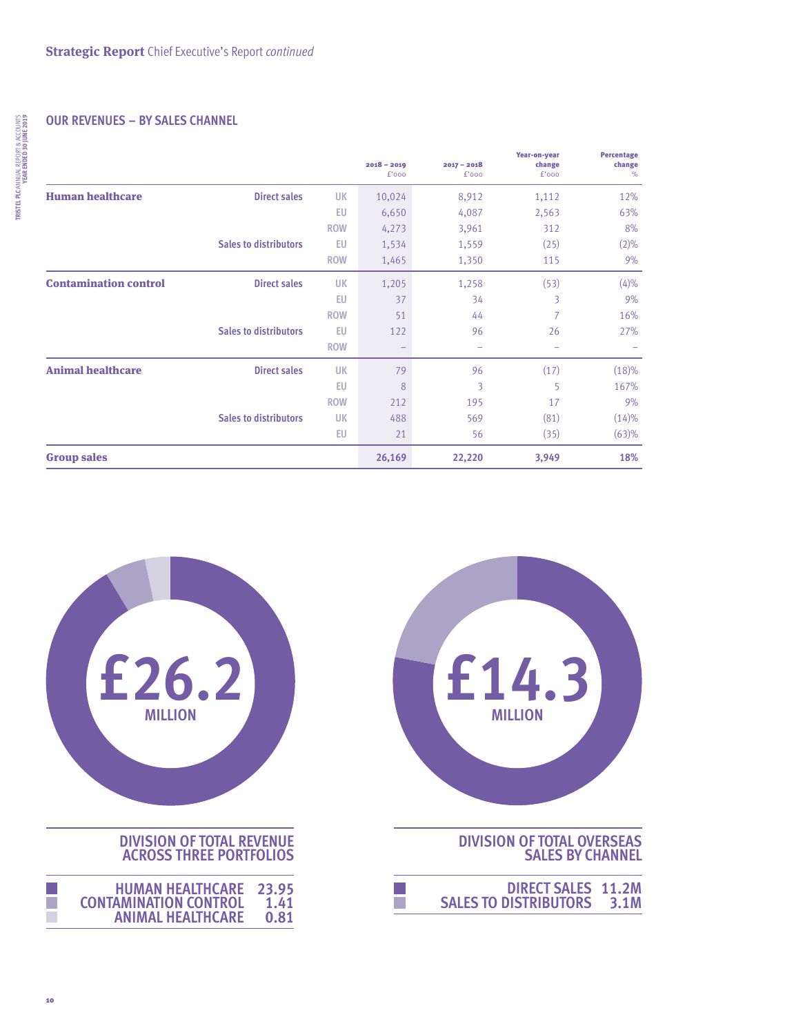## OUR REVENUES – BY SALES CHANNEL

| | | | 2018 – 2019 £'000 | 2017 – 2018 £'000 | Year-on-year change £'000 | Percentage change % |
|---|---|---|---|---|---|---|
| **Human healthcare** | **Direct sales** | UK | 10,024 | 8,912 | 1,112 | 12% |
| | | EU | 6,650 | 4,087 | 2,563 | 63% |
| | | ROW | 4,273 | 3,961 | 312 | 8% |
| | **Sales to distributors** | EU | 1,534 | 1,559 | (25) | (2)% |
| | | ROW | 1,465 | 1,350 | 115 | 9% |
| **Contamination control** | **Direct sales** | UK | 1,205 | 1,258 | (53) | (4)% |
| | | EU | 37 | 34 | 3 | 9% |
| | | ROW | 51 | 44 | 7 | 16% |
| | **Sales to distributors** | EU | 122 | 96 | 26 | 27% |
| | | ROW | – | – | – | – |
| **Animal healthcare** | **Direct sales** | UK | 79 | 96 | (17) | (18)% |
| | | EU | 8 | 3 | 5 | 167% |
| | | ROW | 212 | 195 | 17 | 9% |
| | **Sales to distributors** | UK | 488 | 569 | (81) | (14)% |
| | | EU | 21 | 56 | (35) | (63)% |
| **Group sales** | | | **26,169** | **22,220** | **3,949** | **18%** |

**£26.2 MILLION**

**DIVISION OF TOTAL REVENUE ACROSS THREE PORTFOLIOS**

| | |
|---|---|
| HUMAN HEALTHCARE | 23.95 |
| CONTAMINATION CONTROL | 1.41 |
| ANIMAL HEALTHCARE | 0.81 |

**£14.3 MILLION**

**DIVISION OF TOTAL OVERSEAS SALES BY CHANNEL**

| | |
|---|---|
| DIRECT SALES | 11.2M |
| SALES TO DISTRIBUTORS | 3.1M |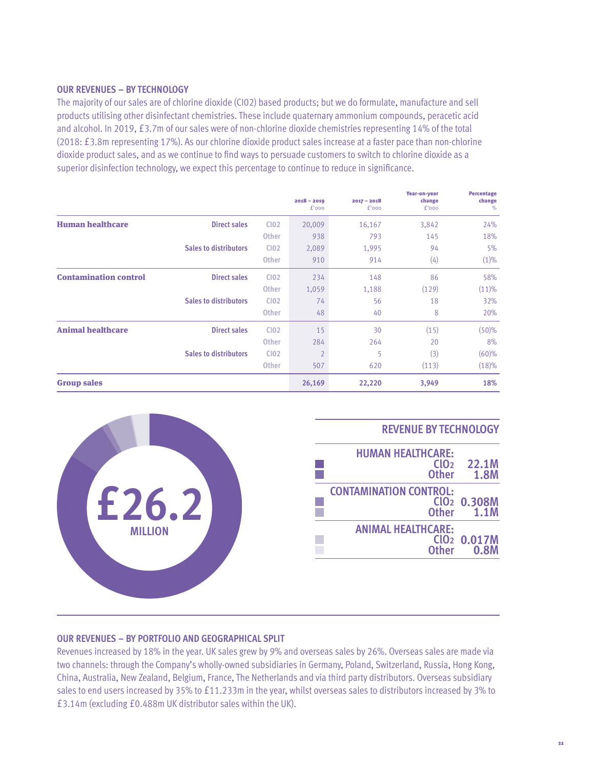## OUR REVENUES – BY TECHNOLOGY

The majority of our sales are of chlorine dioxide (Cl02) based products; but we do formulate, manufacture and sell products utilising other disinfectant chemistries. These include quaternary ammonium compounds, peracetic acid and alcohol. In 2019, £3.7m of our sales were of non-chlorine dioxide chemistries representing 14% of the total (2018: £3.8m representing 17%). As our chlorine dioxide product sales increase at a faster pace than non-chlorine dioxide product sales, and as we continue to find ways to persuade customers to switch to chlorine dioxide as a superior disinfection technology, we expect this percentage to continue to reduce in significance.

| | | | 2018 – 2019 £'000 | 2017 – 2018 £'000 | Year-on-year change £'000 | Percentage change % |
|---|---|---|---|---|---|---|
| **Human healthcare** | **Direct sales** | Cl02 | 20,009 | 16,167 | 3,842 | 24% |
| | | Other | 938 | 793 | 145 | 18% |
| | **Sales to distributors** | Cl02 | 2,089 | 1,995 | 94 | 5% |
| | | Other | 910 | 914 | (4) | (1)% |
| **Contamination control** | **Direct sales** | Cl02 | 234 | 148 | 86 | 58% |
| | | Other | 1,059 | 1,188 | (129) | (11)% |
| | **Sales to distributors** | Cl02 | 74 | 56 | 18 | 32% |
| | | Other | 48 | 40 | 8 | 20% |
| **Animal healthcare** | **Direct sales** | Cl02 | 15 | 30 | (15) | (50)% |
| | | Other | 284 | 264 | 20 | 8% |
| | **Sales to distributors** | Cl02 | 2 | 5 | (3) | (60)% |
| | | Other | 507 | 620 | (113) | (18)% |
| **Group sales** | | | **26,169** | **22,220** | **3,949** | **18%** |

£26.2 MILLION

### REVENUE BY TECHNOLOGY

| | | |
|---|---|---|
| **HUMAN HEALTHCARE:** | $ClO_2$ | 22.1M |
| | Other | 1.8M |
| **CONTAMINATION CONTROL:** | $ClO_2$ | 0.308M |
| | Other | 1.1M |
| **ANIMAL HEALTHCARE:** | $ClO_2$ | 0.017M |
| | Other | 0.8M |

## OUR REVENUES – BY PORTFOLIO AND GEOGRAPHICAL SPLIT

Revenues increased by 18% in the year. UK sales grew by 9% and overseas sales by 26%. Overseas sales are made via two channels: through the Company's wholly-owned subsidiaries in Germany, Poland, Switzerland, Russia, Hong Kong, China, Australia, New Zealand, Belgium, France, The Netherlands and via third party distributors. Overseas subsidiary sales to end users increased by 35% to £11.233m in the year, whilst overseas sales to distributors increased by 3% to £3.14m (excluding £0.488m UK distributor sales within the UK).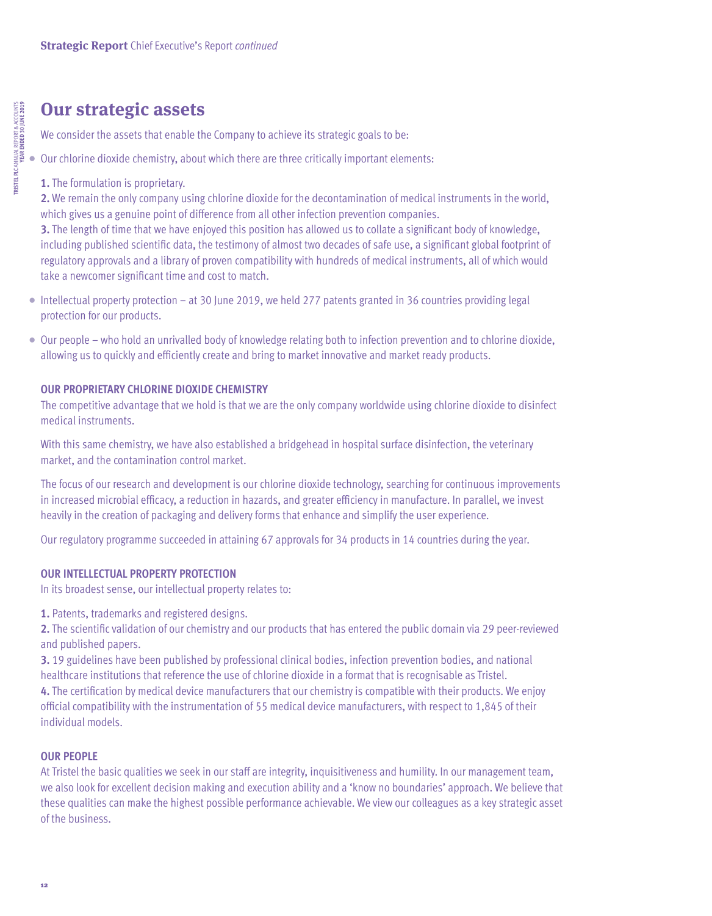## Our strategic assets

We consider the assets that enable the Company to achieve its strategic goals to be:

- Our chlorine dioxide chemistry, about which there are three critically important elements:

  **1.** The formulation is proprietary.
  **2.** We remain the only company using chlorine dioxide for the decontamination of medical instruments in the world, which gives us a genuine point of difference from all other infection prevention companies.
  **3.** The length of time that we have enjoyed this position has allowed us to collate a significant body of knowledge, including published scientific data, the testimony of almost two decades of safe use, a significant global footprint of regulatory approvals and a library of proven compatibility with hundreds of medical instruments, all of which would take a newcomer significant time and cost to match.

- Intellectual property protection – at 30 June 2019, we held 277 patents granted in 36 countries providing legal protection for our products.

- Our people – who hold an unrivalled body of knowledge relating both to infection prevention and to chlorine dioxide, allowing us to quickly and efficiently create and bring to market innovative and market ready products.

### OUR PROPRIETARY CHLORINE DIOXIDE CHEMISTRY

The competitive advantage that we hold is that we are the only company worldwide using chlorine dioxide to disinfect medical instruments.

With this same chemistry, we have also established a bridgehead in hospital surface disinfection, the veterinary market, and the contamination control market.

The focus of our research and development is our chlorine dioxide technology, searching for continuous improvements in increased microbial efficacy, a reduction in hazards, and greater efficiency in manufacture. In parallel, we invest heavily in the creation of packaging and delivery forms that enhance and simplify the user experience.

Our regulatory programme succeeded in attaining 67 approvals for 34 products in 14 countries during the year.

### OUR INTELLECTUAL PROPERTY PROTECTION

In its broadest sense, our intellectual property relates to:

**1.** Patents, trademarks and registered designs.
**2.** The scientific validation of our chemistry and our products that has entered the public domain via 29 peer-reviewed and published papers.
**3.** 19 guidelines have been published by professional clinical bodies, infection prevention bodies, and national healthcare institutions that reference the use of chlorine dioxide in a format that is recognisable as Tristel.
**4.** The certification by medical device manufacturers that our chemistry is compatible with their products. We enjoy official compatibility with the instrumentation of 55 medical device manufacturers, with respect to 1,845 of their individual models.

### OUR PEOPLE

At Tristel the basic qualities we seek in our staff are integrity, inquisitiveness and humility. In our management team, we also look for excellent decision making and execution ability and a 'know no boundaries' approach. We believe that these qualities can make the highest possible performance achievable. We view our colleagues as a key strategic asset of the business.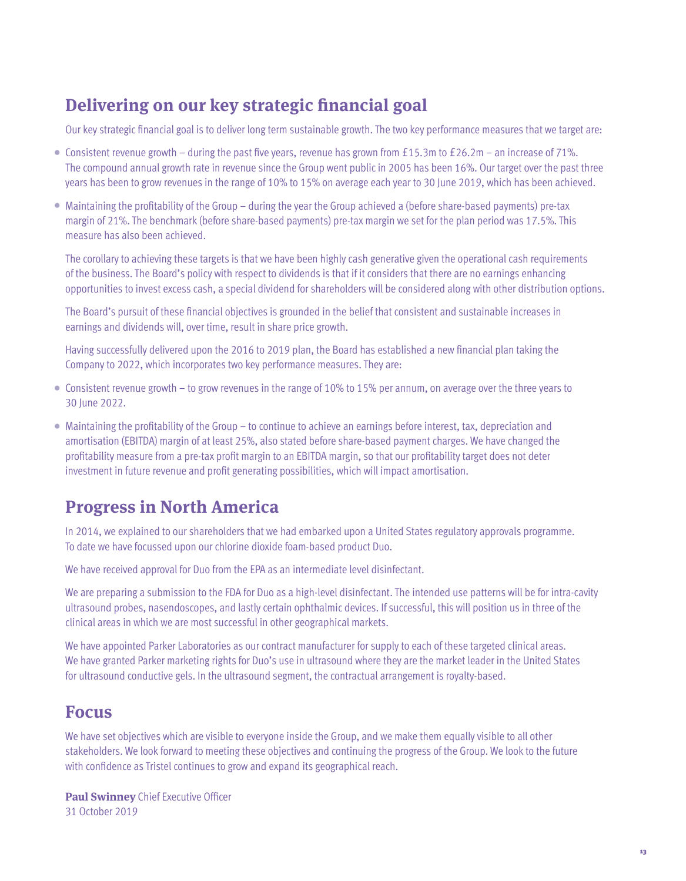## Delivering on our key strategic financial goal

Our key strategic financial goal is to deliver long term sustainable growth. The two key performance measures that we target are:

- Consistent revenue growth – during the past five years, revenue has grown from £15.3m to £26.2m – an increase of 71%. The compound annual growth rate in revenue since the Group went public in 2005 has been 16%. Our target over the past three years has been to grow revenues in the range of 10% to 15% on average each year to 30 June 2019, which has been achieved.
- Maintaining the profitability of the Group – during the year the Group achieved a (before share-based payments) pre-tax margin of 21%. The benchmark (before share-based payments) pre-tax margin we set for the plan period was 17.5%. This measure has also been achieved.

The corollary to achieving these targets is that we have been highly cash generative given the operational cash requirements of the business. The Board's policy with respect to dividends is that if it considers that there are no earnings enhancing opportunities to invest excess cash, a special dividend for shareholders will be considered along with other distribution options.

The Board's pursuit of these financial objectives is grounded in the belief that consistent and sustainable increases in earnings and dividends will, over time, result in share price growth.

Having successfully delivered upon the 2016 to 2019 plan, the Board has established a new financial plan taking the Company to 2022, which incorporates two key performance measures. They are:

- Consistent revenue growth – to grow revenues in the range of 10% to 15% per annum, on average over the three years to 30 June 2022.
- Maintaining the profitability of the Group – to continue to achieve an earnings before interest, tax, depreciation and amortisation (EBITDA) margin of at least 25%, also stated before share-based payment charges. We have changed the profitability measure from a pre-tax profit margin to an EBITDA margin, so that our profitability target does not deter investment in future revenue and profit generating possibilities, which will impact amortisation.

## Progress in North America

In 2014, we explained to our shareholders that we had embarked upon a United States regulatory approvals programme. To date we have focussed upon our chlorine dioxide foam-based product Duo.

We have received approval for Duo from the EPA as an intermediate level disinfectant.

We are preparing a submission to the FDA for Duo as a high-level disinfectant. The intended use patterns will be for intra-cavity ultrasound probes, nasendoscopes, and lastly certain ophthalmic devices. If successful, this will position us in three of the clinical areas in which we are most successful in other geographical markets.

We have appointed Parker Laboratories as our contract manufacturer for supply to each of these targeted clinical areas. We have granted Parker marketing rights for Duo's use in ultrasound where they are the market leader in the United States for ultrasound conductive gels. In the ultrasound segment, the contractual arrangement is royalty-based.

## Focus

We have set objectives which are visible to everyone inside the Group, and we make them equally visible to all other stakeholders. We look forward to meeting these objectives and continuing the progress of the Group. We look to the future with confidence as Tristel continues to grow and expand its geographical reach.

**Paul Swinney** Chief Executive Officer
31 October 2019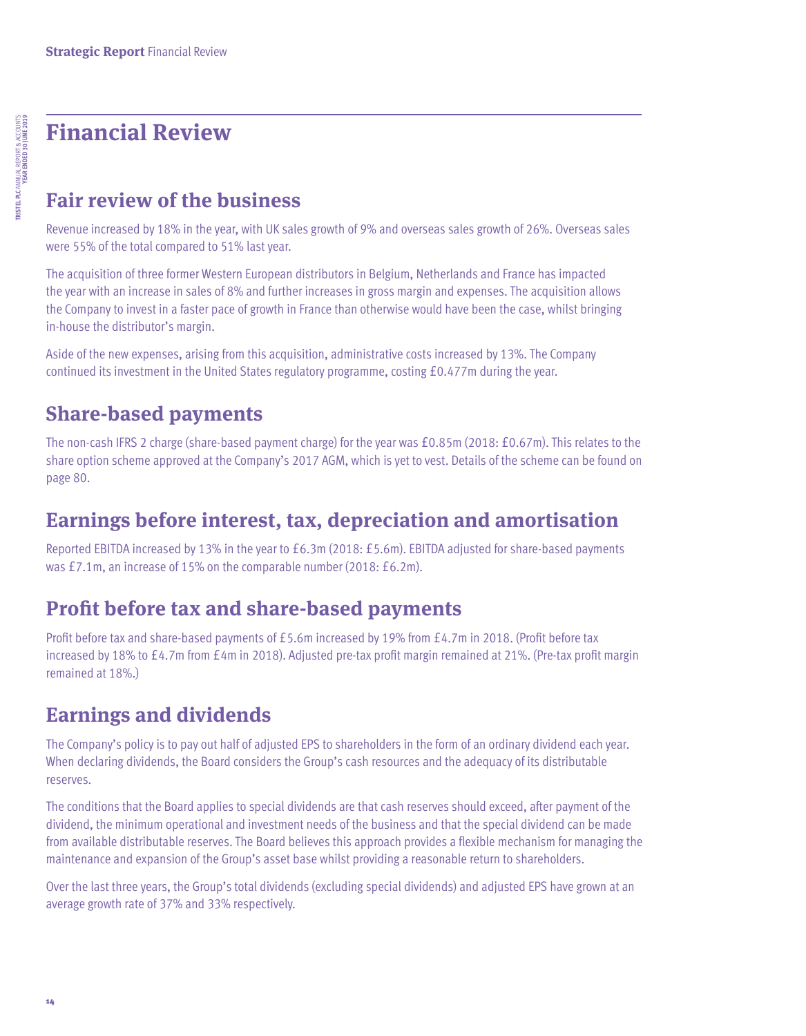# Financial Review

## Fair review of the business

Revenue increased by 18% in the year, with UK sales growth of 9% and overseas sales growth of 26%. Overseas sales were 55% of the total compared to 51% last year.

The acquisition of three former Western European distributors in Belgium, Netherlands and France has impacted the year with an increase in sales of 8% and further increases in gross margin and expenses. The acquisition allows the Company to invest in a faster pace of growth in France than otherwise would have been the case, whilst bringing in-house the distributor's margin.

Aside of the new expenses, arising from this acquisition, administrative costs increased by 13%. The Company continued its investment in the United States regulatory programme, costing £0.477m during the year.

## Share-based payments

The non-cash IFRS 2 charge (share-based payment charge) for the year was £0.85m (2018: £0.67m). This relates to the share option scheme approved at the Company's 2017 AGM, which is yet to vest. Details of the scheme can be found on page 80.

## Earnings before interest, tax, depreciation and amortisation

Reported EBITDA increased by 13% in the year to £6.3m (2018: £5.6m). EBITDA adjusted for share-based payments was £7.1m, an increase of 15% on the comparable number (2018: £6.2m).

## Profit before tax and share-based payments

Profit before tax and share-based payments of £5.6m increased by 19% from £4.7m in 2018. (Profit before tax increased by 18% to £4.7m from £4m in 2018). Adjusted pre-tax profit margin remained at 21%. (Pre-tax profit margin remained at 18%.)

## Earnings and dividends

The Company's policy is to pay out half of adjusted EPS to shareholders in the form of an ordinary dividend each year. When declaring dividends, the Board considers the Group's cash resources and the adequacy of its distributable reserves.

The conditions that the Board applies to special dividends are that cash reserves should exceed, after payment of the dividend, the minimum operational and investment needs of the business and that the special dividend can be made from available distributable reserves. The Board believes this approach provides a flexible mechanism for managing the maintenance and expansion of the Group's asset base whilst providing a reasonable return to shareholders.

Over the last three years, the Group's total dividends (excluding special dividends) and adjusted EPS have grown at an average growth rate of 37% and 33% respectively.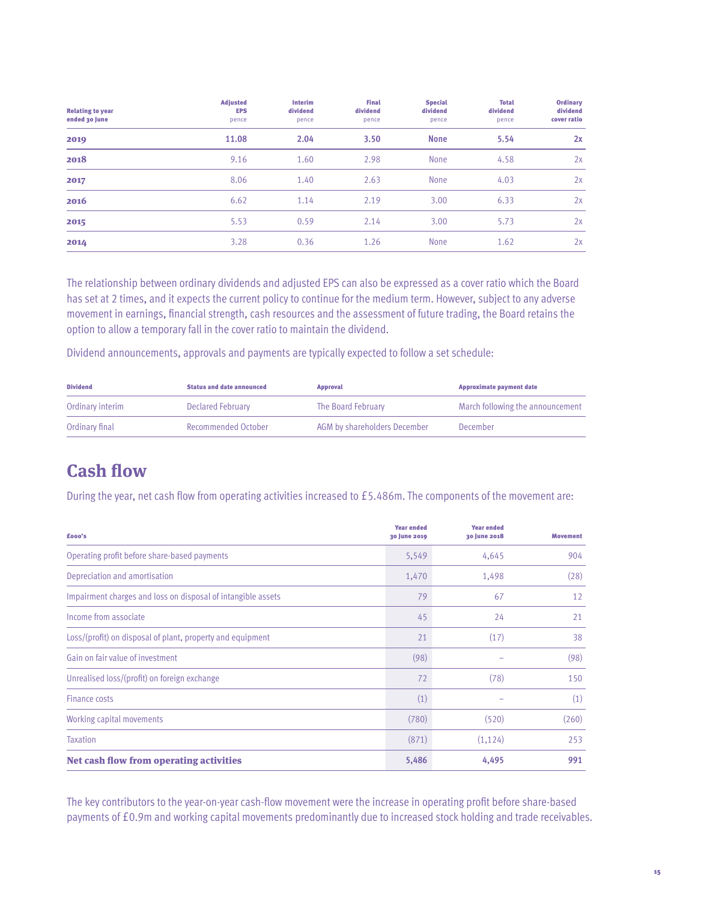| Relating to year ended 30 June | Adjusted EPS pence | Interim dividend pence | Final dividend pence | Special dividend pence | Total dividend pence | Ordinary dividend cover ratio |
|---|---|---|---|---|---|---|
| **2019** | **11.08** | **2.04** | **3.50** | **None** | **5.54** | **2x** |
| **2018** | 9.16 | 1.60 | 2.98 | None | 4.58 | 2x |
| **2017** | 8.06 | 1.40 | 2.63 | None | 4.03 | 2x |
| **2016** | 6.62 | 1.14 | 2.19 | 3.00 | 6.33 | 2x |
| **2015** | 5.53 | 0.59 | 2.14 | 3.00 | 5.73 | 2x |
| **2014** | 3.28 | 0.36 | 1.26 | None | 1.62 | 2x |

The relationship between ordinary dividends and adjusted EPS can also be expressed as a cover ratio which the Board has set at 2 times, and it expects the current policy to continue for the medium term. However, subject to any adverse movement in earnings, financial strength, cash resources and the assessment of future trading, the Board retains the option to allow a temporary fall in the cover ratio to maintain the dividend.

Dividend announcements, approvals and payments are typically expected to follow a set schedule:

| Dividend | Status and date announced | Approval | Approximate payment date |
|---|---|---|---|
| Ordinary interim | Declared February | The Board February | March following the announcement |
| Ordinary final | Recommended October | AGM by shareholders December | December |

## Cash flow

During the year, net cash flow from operating activities increased to £5.486m. The components of the movement are:

| £000's | Year ended 30 June 2019 | Year ended 30 June 2018 | Movement |
|---|---|---|---|
| Operating profit before share-based payments | 5,549 | 4,645 | 904 |
| Depreciation and amortisation | 1,470 | 1,498 | (28) |
| Impairment charges and loss on disposal of intangible assets | 79 | 67 | 12 |
| Income from associate | 45 | 24 | 21 |
| Loss/(profit) on disposal of plant, property and equipment | 21 | (17) | 38 |
| Gain on fair value of investment | (98) | – | (98) |
| Unrealised loss/(profit) on foreign exchange | 72 | (78) | 150 |
| Finance costs | (1) | – | (1) |
| Working capital movements | (780) | (520) | (260) |
| Taxation | (871) | (1,124) | 253 |
| **Net cash flow from operating activities** | **5,486** | **4,495** | **991** |

The key contributors to the year-on-year cash-flow movement were the increase in operating profit before share-based payments of £0.9m and working capital movements predominantly due to increased stock holding and trade receivables.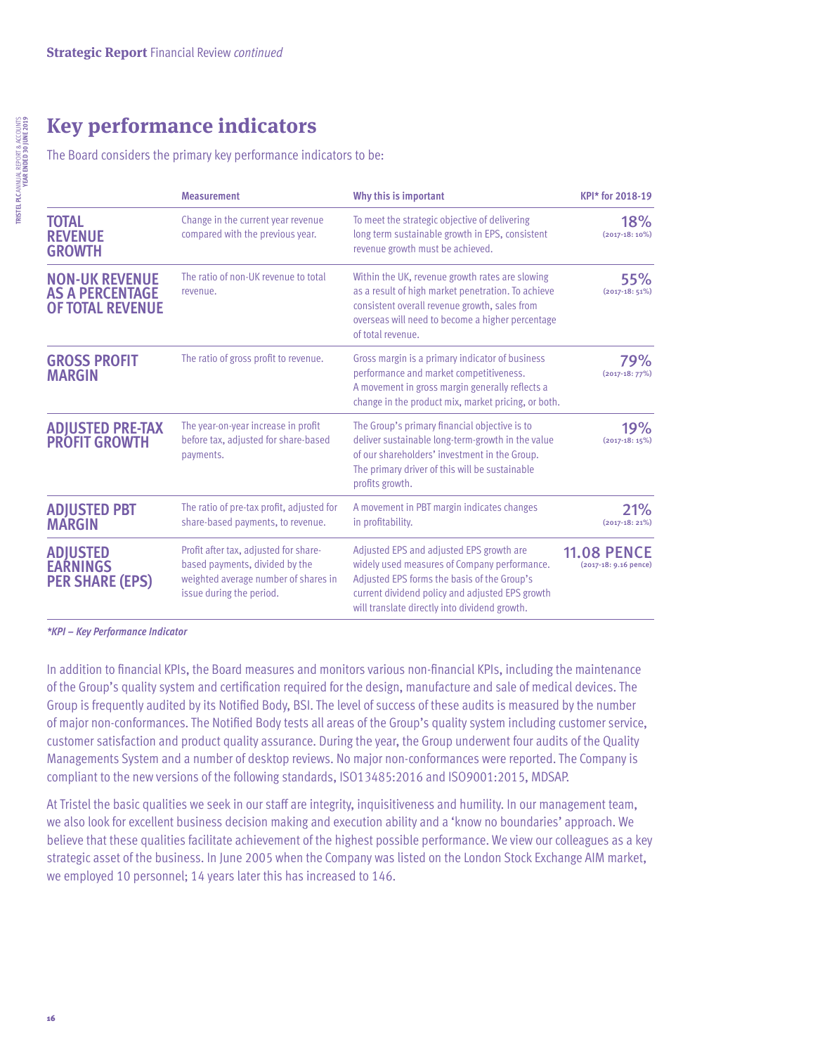## Key performance indicators

The Board considers the primary key performance indicators to be:

| | Measurement | Why this is important | KPI* for 2018-19 |
|---|---|---|---|
| **TOTAL REVENUE GROWTH** | Change in the current year revenue compared with the previous year. | To meet the strategic objective of delivering long term sustainable growth in EPS, consistent revenue growth must be achieved. | **18%** (2017-18: 10%) |
| **NON-UK REVENUE AS A PERCENTAGE OF TOTAL REVENUE** | The ratio of non-UK revenue to total revenue. | Within the UK, revenue growth rates are slowing as a result of high market penetration. To achieve consistent overall revenue growth, sales from overseas will need to become a higher percentage of total revenue. | **55%** (2017-18: 51%) |
| **GROSS PROFIT MARGIN** | The ratio of gross profit to revenue. | Gross margin is a primary indicator of business performance and market competitiveness. A movement in gross margin generally reflects a change in the product mix, market pricing, or both. | **79%** (2017-18: 77%) |
| **ADJUSTED PRE-TAX PROFIT GROWTH** | The year-on-year increase in profit before tax, adjusted for share-based payments. | The Group's primary financial objective is to deliver sustainable long-term-growth in the value of our shareholders' investment in the Group. The primary driver of this will be sustainable profits growth. | **19%** (2017-18: 15%) |
| **ADJUSTED PBT MARGIN** | The ratio of pre-tax profit, adjusted for share-based payments, to revenue. | A movement in PBT margin indicates changes in profitability. | **21%** (2017-18: 21%) |
| **ADJUSTED EARNINGS PER SHARE (EPS)** | Profit after tax, adjusted for share-based payments, divided by the weighted average number of shares in issue during the period. | Adjusted EPS and adjusted EPS growth are widely used measures of Company performance. Adjusted EPS forms the basis of the Group's current dividend policy and adjusted EPS growth will translate directly into dividend growth. | **11.08 PENCE** (2017-18: 9.16 pence) |

***KPI – Key Performance Indicator***

In addition to financial KPIs, the Board measures and monitors various non-financial KPIs, including the maintenance of the Group's quality system and certification required for the design, manufacture and sale of medical devices. The Group is frequently audited by its Notified Body, BSI. The level of success of these audits is measured by the number of major non-conformances. The Notified Body tests all areas of the Group's quality system including customer service, customer satisfaction and product quality assurance. During the year, the Group underwent four audits of the Quality Managements System and a number of desktop reviews. No major non-conformances were reported. The Company is compliant to the new versions of the following standards, ISO13485:2016 and ISO9001:2015, MDSAP.

At Tristel the basic qualities we seek in our staff are integrity, inquisitiveness and humility. In our management team, we also look for excellent business decision making and execution ability and a 'know no boundaries' approach. We believe that these qualities facilitate achievement of the highest possible performance. We view our colleagues as a key strategic asset of the business. In June 2005 when the Company was listed on the London Stock Exchange AIM market, we employed 10 personnel; 14 years later this has increased to 146.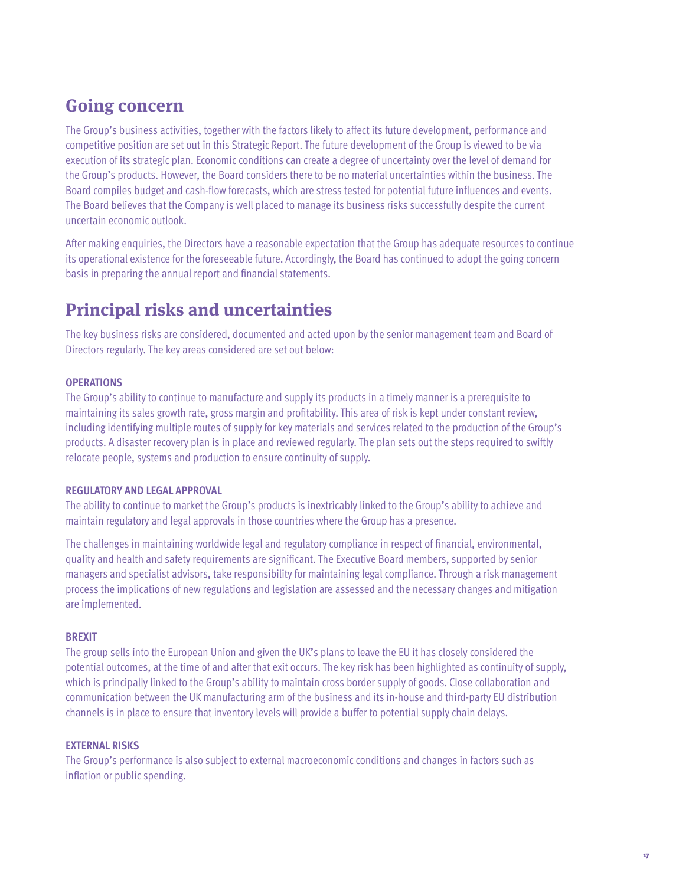## Going concern

The Group's business activities, together with the factors likely to affect its future development, performance and competitive position are set out in this Strategic Report. The future development of the Group is viewed to be via execution of its strategic plan. Economic conditions can create a degree of uncertainty over the level of demand for the Group's products. However, the Board considers there to be no material uncertainties within the business. The Board compiles budget and cash-flow forecasts, which are stress tested for potential future influences and events. The Board believes that the Company is well placed to manage its business risks successfully despite the current uncertain economic outlook.

After making enquiries, the Directors have a reasonable expectation that the Group has adequate resources to continue its operational existence for the foreseeable future. Accordingly, the Board has continued to adopt the going concern basis in preparing the annual report and financial statements.

## Principal risks and uncertainties

The key business risks are considered, documented and acted upon by the senior management team and Board of Directors regularly. The key areas considered are set out below:

### OPERATIONS

The Group's ability to continue to manufacture and supply its products in a timely manner is a prerequisite to maintaining its sales growth rate, gross margin and profitability. This area of risk is kept under constant review, including identifying multiple routes of supply for key materials and services related to the production of the Group's products. A disaster recovery plan is in place and reviewed regularly. The plan sets out the steps required to swiftly relocate people, systems and production to ensure continuity of supply.

### REGULATORY AND LEGAL APPROVAL

The ability to continue to market the Group's products is inextricably linked to the Group's ability to achieve and maintain regulatory and legal approvals in those countries where the Group has a presence.

The challenges in maintaining worldwide legal and regulatory compliance in respect of financial, environmental, quality and health and safety requirements are significant. The Executive Board members, supported by senior managers and specialist advisors, take responsibility for maintaining legal compliance. Through a risk management process the implications of new regulations and legislation are assessed and the necessary changes and mitigation are implemented.

### BREXIT

The group sells into the European Union and given the UK's plans to leave the EU it has closely considered the potential outcomes, at the time of and after that exit occurs. The key risk has been highlighted as continuity of supply, which is principally linked to the Group's ability to maintain cross border supply of goods. Close collaboration and communication between the UK manufacturing arm of the business and its in-house and third-party EU distribution channels is in place to ensure that inventory levels will provide a buffer to potential supply chain delays.

### EXTERNAL RISKS

The Group's performance is also subject to external macroeconomic conditions and changes in factors such as inflation or public spending.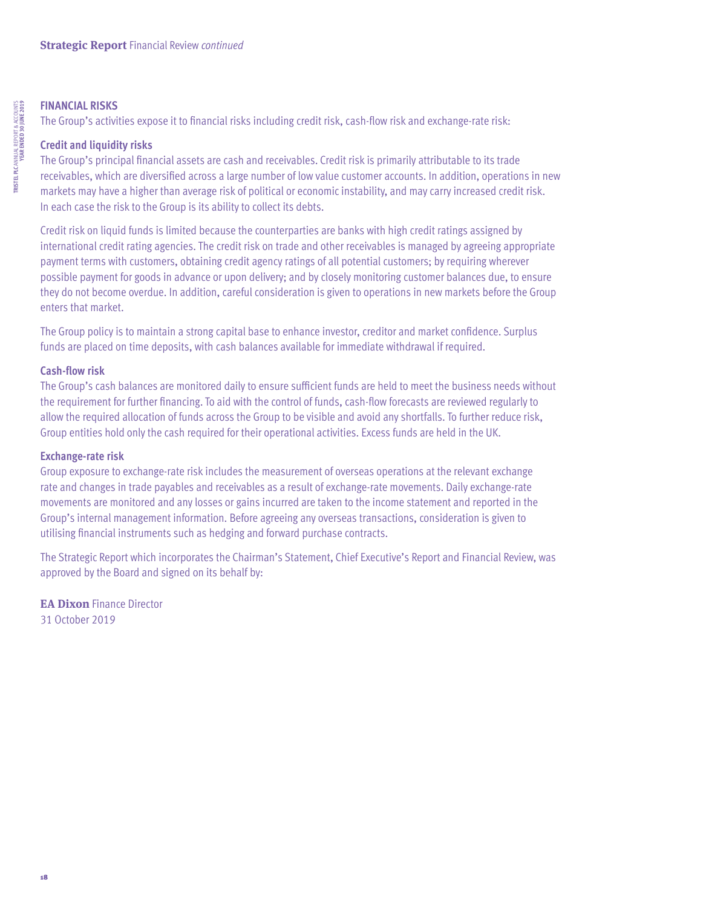## FINANCIAL RISKS

The Group's activities expose it to financial risks including credit risk, cash-flow risk and exchange-rate risk:

### Credit and liquidity risks

The Group's principal financial assets are cash and receivables. Credit risk is primarily attributable to its trade receivables, which are diversified across a large number of low value customer accounts. In addition, operations in new markets may have a higher than average risk of political or economic instability, and may carry increased credit risk. In each case the risk to the Group is its ability to collect its debts.

Credit risk on liquid funds is limited because the counterparties are banks with high credit ratings assigned by international credit rating agencies. The credit risk on trade and other receivables is managed by agreeing appropriate payment terms with customers, obtaining credit agency ratings of all potential customers; by requiring wherever possible payment for goods in advance or upon delivery; and by closely monitoring customer balances due, to ensure they do not become overdue. In addition, careful consideration is given to operations in new markets before the Group enters that market.

The Group policy is to maintain a strong capital base to enhance investor, creditor and market confidence. Surplus funds are placed on time deposits, with cash balances available for immediate withdrawal if required.

### Cash-flow risk

The Group's cash balances are monitored daily to ensure sufficient funds are held to meet the business needs without the requirement for further financing. To aid with the control of funds, cash-flow forecasts are reviewed regularly to allow the required allocation of funds across the Group to be visible and avoid any shortfalls. To further reduce risk, Group entities hold only the cash required for their operational activities. Excess funds are held in the UK.

### Exchange-rate risk

Group exposure to exchange-rate risk includes the measurement of overseas operations at the relevant exchange rate and changes in trade payables and receivables as a result of exchange-rate movements. Daily exchange-rate movements are monitored and any losses or gains incurred are taken to the income statement and reported in the Group's internal management information. Before agreeing any overseas transactions, consideration is given to utilising financial instruments such as hedging and forward purchase contracts.

The Strategic Report which incorporates the Chairman's Statement, Chief Executive's Report and Financial Review, was approved by the Board and signed on its behalf by:

**EA Dixon** Finance Director
31 October 2019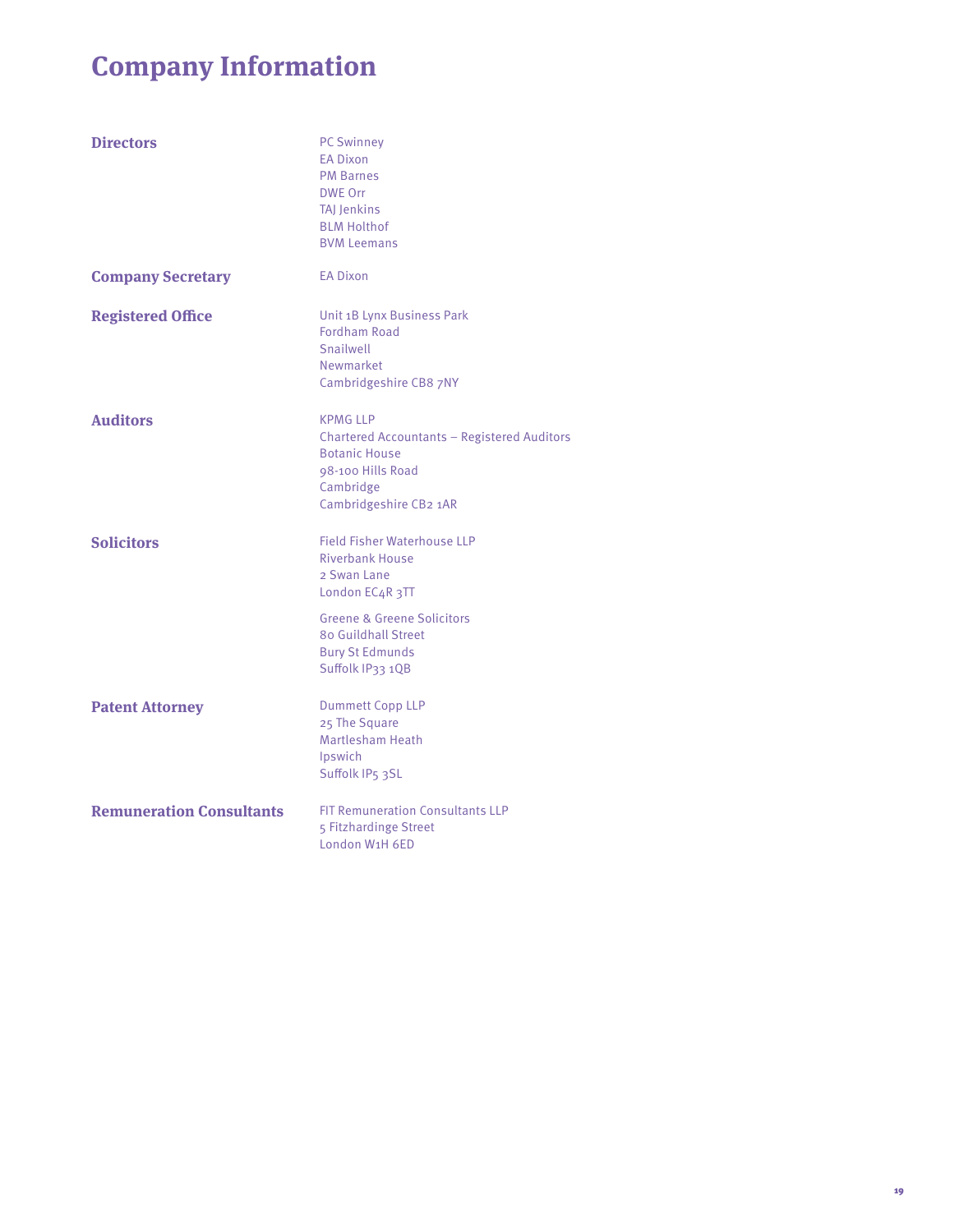# Company Information

**Directors**

PC Swinney
EA Dixon
PM Barnes
DWE Orr
TAJ Jenkins
BLM Holthof
BVM Leemans

**Company Secretary**

EA Dixon

**Registered Office**

Unit 1B Lynx Business Park
Fordham Road
Snailwell
Newmarket
Cambridgeshire CB8 7NY

**Auditors**

KPMG LLP
Chartered Accountants – Registered Auditors
Botanic House
98-100 Hills Road
Cambridge
Cambridgeshire CB2 1AR

**Solicitors**

Field Fisher Waterhouse LLP
Riverbank House
2 Swan Lane
London EC4R 3TT

Greene & Greene Solicitors
80 Guildhall Street
Bury St Edmunds
Suffolk IP33 1QB

**Patent Attorney**

Dummett Copp LLP
25 The Square
Martlesham Heath
Ipswich
Suffolk IP5 3SL

**Remuneration Consultants**

FIT Remuneration Consultants LLP
5 Fitzhardinge Street
London W1H 6ED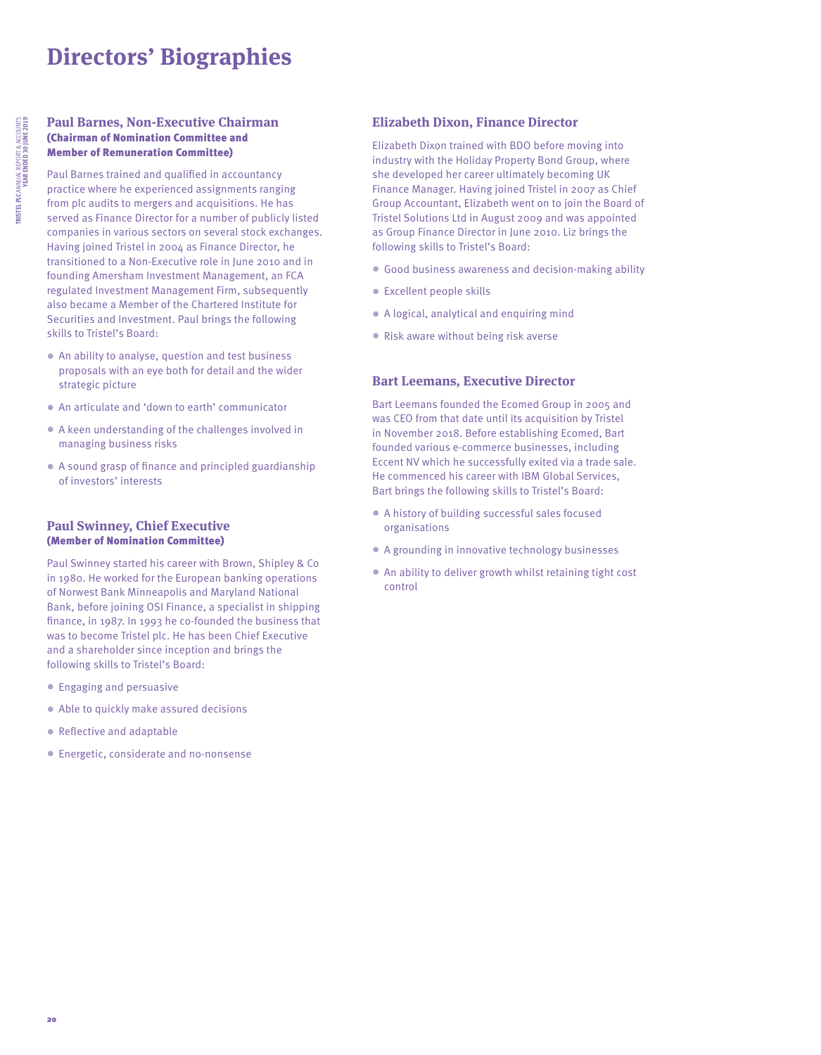# Directors' Biographies

## Paul Barnes, Non-Executive Chairman

**(Chairman of Nomination Committee and Member of Remuneration Committee)**

Paul Barnes trained and qualified in accountancy practice where he experienced assignments ranging from plc audits to mergers and acquisitions. He has served as Finance Director for a number of publicly listed companies in various sectors on several stock exchanges. Having joined Tristel in 2004 as Finance Director, he transitioned to a Non-Executive role in June 2010 and in founding Amersham Investment Management, an FCA regulated Investment Management Firm, subsequently also became a Member of the Chartered Institute for Securities and Investment. Paul brings the following skills to Tristel's Board:

- An ability to analyse, question and test business proposals with an eye both for detail and the wider strategic picture
- An articulate and 'down to earth' communicator
- A keen understanding of the challenges involved in managing business risks
- A sound grasp of finance and principled guardianship of investors' interests

## Paul Swinney, Chief Executive

**(Member of Nomination Committee)**

Paul Swinney started his career with Brown, Shipley & Co in 1980. He worked for the European banking operations of Norwest Bank Minneapolis and Maryland National Bank, before joining OSI Finance, a specialist in shipping finance, in 1987. In 1993 he co-founded the business that was to become Tristel plc. He has been Chief Executive and a shareholder since inception and brings the following skills to Tristel's Board:

- Engaging and persuasive
- Able to quickly make assured decisions
- Reflective and adaptable
- Energetic, considerate and no-nonsense

## Elizabeth Dixon, Finance Director

Elizabeth Dixon trained with BDO before moving into industry with the Holiday Property Bond Group, where she developed her career ultimately becoming UK Finance Manager. Having joined Tristel in 2007 as Chief Group Accountant, Elizabeth went on to join the Board of Tristel Solutions Ltd in August 2009 and was appointed as Group Finance Director in June 2010. Liz brings the following skills to Tristel's Board:

- Good business awareness and decision-making ability
- Excellent people skills
- A logical, analytical and enquiring mind
- Risk aware without being risk averse

## Bart Leemans, Executive Director

Bart Leemans founded the Ecomed Group in 2005 and was CEO from that date until its acquisition by Tristel in November 2018. Before establishing Ecomed, Bart founded various e-commerce businesses, including Eccent NV which he successfully exited via a trade sale. He commenced his career with IBM Global Services, Bart brings the following skills to Tristel's Board:

- A history of building successful sales focused organisations
- A grounding in innovative technology businesses
- An ability to deliver growth whilst retaining tight cost control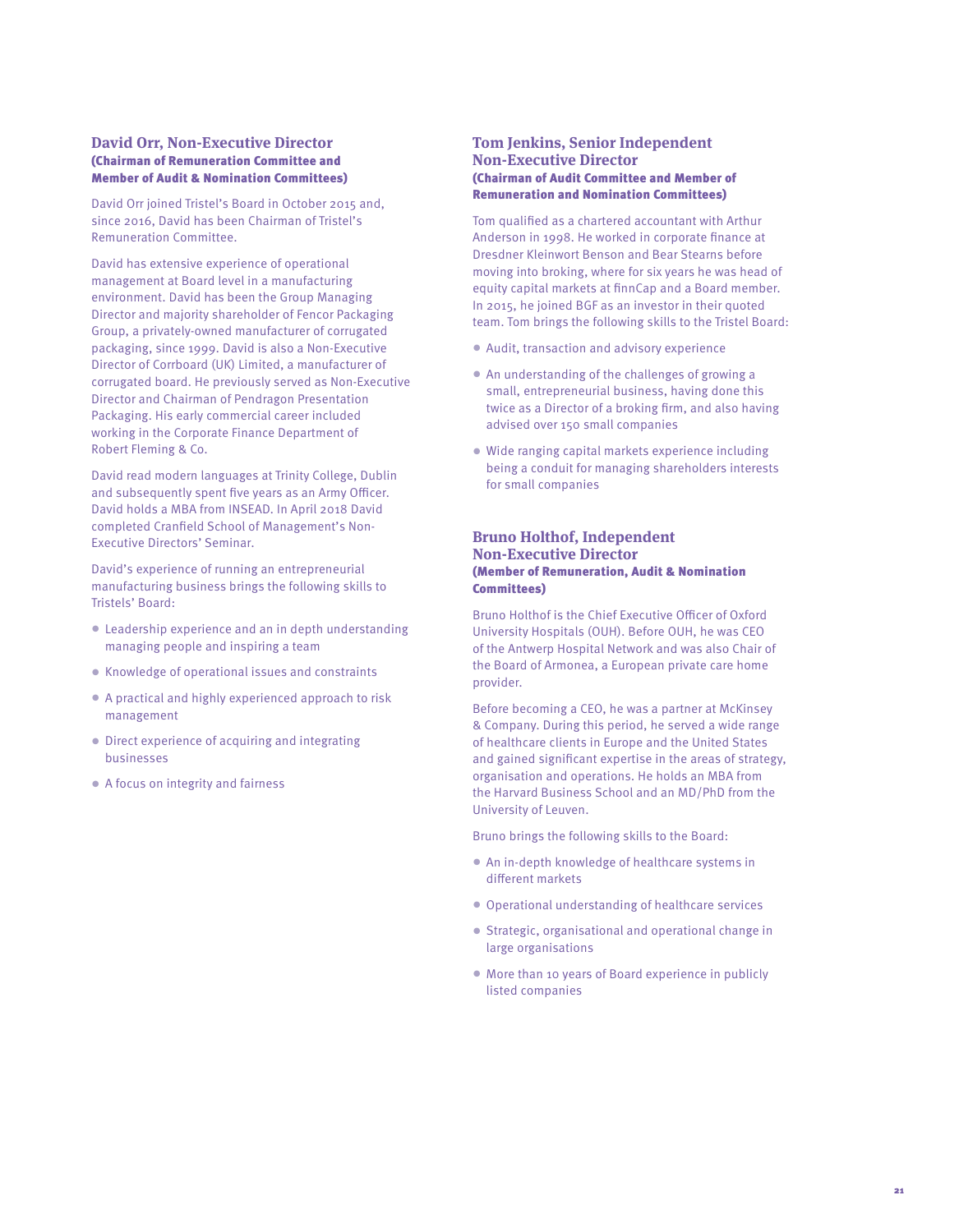## David Orr, Non-Executive Director

**(Chairman of Remuneration Committee and Member of Audit & Nomination Committees)**

David Orr joined Tristel's Board in October 2015 and, since 2016, David has been Chairman of Tristel's Remuneration Committee.

David has extensive experience of operational management at Board level in a manufacturing environment. David has been the Group Managing Director and majority shareholder of Fencor Packaging Group, a privately-owned manufacturer of corrugated packaging, since 1999. David is also a Non-Executive Director of Corrboard (UK) Limited, a manufacturer of corrugated board. He previously served as Non-Executive Director and Chairman of Pendragon Presentation Packaging. His early commercial career included working in the Corporate Finance Department of Robert Fleming & Co.

David read modern languages at Trinity College, Dublin and subsequently spent five years as an Army Officer. David holds a MBA from INSEAD. In April 2018 David completed Cranfield School of Management's Non-Executive Directors' Seminar.

David's experience of running an entrepreneurial manufacturing business brings the following skills to Tristels' Board:

- Leadership experience and an in depth understanding managing people and inspiring a team
- Knowledge of operational issues and constraints
- A practical and highly experienced approach to risk management
- Direct experience of acquiring and integrating businesses
- A focus on integrity and fairness

## Tom Jenkins, Senior Independent Non-Executive Director

**(Chairman of Audit Committee and Member of Remuneration and Nomination Committees)**

Tom qualified as a chartered accountant with Arthur Anderson in 1998. He worked in corporate finance at Dresdner Kleinwort Benson and Bear Stearns before moving into broking, where for six years he was head of equity capital markets at finnCap and a Board member. In 2015, he joined BGF as an investor in their quoted team. Tom brings the following skills to the Tristel Board:

- Audit, transaction and advisory experience
- An understanding of the challenges of growing a small, entrepreneurial business, having done this twice as a Director of a broking firm, and also having advised over 150 small companies
- Wide ranging capital markets experience including being a conduit for managing shareholders interests for small companies

## Bruno Holthof, Independent Non-Executive Director

**(Member of Remuneration, Audit & Nomination Committees)**

Bruno Holthof is the Chief Executive Officer of Oxford University Hospitals (OUH). Before OUH, he was CEO of the Antwerp Hospital Network and was also Chair of the Board of Armonea, a European private care home provider.

Before becoming a CEO, he was a partner at McKinsey & Company. During this period, he served a wide range of healthcare clients in Europe and the United States and gained significant expertise in the areas of strategy, organisation and operations. He holds an MBA from the Harvard Business School and an MD/PhD from the University of Leuven.

Bruno brings the following skills to the Board:

- An in-depth knowledge of healthcare systems in different markets
- Operational understanding of healthcare services
- Strategic, organisational and operational change in large organisations
- More than 10 years of Board experience in publicly listed companies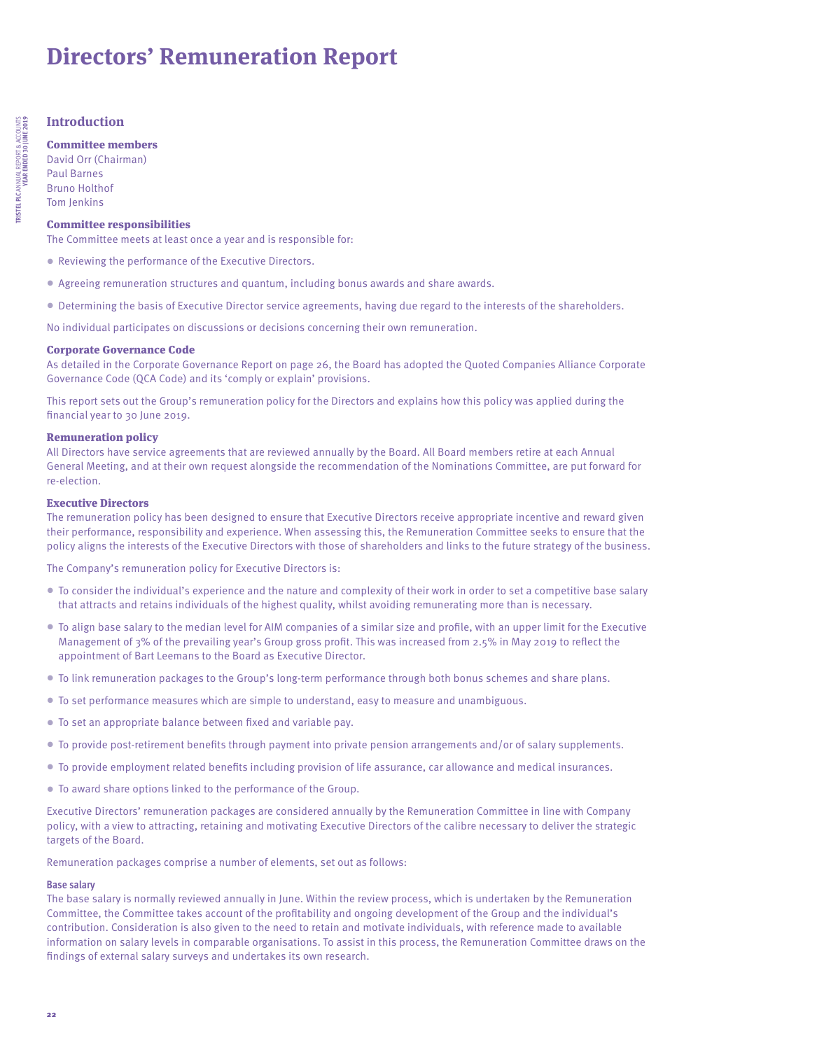# Directors' Remuneration Report

## Introduction

### Committee members

David Orr (Chairman)
Paul Barnes
Bruno Holthof
Tom Jenkins

### Committee responsibilities

The Committee meets at least once a year and is responsible for:

- Reviewing the performance of the Executive Directors.
- Agreeing remuneration structures and quantum, including bonus awards and share awards.
- Determining the basis of Executive Director service agreements, having due regard to the interests of the shareholders.

No individual participates on discussions or decisions concerning their own remuneration.

### Corporate Governance Code

As detailed in the Corporate Governance Report on page 26, the Board has adopted the Quoted Companies Alliance Corporate Governance Code (QCA Code) and its 'comply or explain' provisions.

This report sets out the Group's remuneration policy for the Directors and explains how this policy was applied during the financial year to 30 June 2019.

### Remuneration policy

All Directors have service agreements that are reviewed annually by the Board. All Board members retire at each Annual General Meeting, and at their own request alongside the recommendation of the Nominations Committee, are put forward for re-election.

### Executive Directors

The remuneration policy has been designed to ensure that Executive Directors receive appropriate incentive and reward given their performance, responsibility and experience. When assessing this, the Remuneration Committee seeks to ensure that the policy aligns the interests of the Executive Directors with those of shareholders and links to the future strategy of the business.

The Company's remuneration policy for Executive Directors is:

- To consider the individual's experience and the nature and complexity of their work in order to set a competitive base salary that attracts and retains individuals of the highest quality, whilst avoiding remunerating more than is necessary.
- To align base salary to the median level for AIM companies of a similar size and profile, with an upper limit for the Executive Management of 3% of the prevailing year's Group gross profit. This was increased from 2.5% in May 2019 to reflect the appointment of Bart Leemans to the Board as Executive Director.
- To link remuneration packages to the Group's long-term performance through both bonus schemes and share plans.
- To set performance measures which are simple to understand, easy to measure and unambiguous.
- To set an appropriate balance between fixed and variable pay.
- To provide post-retirement benefits through payment into private pension arrangements and/or of salary supplements.
- To provide employment related benefits including provision of life assurance, car allowance and medical insurances.
- To award share options linked to the performance of the Group.

Executive Directors' remuneration packages are considered annually by the Remuneration Committee in line with Company policy, with a view to attracting, retaining and motivating Executive Directors of the calibre necessary to deliver the strategic targets of the Board.

Remuneration packages comprise a number of elements, set out as follows:

#### Base salary

The base salary is normally reviewed annually in June. Within the review process, which is undertaken by the Remuneration Committee, the Committee takes account of the profitability and ongoing development of the Group and the individual's contribution. Consideration is also given to the need to retain and motivate individuals, with reference made to available information on salary levels in comparable organisations. To assist in this process, the Remuneration Committee draws on the findings of external salary surveys and undertakes its own research.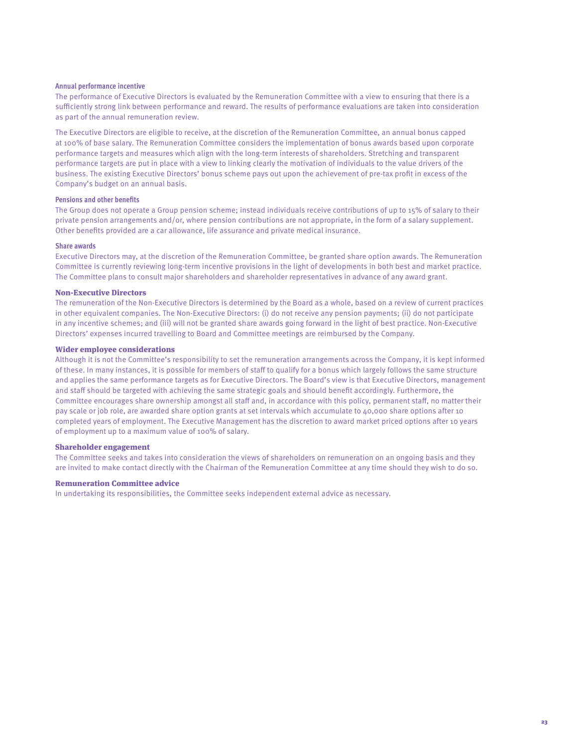#### Annual performance incentive

The performance of Executive Directors is evaluated by the Remuneration Committee with a view to ensuring that there is a sufficiently strong link between performance and reward. The results of performance evaluations are taken into consideration as part of the annual remuneration review.

The Executive Directors are eligible to receive, at the discretion of the Remuneration Committee, an annual bonus capped at 100% of base salary. The Remuneration Committee considers the implementation of bonus awards based upon corporate performance targets and measures which align with the long-term interests of shareholders. Stretching and transparent performance targets are put in place with a view to linking clearly the motivation of individuals to the value drivers of the business. The existing Executive Directors' bonus scheme pays out upon the achievement of pre-tax profit in excess of the Company's budget on an annual basis.

#### Pensions and other benefits

The Group does not operate a Group pension scheme; instead individuals receive contributions of up to 15% of salary to their private pension arrangements and/or, where pension contributions are not appropriate, in the form of a salary supplement. Other benefits provided are a car allowance, life assurance and private medical insurance.

#### Share awards

Executive Directors may, at the discretion of the Remuneration Committee, be granted share option awards. The Remuneration Committee is currently reviewing long-term incentive provisions in the light of developments in both best and market practice. The Committee plans to consult major shareholders and shareholder representatives in advance of any award grant.

### Non-Executive Directors

The remuneration of the Non-Executive Directors is determined by the Board as a whole, based on a review of current practices in other equivalent companies. The Non-Executive Directors: (i) do not receive any pension payments; (ii) do not participate in any incentive schemes; and (iii) will not be granted share awards going forward in the light of best practice. Non-Executive Directors' expenses incurred travelling to Board and Committee meetings are reimbursed by the Company.

### Wider employee considerations

Although it is not the Committee's responsibility to set the remuneration arrangements across the Company, it is kept informed of these. In many instances, it is possible for members of staff to qualify for a bonus which largely follows the same structure and applies the same performance targets as for Executive Directors. The Board's view is that Executive Directors, management and staff should be targeted with achieving the same strategic goals and should benefit accordingly. Furthermore, the Committee encourages share ownership amongst all staff and, in accordance with this policy, permanent staff, no matter their pay scale or job role, are awarded share option grants at set intervals which accumulate to 40,000 share options after 10 completed years of employment. The Executive Management has the discretion to award market priced options after 10 years of employment up to a maximum value of 100% of salary.

### Shareholder engagement

The Committee seeks and takes into consideration the views of shareholders on remuneration on an ongoing basis and they are invited to make contact directly with the Chairman of the Remuneration Committee at any time should they wish to do so.

### Remuneration Committee advice

In undertaking its responsibilities, the Committee seeks independent external advice as necessary.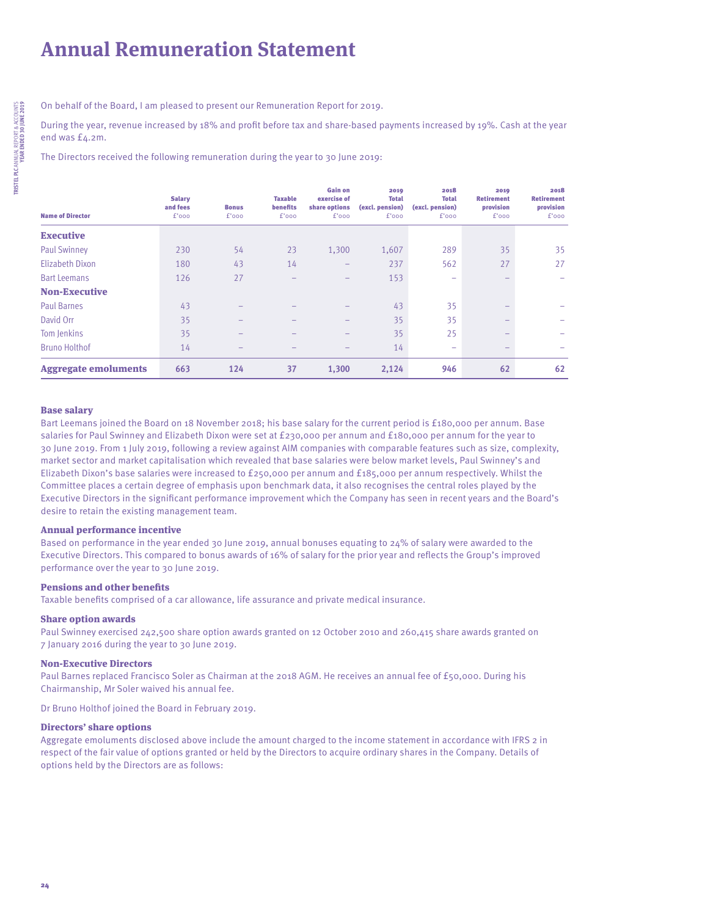# Annual Remuneration Statement

On behalf of the Board, I am pleased to present our Remuneration Report for 2019.

During the year, revenue increased by 18% and profit before tax and share-based payments increased by 19%. Cash at the year end was £4.2m.

The Directors received the following remuneration during the year to 30 June 2019:

| Name of Director | Salary and fees £'000 | Bonus £'000 | Taxable benefits £'000 | Gain on exercise of share options £'000 | 2019 Total (excl. pension) £'000 | 2018 Total (excl. pension) £'000 | 2019 Retirement provision £'000 | 2018 Retirement provision £'000 |
|---|---|---|---|---|---|---|---|---|
| **Executive** | | | | | | | | |
| Paul Swinney | 230 | 54 | 23 | 1,300 | 1,607 | 289 | 35 | 35 |
| Elizabeth Dixon | 180 | 43 | 14 | – | 237 | 562 | 27 | 27 |
| Bart Leemans | 126 | 27 | – | – | 153 | – | – | – |
| **Non-Executive** | | | | | | | | |
| Paul Barnes | 43 | – | – | – | 43 | 35 | – | – |
| David Orr | 35 | – | – | – | 35 | 35 | – | – |
| Tom Jenkins | 35 | – | – | – | 35 | 25 | – | – |
| Bruno Holthof | 14 | – | – | – | 14 | – | – | – |
| **Aggregate emoluments** | **663** | **124** | **37** | **1,300** | **2,124** | **946** | **62** | **62** |

### Base salary

Bart Leemans joined the Board on 18 November 2018; his base salary for the current period is £180,000 per annum. Base salaries for Paul Swinney and Elizabeth Dixon were set at £230,000 per annum and £180,000 per annum for the year to 30 June 2019. From 1 July 2019, following a review against AIM companies with comparable features such as size, complexity, market sector and market capitalisation which revealed that base salaries were below market levels, Paul Swinney's and Elizabeth Dixon's base salaries were increased to £250,000 per annum and £185,000 per annum respectively. Whilst the Committee places a certain degree of emphasis upon benchmark data, it also recognises the central roles played by the Executive Directors in the significant performance improvement which the Company has seen in recent years and the Board's desire to retain the existing management team.

### Annual performance incentive

Based on performance in the year ended 30 June 2019, annual bonuses equating to 24% of salary were awarded to the Executive Directors. This compared to bonus awards of 16% of salary for the prior year and reflects the Group's improved performance over the year to 30 June 2019.

### Pensions and other benefits

Taxable benefits comprised of a car allowance, life assurance and private medical insurance.

### Share option awards

Paul Swinney exercised 242,500 share option awards granted on 12 October 2010 and 260,415 share awards granted on 7 January 2016 during the year to 30 June 2019.

### Non-Executive Directors

Paul Barnes replaced Francisco Soler as Chairman at the 2018 AGM. He receives an annual fee of £50,000. During his Chairmanship, Mr Soler waived his annual fee.

Dr Bruno Holthof joined the Board in February 2019.

### Directors' share options

Aggregate emoluments disclosed above include the amount charged to the income statement in accordance with IFRS 2 in respect of the fair value of options granted or held by the Directors to acquire ordinary shares in the Company. Details of options held by the Directors are as follows: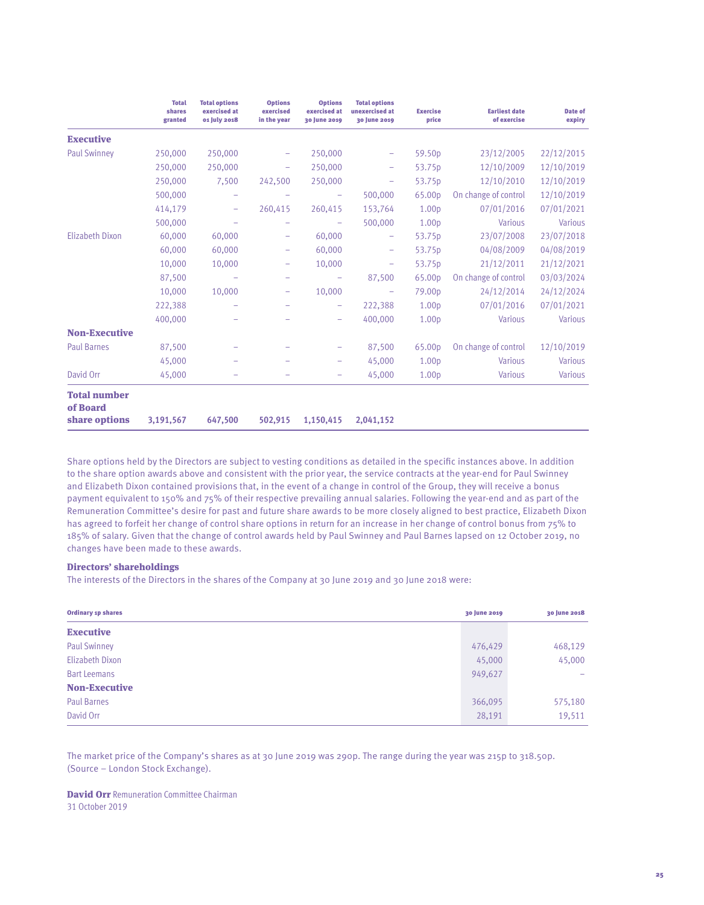| | Total shares granted | Total options exercised at 01 July 2018 | Options exercised in the year | Options exercised at 30 June 2019 | Total options unexercised at 30 June 2019 | Exercise price | Earliest date of exercise | Date of expiry |
|---|---|---|---|---|---|---|---|---|
| **Executive** | | | | | | | | |
| Paul Swinney | 250,000 | 250,000 | – | 250,000 | – | 59.50p | 23/12/2005 | 22/12/2015 |
| | 250,000 | 250,000 | – | 250,000 | – | 53.75p | 12/10/2009 | 12/10/2019 |
| | 250,000 | 7,500 | 242,500 | 250,000 | – | 53.75p | 12/10/2010 | 12/10/2019 |
| | 500,000 | – | – | – | 500,000 | 65.00p | On change of control | 12/10/2019 |
| | 414,179 | – | 260,415 | 260,415 | 153,764 | 1.00p | 07/01/2016 | 07/01/2021 |
| | 500,000 | – | – | – | 500,000 | 1.00p | Various | Various |
| Elizabeth Dixon | 60,000 | 60,000 | – | 60,000 | – | 53.75p | 23/07/2008 | 23/07/2018 |
| | 60,000 | 60,000 | – | 60,000 | – | 53.75p | 04/08/2009 | 04/08/2019 |
| | 10,000 | 10,000 | – | 10,000 | – | 53.75p | 21/12/2011 | 21/12/2021 |
| | 87,500 | – | – | – | 87,500 | 65.00p | On change of control | 03/03/2024 |
| | 10,000 | 10,000 | – | 10,000 | – | 79.00p | 24/12/2014 | 24/12/2024 |
| | 222,388 | – | – | – | 222,388 | 1.00p | 07/01/2016 | 07/01/2021 |
| | 400,000 | – | – | – | 400,000 | 1.00p | Various | Various |
| **Non-Executive** | | | | | | | | |
| Paul Barnes | 87,500 | – | – | – | 87,500 | 65.00p | On change of control | 12/10/2019 |
| | 45,000 | – | – | – | 45,000 | 1.00p | Various | Various |
| David Orr | 45,000 | – | – | – | 45,000 | 1.00p | Various | Various |
| **Total number of Board share options** | **3,191,567** | **647,500** | **502,915** | **1,150,415** | **2,041,152** | | | |

Share options held by the Directors are subject to vesting conditions as detailed in the specific instances above. In addition to the share option awards above and consistent with the prior year, the service contracts at the year-end for Paul Swinney and Elizabeth Dixon contained provisions that, in the event of a change in control of the Group, they will receive a bonus payment equivalent to 150% and 75% of their respective prevailing annual salaries. Following the year-end and as part of the Remuneration Committee's desire for past and future share awards to be more closely aligned to best practice, Elizabeth Dixon has agreed to forfeit her change of control share options in return for an increase in her change of control bonus from 75% to 185% of salary. Given that the change of control awards held by Paul Swinney and Paul Barnes lapsed on 12 October 2019, no changes have been made to these awards.

### Directors' shareholdings

The interests of the Directors in the shares of the Company at 30 June 2019 and 30 June 2018 were:

| Ordinary 1p shares | 30 June 2019 | 30 June 2018 |
|---|---|---|
| **Executive** | | |
| Paul Swinney | 476,429 | 468,129 |
| Elizabeth Dixon | 45,000 | 45,000 |
| Bart Leemans | 949,627 | – |
| **Non-Executive** | | |
| Paul Barnes | 366,095 | 575,180 |
| David Orr | 28,191 | 19,511 |

The market price of the Company's shares as at 30 June 2019 was 290p. The range during the year was 215p to 318.50p. (Source – London Stock Exchange).

**David Orr** Remuneration Committee Chairman
31 October 2019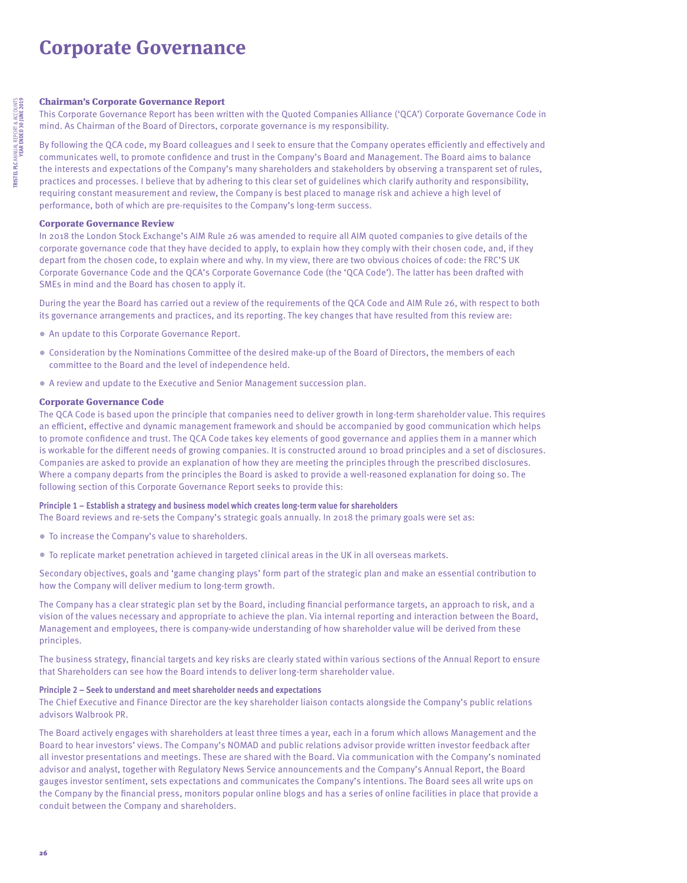# Corporate Governance

## Chairman's Corporate Governance Report

This Corporate Governance Report has been written with the Quoted Companies Alliance ('QCA') Corporate Governance Code in mind. As Chairman of the Board of Directors, corporate governance is my responsibility.

By following the QCA code, my Board colleagues and I seek to ensure that the Company operates efficiently and effectively and communicates well, to promote confidence and trust in the Company's Board and Management. The Board aims to balance the interests and expectations of the Company's many shareholders and stakeholders by observing a transparent set of rules, practices and processes. I believe that by adhering to this clear set of guidelines which clarify authority and responsibility, requiring constant measurement and review, the Company is best placed to manage risk and achieve a high level of performance, both of which are pre-requisites to the Company's long-term success.

## Corporate Governance Review

In 2018 the London Stock Exchange's AIM Rule 26 was amended to require all AIM quoted companies to give details of the corporate governance code that they have decided to apply, to explain how they comply with their chosen code, and, if they depart from the chosen code, to explain where and why. In my view, there are two obvious choices of code: the FRC'S UK Corporate Governance Code and the QCA's Corporate Governance Code (the 'QCA Code'). The latter has been drafted with SMEs in mind and the Board has chosen to apply it.

During the year the Board has carried out a review of the requirements of the QCA Code and AIM Rule 26, with respect to both its governance arrangements and practices, and its reporting. The key changes that have resulted from this review are:

- An update to this Corporate Governance Report.
- Consideration by the Nominations Committee of the desired make-up of the Board of Directors, the members of each committee to the Board and the level of independence held.
- A review and update to the Executive and Senior Management succession plan.

## Corporate Governance Code

The QCA Code is based upon the principle that companies need to deliver growth in long-term shareholder value. This requires an efficient, effective and dynamic management framework and should be accompanied by good communication which helps to promote confidence and trust. The QCA Code takes key elements of good governance and applies them in a manner which is workable for the different needs of growing companies. It is constructed around 10 broad principles and a set of disclosures. Companies are asked to provide an explanation of how they are meeting the principles through the prescribed disclosures. Where a company departs from the principles the Board is asked to provide a well-reasoned explanation for doing so. The following section of this Corporate Governance Report seeks to provide this:

### Principle 1 – Establish a strategy and business model which creates long-term value for shareholders

The Board reviews and re-sets the Company's strategic goals annually. In 2018 the primary goals were set as:

- To increase the Company's value to shareholders.
- To replicate market penetration achieved in targeted clinical areas in the UK in all overseas markets.

Secondary objectives, goals and 'game changing plays' form part of the strategic plan and make an essential contribution to how the Company will deliver medium to long-term growth.

The Company has a clear strategic plan set by the Board, including financial performance targets, an approach to risk, and a vision of the values necessary and appropriate to achieve the plan. Via internal reporting and interaction between the Board, Management and employees, there is company-wide understanding of how shareholder value will be derived from these principles.

The business strategy, financial targets and key risks are clearly stated within various sections of the Annual Report to ensure that Shareholders can see how the Board intends to deliver long-term shareholder value.

### Principle 2 – Seek to understand and meet shareholder needs and expectations

The Chief Executive and Finance Director are the key shareholder liaison contacts alongside the Company's public relations advisors Walbrook PR.

The Board actively engages with shareholders at least three times a year, each in a forum which allows Management and the Board to hear investors' views. The Company's NOMAD and public relations advisor provide written investor feedback after all investor presentations and meetings. These are shared with the Board. Via communication with the Company's nominated advisor and analyst, together with Regulatory News Service announcements and the Company's Annual Report, the Board gauges investor sentiment, sets expectations and communicates the Company's intentions. The Board sees all write ups on the Company by the financial press, monitors popular online blogs and has a series of online facilities in place that provide a conduit between the Company and shareholders.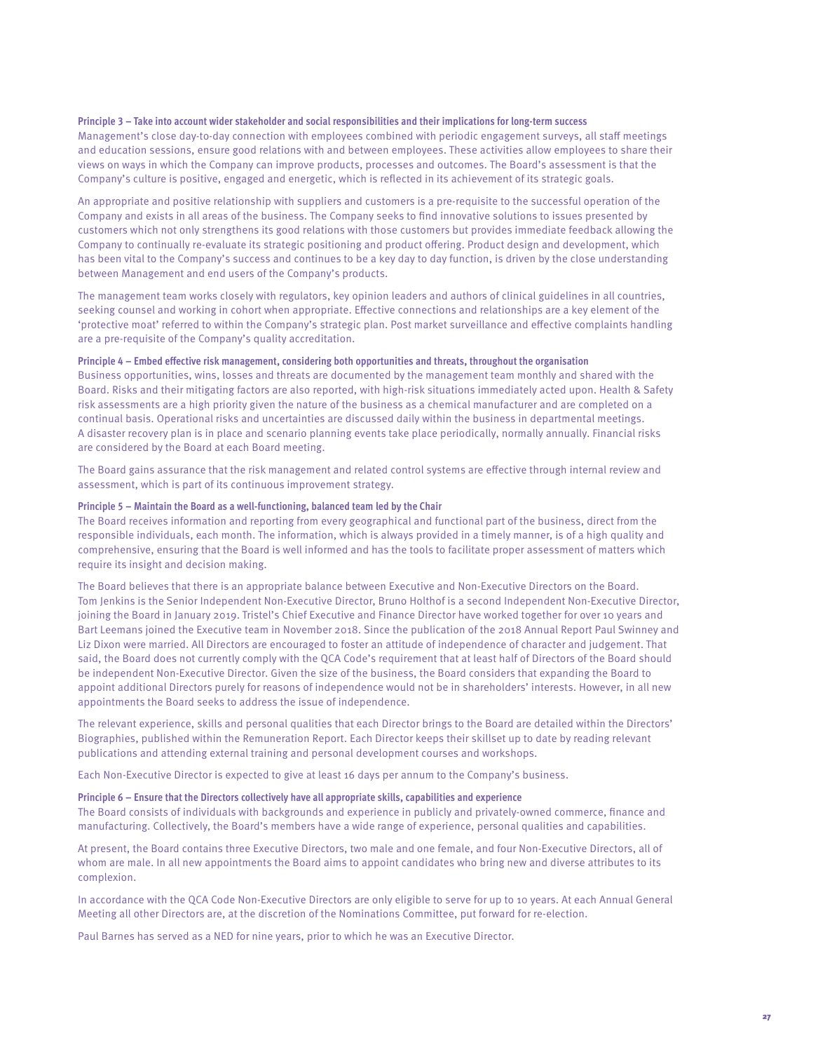**Principle 3 – Take into account wider stakeholder and social responsibilities and their implications for long-term success**

Management's close day-to-day connection with employees combined with periodic engagement surveys, all staff meetings and education sessions, ensure good relations with and between employees. These activities allow employees to share their views on ways in which the Company can improve products, processes and outcomes. The Board's assessment is that the Company's culture is positive, engaged and energetic, which is reflected in its achievement of its strategic goals.

An appropriate and positive relationship with suppliers and customers is a pre-requisite to the successful operation of the Company and exists in all areas of the business. The Company seeks to find innovative solutions to issues presented by customers which not only strengthens its good relations with those customers but provides immediate feedback allowing the Company to continually re-evaluate its strategic positioning and product offering. Product design and development, which has been vital to the Company's success and continues to be a key day to day function, is driven by the close understanding between Management and end users of the Company's products.

The management team works closely with regulators, key opinion leaders and authors of clinical guidelines in all countries, seeking counsel and working in cohort when appropriate. Effective connections and relationships are a key element of the 'protective moat' referred to within the Company's strategic plan. Post market surveillance and effective complaints handling are a pre-requisite of the Company's quality accreditation.

**Principle 4 – Embed effective risk management, considering both opportunities and threats, throughout the organisation**

Business opportunities, wins, losses and threats are documented by the management team monthly and shared with the Board. Risks and their mitigating factors are also reported, with high-risk situations immediately acted upon. Health & Safety risk assessments are a high priority given the nature of the business as a chemical manufacturer and are completed on a continual basis. Operational risks and uncertainties are discussed daily within the business in departmental meetings. A disaster recovery plan is in place and scenario planning events take place periodically, normally annually. Financial risks are considered by the Board at each Board meeting.

The Board gains assurance that the risk management and related control systems are effective through internal review and assessment, which is part of its continuous improvement strategy.

**Principle 5 – Maintain the Board as a well-functioning, balanced team led by the Chair**

The Board receives information and reporting from every geographical and functional part of the business, direct from the responsible individuals, each month. The information, which is always provided in a timely manner, is of a high quality and comprehensive, ensuring that the Board is well informed and has the tools to facilitate proper assessment of matters which require its insight and decision making.

The Board believes that there is an appropriate balance between Executive and Non-Executive Directors on the Board. Tom Jenkins is the Senior Independent Non-Executive Director, Bruno Holthof is a second Independent Non-Executive Director, joining the Board in January 2019. Tristel's Chief Executive and Finance Director have worked together for over 10 years and Bart Leemans joined the Executive team in November 2018. Since the publication of the 2018 Annual Report Paul Swinney and Liz Dixon were married. All Directors are encouraged to foster an attitude of independence of character and judgement. That said, the Board does not currently comply with the QCA Code's requirement that at least half of Directors of the Board should be independent Non-Executive Director. Given the size of the business, the Board considers that expanding the Board to appoint additional Directors purely for reasons of independence would not be in shareholders' interests. However, in all new appointments the Board seeks to address the issue of independence.

The relevant experience, skills and personal qualities that each Director brings to the Board are detailed within the Directors' Biographies, published within the Remuneration Report. Each Director keeps their skillset up to date by reading relevant publications and attending external training and personal development courses and workshops.

Each Non-Executive Director is expected to give at least 16 days per annum to the Company's business.

**Principle 6 – Ensure that the Directors collectively have all appropriate skills, capabilities and experience**

The Board consists of individuals with backgrounds and experience in publicly and privately-owned commerce, finance and manufacturing. Collectively, the Board's members have a wide range of experience, personal qualities and capabilities.

At present, the Board contains three Executive Directors, two male and one female, and four Non-Executive Directors, all of whom are male. In all new appointments the Board aims to appoint candidates who bring new and diverse attributes to its complexion.

In accordance with the QCA Code Non-Executive Directors are only eligible to serve for up to 10 years. At each Annual General Meeting all other Directors are, at the discretion of the Nominations Committee, put forward for re-election.

Paul Barnes has served as a NED for nine years, prior to which he was an Executive Director.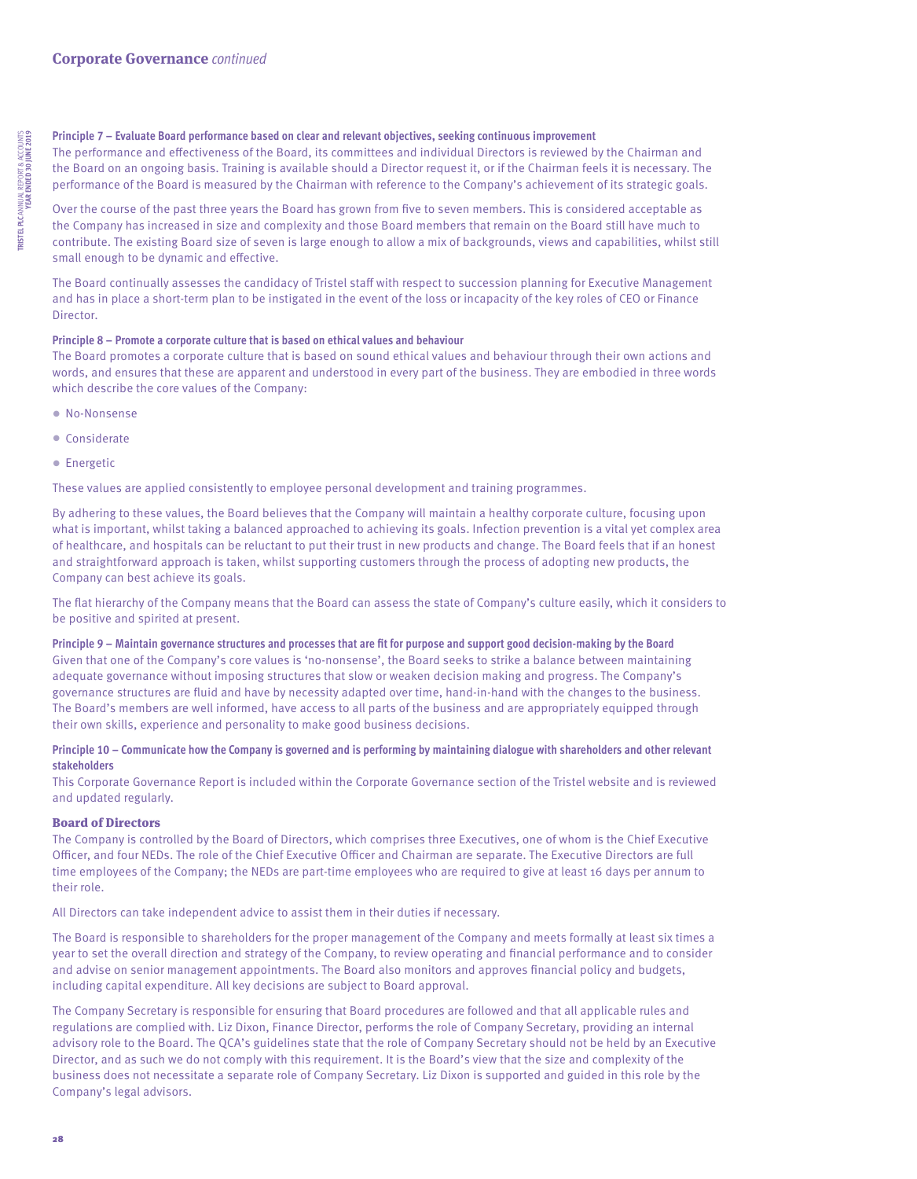**Principle 7 – Evaluate Board performance based on clear and relevant objectives, seeking continuous improvement**

The performance and effectiveness of the Board, its committees and individual Directors is reviewed by the Chairman and the Board on an ongoing basis. Training is available should a Director request it, or if the Chairman feels it is necessary. The performance of the Board is measured by the Chairman with reference to the Company's achievement of its strategic goals.

Over the course of the past three years the Board has grown from five to seven members. This is considered acceptable as the Company has increased in size and complexity and those Board members that remain on the Board still have much to contribute. The existing Board size of seven is large enough to allow a mix of backgrounds, views and capabilities, whilst still small enough to be dynamic and effective.

The Board continually assesses the candidacy of Tristel staff with respect to succession planning for Executive Management and has in place a short-term plan to be instigated in the event of the loss or incapacity of the key roles of CEO or Finance Director.

**Principle 8 – Promote a corporate culture that is based on ethical values and behaviour**

The Board promotes a corporate culture that is based on sound ethical values and behaviour through their own actions and words, and ensures that these are apparent and understood in every part of the business. They are embodied in three words which describe the core values of the Company:

- No-Nonsense
- Considerate
- Energetic

These values are applied consistently to employee personal development and training programmes.

By adhering to these values, the Board believes that the Company will maintain a healthy corporate culture, focusing upon what is important, whilst taking a balanced approached to achieving its goals. Infection prevention is a vital yet complex area of healthcare, and hospitals can be reluctant to put their trust in new products and change. The Board feels that if an honest and straightforward approach is taken, whilst supporting customers through the process of adopting new products, the Company can best achieve its goals.

The flat hierarchy of the Company means that the Board can assess the state of Company's culture easily, which it considers to be positive and spirited at present.

**Principle 9 – Maintain governance structures and processes that are fit for purpose and support good decision-making by the Board**

Given that one of the Company's core values is 'no-nonsense', the Board seeks to strike a balance between maintaining adequate governance without imposing structures that slow or weaken decision making and progress. The Company's governance structures are fluid and have by necessity adapted over time, hand-in-hand with the changes to the business. The Board's members are well informed, have access to all parts of the business and are appropriately equipped through their own skills, experience and personality to make good business decisions.

**Principle 10 – Communicate how the Company is governed and is performing by maintaining dialogue with shareholders and other relevant stakeholders**

This Corporate Governance Report is included within the Corporate Governance section of the Tristel website and is reviewed and updated regularly.

## Board of Directors

The Company is controlled by the Board of Directors, which comprises three Executives, one of whom is the Chief Executive Officer, and four NEDs. The role of the Chief Executive Officer and Chairman are separate. The Executive Directors are full time employees of the Company; the NEDs are part-time employees who are required to give at least 16 days per annum to their role.

All Directors can take independent advice to assist them in their duties if necessary.

The Board is responsible to shareholders for the proper management of the Company and meets formally at least six times a year to set the overall direction and strategy of the Company, to review operating and financial performance and to consider and advise on senior management appointments. The Board also monitors and approves financial policy and budgets, including capital expenditure. All key decisions are subject to Board approval.

The Company Secretary is responsible for ensuring that Board procedures are followed and that all applicable rules and regulations are complied with. Liz Dixon, Finance Director, performs the role of Company Secretary, providing an internal advisory role to the Board. The QCA's guidelines state that the role of Company Secretary should not be held by an Executive Director, and as such we do not comply with this requirement. It is the Board's view that the size and complexity of the business does not necessitate a separate role of Company Secretary. Liz Dixon is supported and guided in this role by the Company's legal advisors.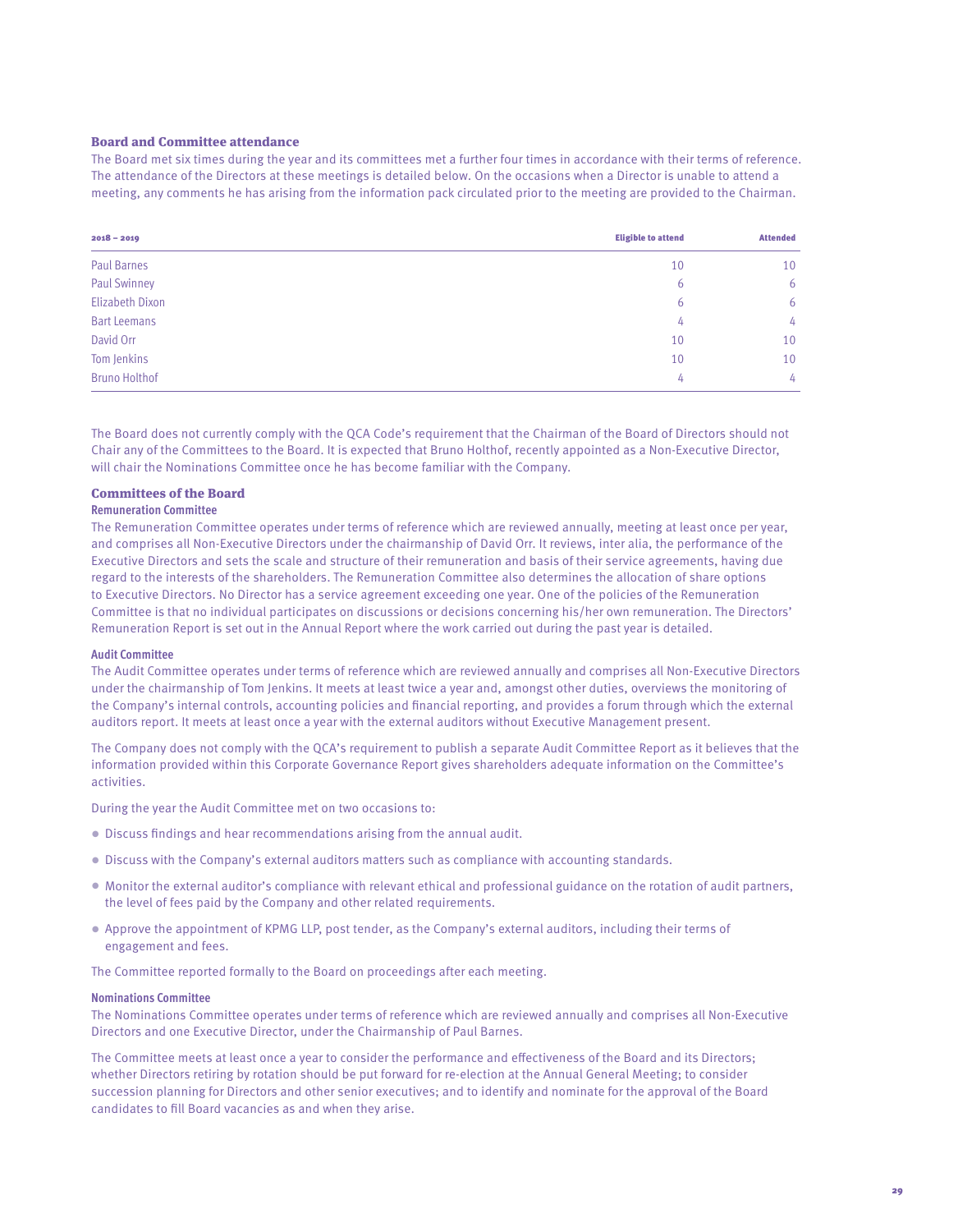## Board and Committee attendance

The Board met six times during the year and its committees met a further four times in accordance with their terms of reference. The attendance of the Directors at these meetings is detailed below. On the occasions when a Director is unable to attend a meeting, any comments he has arising from the information pack circulated prior to the meeting are provided to the Chairman.

| 2018 – 2019 | Eligible to attend | Attended |
|---|---|---|
| Paul Barnes | 10 | 10 |
| Paul Swinney | 6 | 6 |
| Elizabeth Dixon | 6 | 6 |
| Bart Leemans | 4 | 4 |
| David Orr | 10 | 10 |
| Tom Jenkins | 10 | 10 |
| Bruno Holthof | 4 | 4 |

The Board does not currently comply with the QCA Code's requirement that the Chairman of the Board of Directors should not Chair any of the Committees to the Board. It is expected that Bruno Holthof, recently appointed as a Non-Executive Director, will chair the Nominations Committee once he has become familiar with the Company.

## Committees of the Board

### Remuneration Committee

The Remuneration Committee operates under terms of reference which are reviewed annually, meeting at least once per year, and comprises all Non-Executive Directors under the chairmanship of David Orr. It reviews, inter alia, the performance of the Executive Directors and sets the scale and structure of their remuneration and basis of their service agreements, having due regard to the interests of the shareholders. The Remuneration Committee also determines the allocation of share options to Executive Directors. No Director has a service agreement exceeding one year. One of the policies of the Remuneration Committee is that no individual participates on discussions or decisions concerning his/her own remuneration. The Directors' Remuneration Report is set out in the Annual Report where the work carried out during the past year is detailed.

### Audit Committee

The Audit Committee operates under terms of reference which are reviewed annually and comprises all Non-Executive Directors under the chairmanship of Tom Jenkins. It meets at least twice a year and, amongst other duties, overviews the monitoring of the Company's internal controls, accounting policies and financial reporting, and provides a forum through which the external auditors report. It meets at least once a year with the external auditors without Executive Management present.

The Company does not comply with the QCA's requirement to publish a separate Audit Committee Report as it believes that the information provided within this Corporate Governance Report gives shareholders adequate information on the Committee's activities.

During the year the Audit Committee met on two occasions to:

- Discuss findings and hear recommendations arising from the annual audit.
- Discuss with the Company's external auditors matters such as compliance with accounting standards.
- Monitor the external auditor's compliance with relevant ethical and professional guidance on the rotation of audit partners, the level of fees paid by the Company and other related requirements.
- Approve the appointment of KPMG LLP, post tender, as the Company's external auditors, including their terms of engagement and fees.

The Committee reported formally to the Board on proceedings after each meeting.

### Nominations Committee

The Nominations Committee operates under terms of reference which are reviewed annually and comprises all Non-Executive Directors and one Executive Director, under the Chairmanship of Paul Barnes.

The Committee meets at least once a year to consider the performance and effectiveness of the Board and its Directors; whether Directors retiring by rotation should be put forward for re-election at the Annual General Meeting; to consider succession planning for Directors and other senior executives; and to identify and nominate for the approval of the Board candidates to fill Board vacancies as and when they arise.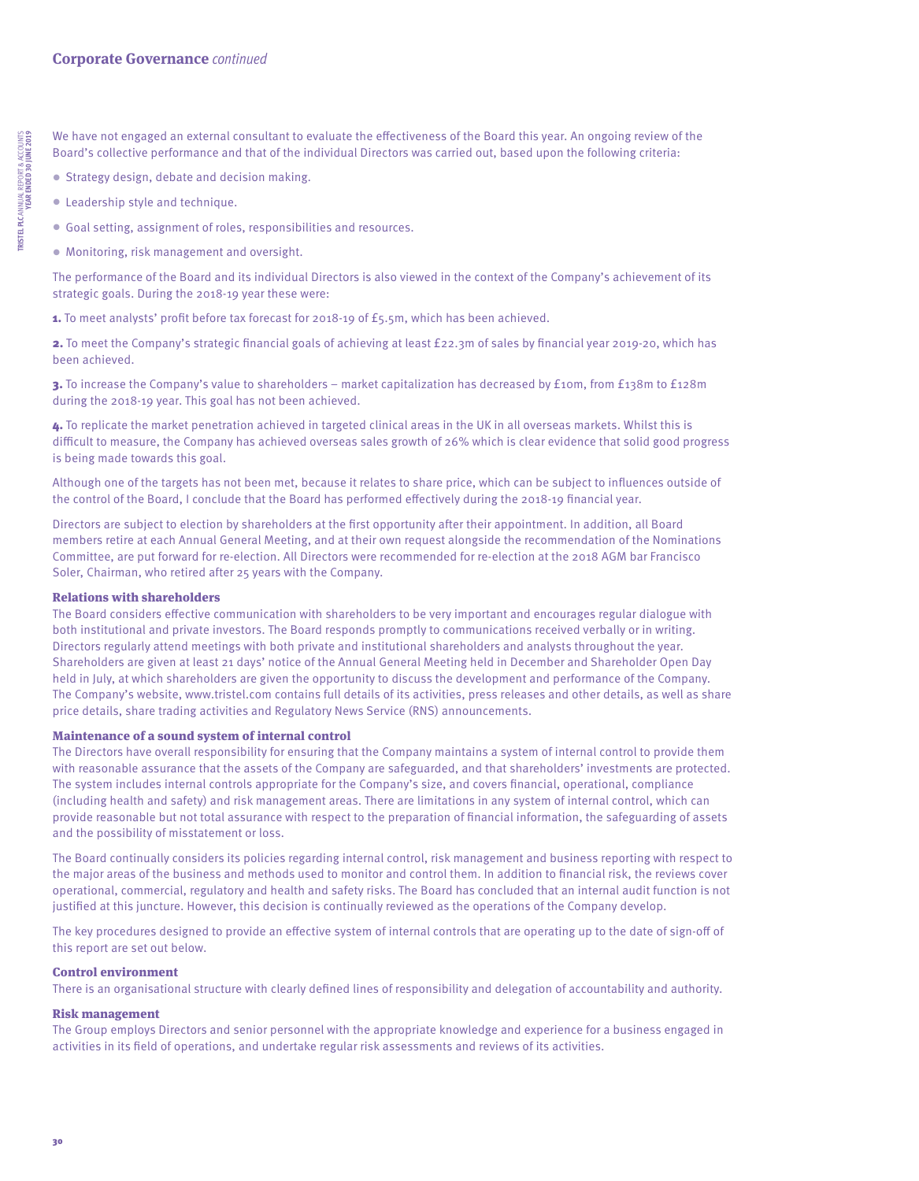We have not engaged an external consultant to evaluate the effectiveness of the Board this year. An ongoing review of the Board's collective performance and that of the individual Directors was carried out, based upon the following criteria:

- Strategy design, debate and decision making.
- Leadership style and technique.
- Goal setting, assignment of roles, responsibilities and resources.
- Monitoring, risk management and oversight.

The performance of the Board and its individual Directors is also viewed in the context of the Company's achievement of its strategic goals. During the 2018-19 year these were:

**1.** To meet analysts' profit before tax forecast for 2018-19 of £5.5m, which has been achieved.

**2.** To meet the Company's strategic financial goals of achieving at least £22.3m of sales by financial year 2019-20, which has been achieved.

**3.** To increase the Company's value to shareholders – market capitalization has decreased by £10m, from £138m to £128m during the 2018-19 year. This goal has not been achieved.

**4.** To replicate the market penetration achieved in targeted clinical areas in the UK in all overseas markets. Whilst this is difficult to measure, the Company has achieved overseas sales growth of 26% which is clear evidence that solid good progress is being made towards this goal.

Although one of the targets has not been met, because it relates to share price, which can be subject to influences outside of the control of the Board, I conclude that the Board has performed effectively during the 2018-19 financial year.

Directors are subject to election by shareholders at the first opportunity after their appointment. In addition, all Board members retire at each Annual General Meeting, and at their own request alongside the recommendation of the Nominations Committee, are put forward for re-election. All Directors were recommended for re-election at the 2018 AGM bar Francisco Soler, Chairman, who retired after 25 years with the Company.

### Relations with shareholders

The Board considers effective communication with shareholders to be very important and encourages regular dialogue with both institutional and private investors. The Board responds promptly to communications received verbally or in writing. Directors regularly attend meetings with both private and institutional shareholders and analysts throughout the year. Shareholders are given at least 21 days' notice of the Annual General Meeting held in December and Shareholder Open Day held in July, at which shareholders are given the opportunity to discuss the development and performance of the Company. The Company's website, www.tristel.com contains full details of its activities, press releases and other details, as well as share price details, share trading activities and Regulatory News Service (RNS) announcements.

### Maintenance of a sound system of internal control

The Directors have overall responsibility for ensuring that the Company maintains a system of internal control to provide them with reasonable assurance that the assets of the Company are safeguarded, and that shareholders' investments are protected. The system includes internal controls appropriate for the Company's size, and covers financial, operational, compliance (including health and safety) and risk management areas. There are limitations in any system of internal control, which can provide reasonable but not total assurance with respect to the preparation of financial information, the safeguarding of assets and the possibility of misstatement or loss.

The Board continually considers its policies regarding internal control, risk management and business reporting with respect to the major areas of the business and methods used to monitor and control them. In addition to financial risk, the reviews cover operational, commercial, regulatory and health and safety risks. The Board has concluded that an internal audit function is not justified at this juncture. However, this decision is continually reviewed as the operations of the Company develop.

The key procedures designed to provide an effective system of internal controls that are operating up to the date of sign-off of this report are set out below.

### Control environment

There is an organisational structure with clearly defined lines of responsibility and delegation of accountability and authority.

### Risk management

The Group employs Directors and senior personnel with the appropriate knowledge and experience for a business engaged in activities in its field of operations, and undertake regular risk assessments and reviews of its activities.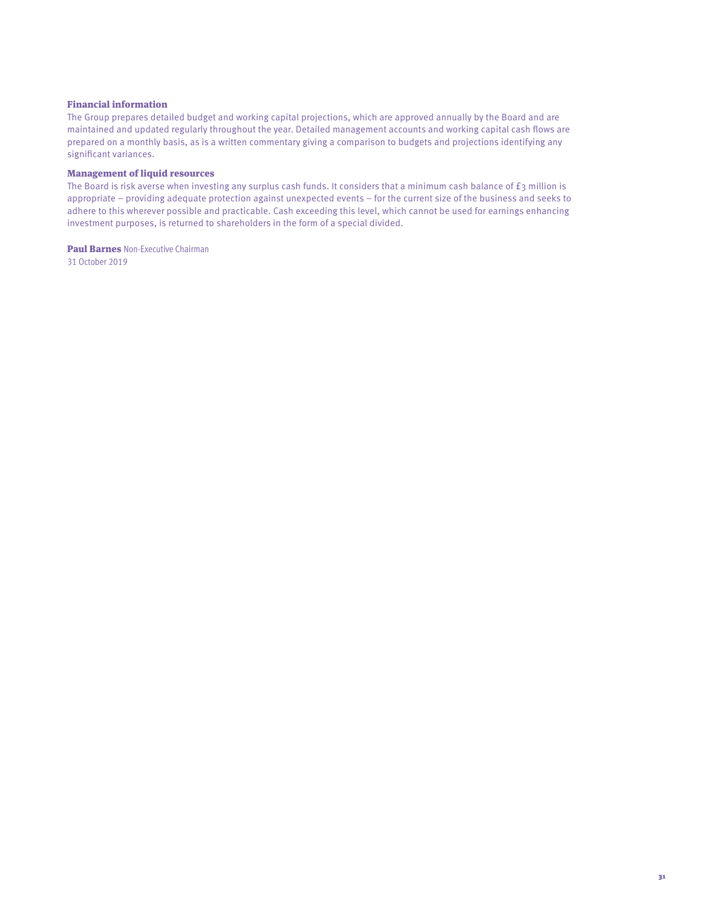### Financial information

The Group prepares detailed budget and working capital projections, which are approved annually by the Board and are maintained and updated regularly throughout the year. Detailed management accounts and working capital cash flows are prepared on a monthly basis, as is a written commentary giving a comparison to budgets and projections identifying any significant variances.

### Management of liquid resources

The Board is risk averse when investing any surplus cash funds. It considers that a minimum cash balance of £3 million is appropriate – providing adequate protection against unexpected events – for the current size of the business and seeks to adhere to this wherever possible and practicable. Cash exceeding this level, which cannot be used for earnings enhancing investment purposes, is returned to shareholders in the form of a special divided.

**Paul Barnes** Non-Executive Chairman
31 October 2019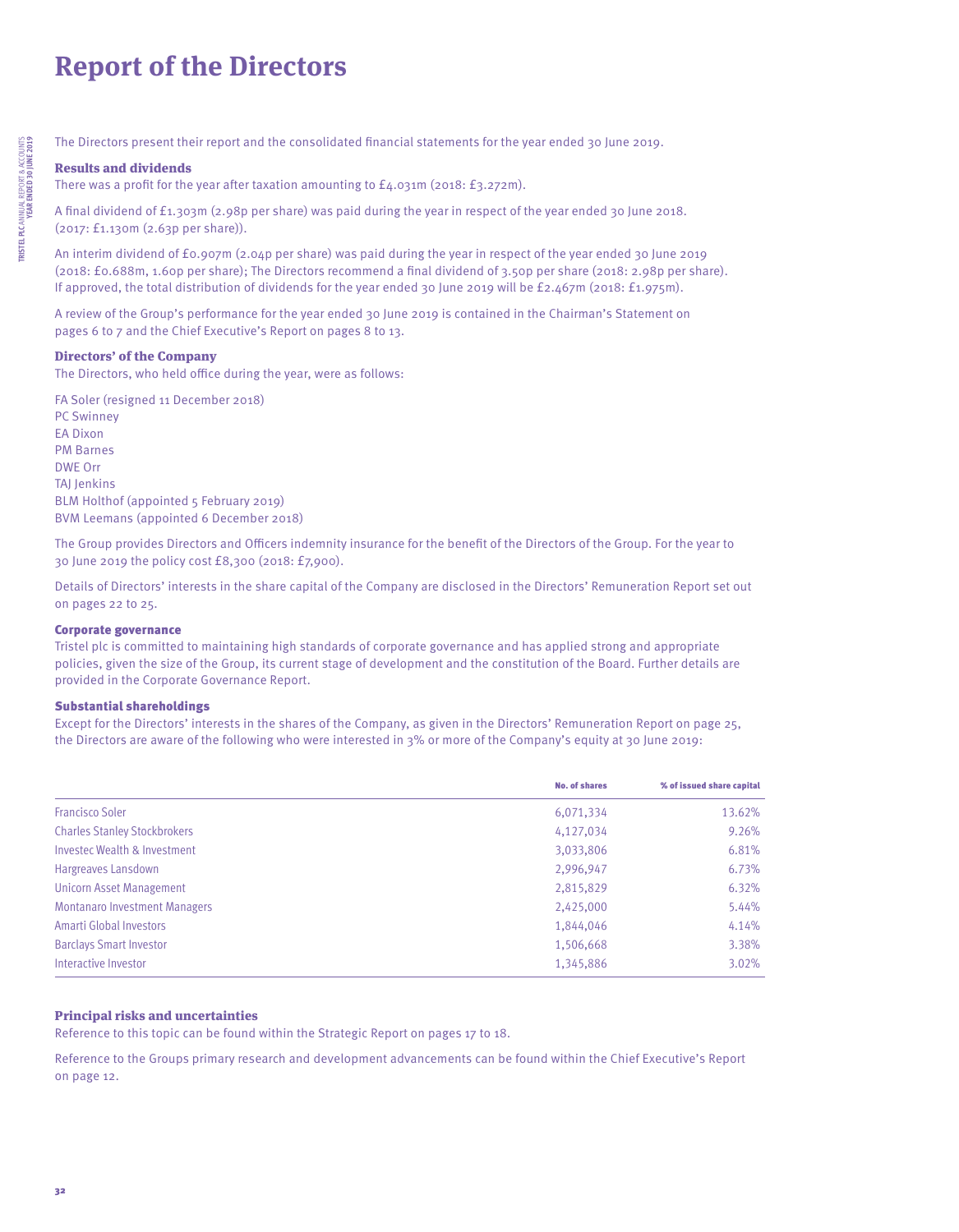# Report of the Directors

The Directors present their report and the consolidated financial statements for the year ended 30 June 2019.

### Results and dividends

There was a profit for the year after taxation amounting to £4.031m (2018: £3.272m).

A final dividend of £1.303m (2.98p per share) was paid during the year in respect of the year ended 30 June 2018. (2017: £1.130m (2.63p per share)).

An interim dividend of £0.907m (2.04p per share) was paid during the year in respect of the year ended 30 June 2019 (2018: £0.688m, 1.60p per share); The Directors recommend a final dividend of 3.50p per share (2018: 2.98p per share). If approved, the total distribution of dividends for the year ended 30 June 2019 will be £2.467m (2018: £1.975m).

A review of the Group's performance for the year ended 30 June 2019 is contained in the Chairman's Statement on pages 6 to 7 and the Chief Executive's Report on pages 8 to 13.

### Directors' of the Company

The Directors, who held office during the year, were as follows:

FA Soler (resigned 11 December 2018)
PC Swinney
EA Dixon
PM Barnes
DWE Orr
TAJ Jenkins
BLM Holthof (appointed 5 February 2019)
BVM Leemans (appointed 6 December 2018)

The Group provides Directors and Officers indemnity insurance for the benefit of the Directors of the Group. For the year to 30 June 2019 the policy cost £8,300 (2018: £7,900).

Details of Directors' interests in the share capital of the Company are disclosed in the Directors' Remuneration Report set out on pages 22 to 25.

### Corporate governance

Tristel plc is committed to maintaining high standards of corporate governance and has applied strong and appropriate policies, given the size of the Group, its current stage of development and the constitution of the Board. Further details are provided in the Corporate Governance Report.

### Substantial shareholdings

Except for the Directors' interests in the shares of the Company, as given in the Directors' Remuneration Report on page 25, the Directors are aware of the following who were interested in 3% or more of the Company's equity at 30 June 2019:

| | No. of shares | % of issued share capital |
|---|---|---|
| Francisco Soler | 6,071,334 | 13.62% |
| Charles Stanley Stockbrokers | 4,127,034 | 9.26% |
| Investec Wealth & Investment | 3,033,806 | 6.81% |
| Hargreaves Lansdown | 2,996,947 | 6.73% |
| Unicorn Asset Management | 2,815,829 | 6.32% |
| Montanaro Investment Managers | 2,425,000 | 5.44% |
| Amarti Global Investors | 1,844,046 | 4.14% |
| Barclays Smart Investor | 1,506,668 | 3.38% |
| Interactive Investor | 1,345,886 | 3.02% |

### Principal risks and uncertainties

Reference to this topic can be found within the Strategic Report on pages 17 to 18.

Reference to the Groups primary research and development advancements can be found within the Chief Executive's Report on page 12.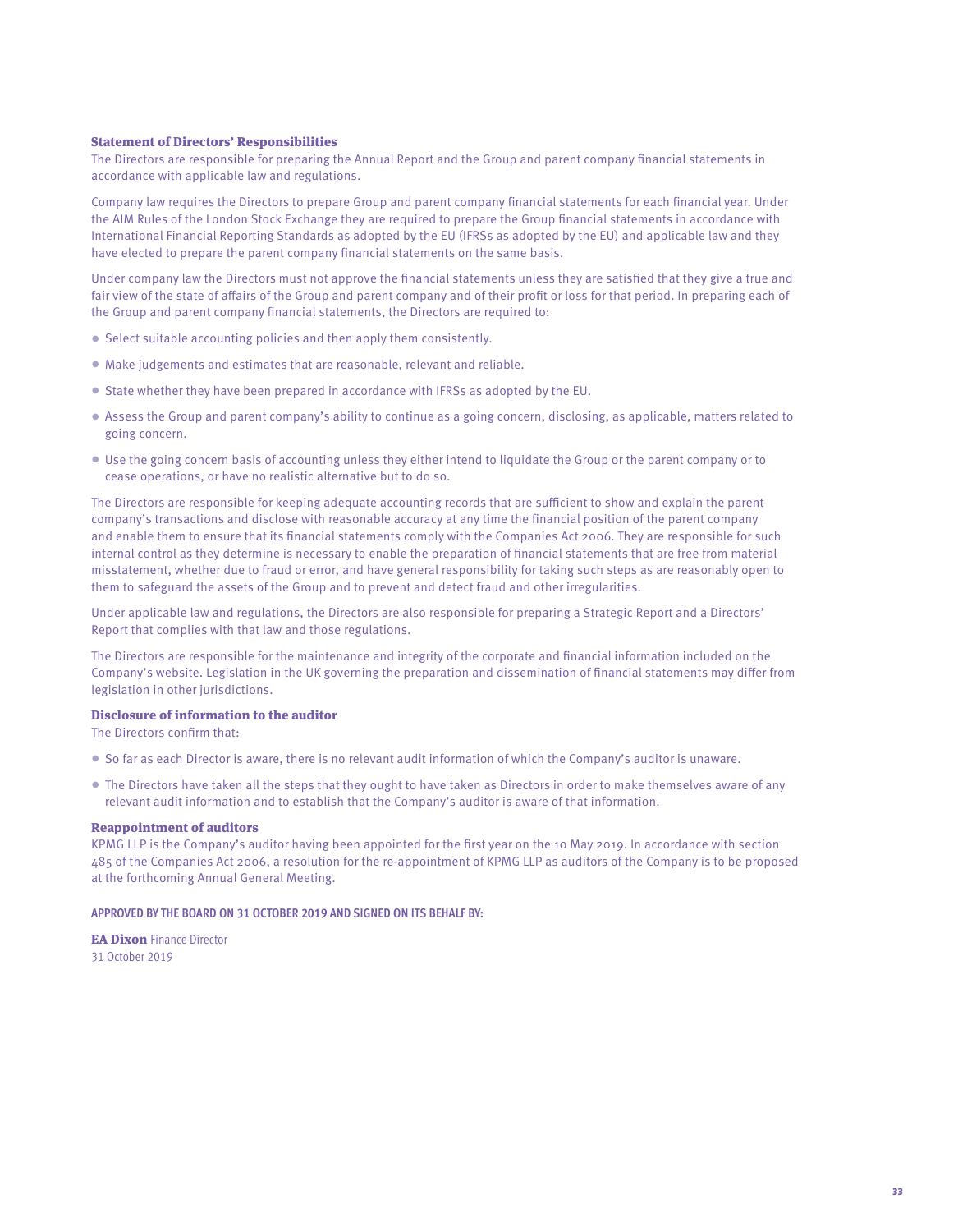### Statement of Directors' Responsibilities

The Directors are responsible for preparing the Annual Report and the Group and parent company financial statements in accordance with applicable law and regulations.

Company law requires the Directors to prepare Group and parent company financial statements for each financial year. Under the AIM Rules of the London Stock Exchange they are required to prepare the Group financial statements in accordance with International Financial Reporting Standards as adopted by the EU (IFRSs as adopted by the EU) and applicable law and they have elected to prepare the parent company financial statements on the same basis.

Under company law the Directors must not approve the financial statements unless they are satisfied that they give a true and fair view of the state of affairs of the Group and parent company and of their profit or loss for that period. In preparing each of the Group and parent company financial statements, the Directors are required to:

- Select suitable accounting policies and then apply them consistently.
- Make judgements and estimates that are reasonable, relevant and reliable.
- State whether they have been prepared in accordance with IFRSs as adopted by the EU.
- Assess the Group and parent company's ability to continue as a going concern, disclosing, as applicable, matters related to going concern.
- Use the going concern basis of accounting unless they either intend to liquidate the Group or the parent company or to cease operations, or have no realistic alternative but to do so.

The Directors are responsible for keeping adequate accounting records that are sufficient to show and explain the parent company's transactions and disclose with reasonable accuracy at any time the financial position of the parent company and enable them to ensure that its financial statements comply with the Companies Act 2006. They are responsible for such internal control as they determine is necessary to enable the preparation of financial statements that are free from material misstatement, whether due to fraud or error, and have general responsibility for taking such steps as are reasonably open to them to safeguard the assets of the Group and to prevent and detect fraud and other irregularities.

Under applicable law and regulations, the Directors are also responsible for preparing a Strategic Report and a Directors' Report that complies with that law and those regulations.

The Directors are responsible for the maintenance and integrity of the corporate and financial information included on the Company's website. Legislation in the UK governing the preparation and dissemination of financial statements may differ from legislation in other jurisdictions.

### Disclosure of information to the auditor

The Directors confirm that:

- So far as each Director is aware, there is no relevant audit information of which the Company's auditor is unaware.
- The Directors have taken all the steps that they ought to have taken as Directors in order to make themselves aware of any relevant audit information and to establish that the Company's auditor is aware of that information.

### Reappointment of auditors

KPMG LLP is the Company's auditor having been appointed for the first year on the 10 May 2019. In accordance with section 485 of the Companies Act 2006, a resolution for the re-appointment of KPMG LLP as auditors of the Company is to be proposed at the forthcoming Annual General Meeting.

**APPROVED BY THE BOARD ON 31 OCTOBER 2019 AND SIGNED ON ITS BEHALF BY:**

**EA Dixon** Finance Director
31 October 2019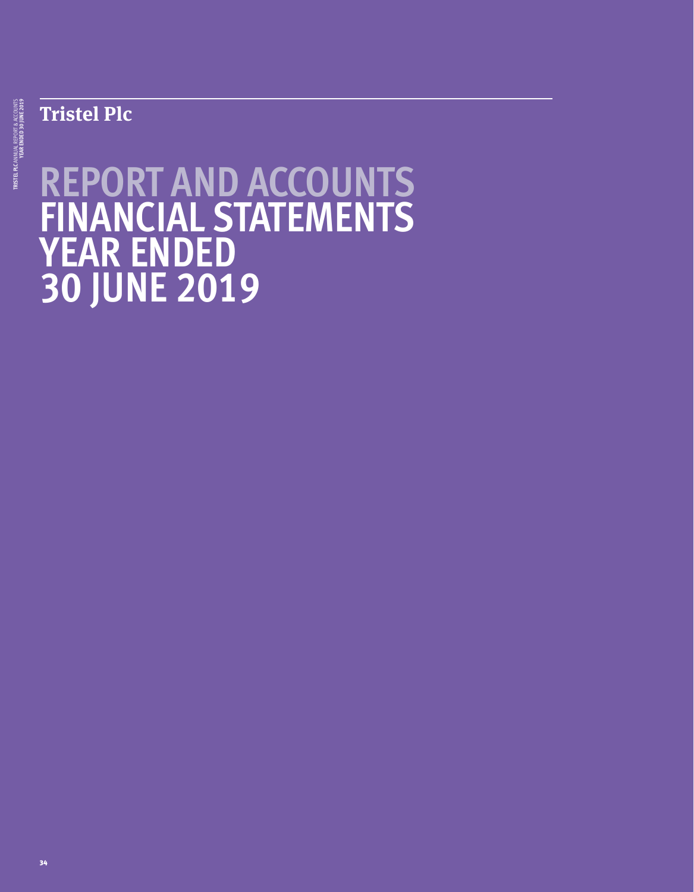**Tristel Plc**

# REPORT AND ACCOUNTS
# FINANCIAL STATEMENTS
# YEAR ENDED
# 30 JUNE 2019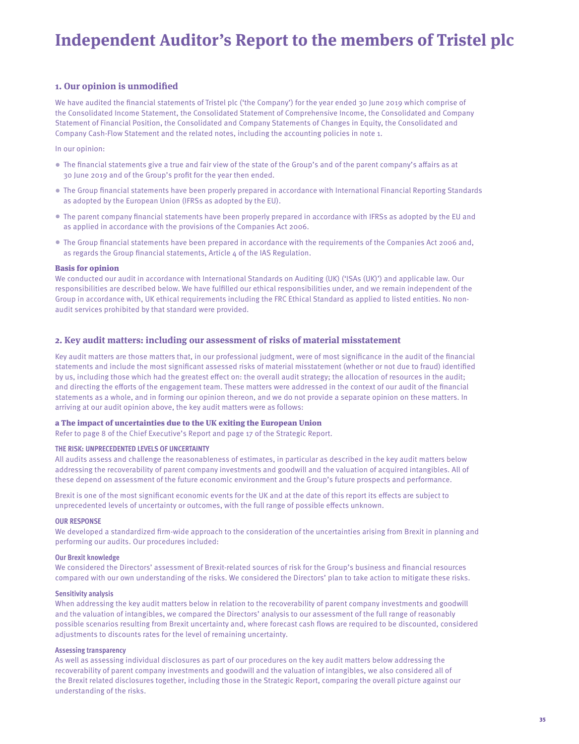# Independent Auditor's Report to the members of Tristel plc

## 1. Our opinion is unmodified

We have audited the financial statements of Tristel plc ('the Company') for the year ended 30 June 2019 which comprise of the Consolidated Income Statement, the Consolidated Statement of Comprehensive Income, the Consolidated and Company Statement of Financial Position, the Consolidated and Company Statements of Changes in Equity, the Consolidated and Company Cash-Flow Statement and the related notes, including the accounting policies in note 1.

In our opinion:

- The financial statements give a true and fair view of the state of the Group's and of the parent company's affairs as at 30 June 2019 and of the Group's profit for the year then ended.
- The Group financial statements have been properly prepared in accordance with International Financial Reporting Standards as adopted by the European Union (IFRSs as adopted by the EU).
- The parent company financial statements have been properly prepared in accordance with IFRSs as adopted by the EU and as applied in accordance with the provisions of the Companies Act 2006.
- The Group financial statements have been prepared in accordance with the requirements of the Companies Act 2006 and, as regards the Group financial statements, Article 4 of the IAS Regulation.

### Basis for opinion

We conducted our audit in accordance with International Standards on Auditing (UK) ('ISAs (UK)') and applicable law. Our responsibilities are described below. We have fulfilled our ethical responsibilities under, and we remain independent of the Group in accordance with, UK ethical requirements including the FRC Ethical Standard as applied to listed entities. No non-audit services prohibited by that standard were provided.

## 2. Key audit matters: including our assessment of risks of material misstatement

Key audit matters are those matters that, in our professional judgment, were of most significance in the audit of the financial statements and include the most significant assessed risks of material misstatement (whether or not due to fraud) identified by us, including those which had the greatest effect on: the overall audit strategy; the allocation of resources in the audit; and directing the efforts of the engagement team. These matters were addressed in the context of our audit of the financial statements as a whole, and in forming our opinion thereon, and we do not provide a separate opinion on these matters. In arriving at our audit opinion above, the key audit matters were as follows:

### a The impact of uncertainties due to the UK exiting the European Union

Refer to page 8 of the Chief Executive's Report and page 17 of the Strategic Report.

#### THE RISK: UNPRECEDENTED LEVELS OF UNCERTAINTY

All audits assess and challenge the reasonableness of estimates, in particular as described in the key audit matters below addressing the recoverability of parent company investments and goodwill and the valuation of acquired intangibles. All of these depend on assessment of the future economic environment and the Group's future prospects and performance.

Brexit is one of the most significant economic events for the UK and at the date of this report its effects are subject to unprecedented levels of uncertainty or outcomes, with the full range of possible effects unknown.

#### OUR RESPONSE

We developed a standardized firm-wide approach to the consideration of the uncertainties arising from Brexit in planning and performing our audits. Our procedures included:

**Our Brexit knowledge**

We considered the Directors' assessment of Brexit-related sources of risk for the Group's business and financial resources compared with our own understanding of the risks. We considered the Directors' plan to take action to mitigate these risks.

**Sensitivity analysis**

When addressing the key audit matters below in relation to the recoverability of parent company investments and goodwill and the valuation of intangibles, we compared the Directors' analysis to our assessment of the full range of reasonably possible scenarios resulting from Brexit uncertainty and, where forecast cash flows are required to be discounted, considered adjustments to discounts rates for the level of remaining uncertainty.

**Assessing transparency**

As well as assessing individual disclosures as part of our procedures on the key audit matters below addressing the recoverability of parent company investments and goodwill and the valuation of intangibles, we also considered all of the Brexit related disclosures together, including those in the Strategic Report, comparing the overall picture against our understanding of the risks.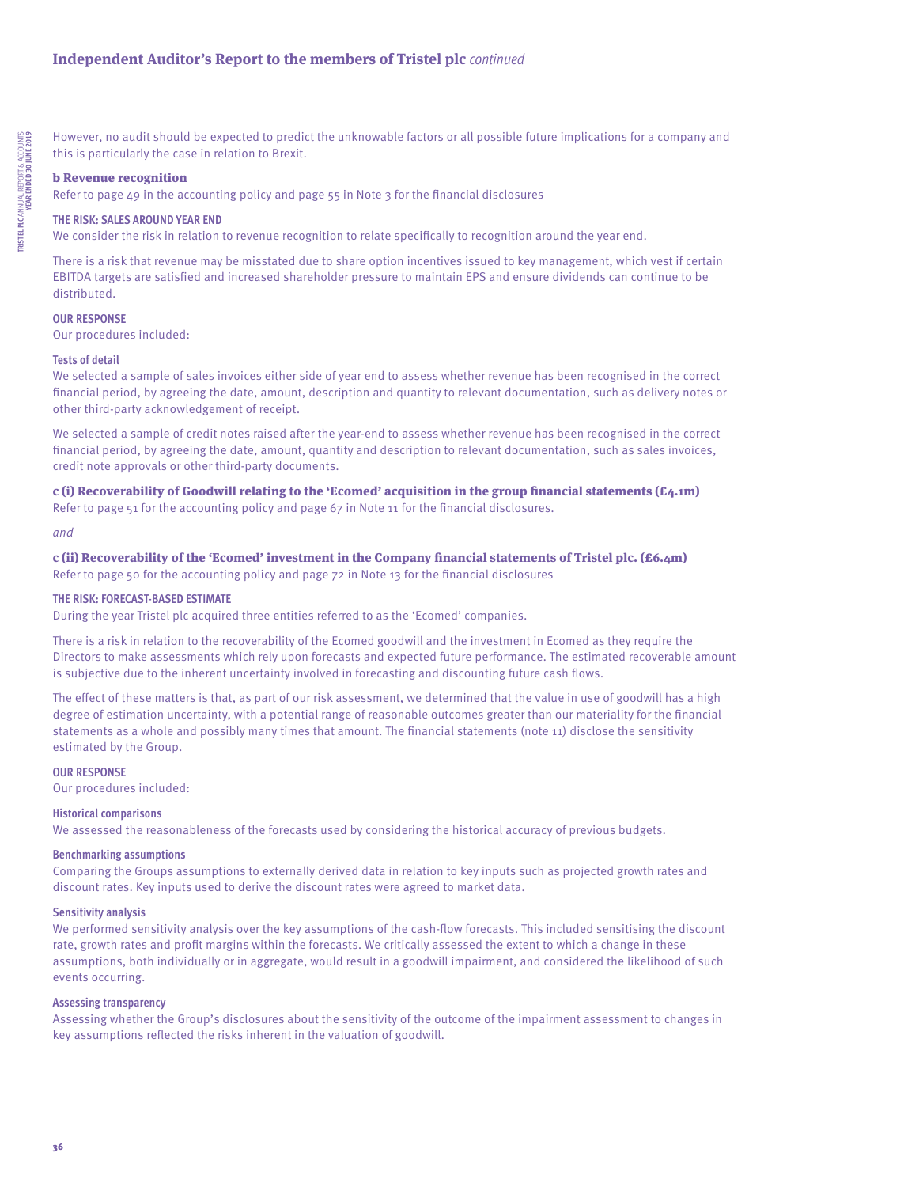However, no audit should be expected to predict the unknowable factors or all possible future implications for a company and this is particularly the case in relation to Brexit.

### b Revenue recognition

Refer to page 49 in the accounting policy and page 55 in Note 3 for the financial disclosures

#### THE RISK: SALES AROUND YEAR END

We consider the risk in relation to revenue recognition to relate specifically to recognition around the year end.

There is a risk that revenue may be misstated due to share option incentives issued to key management, which vest if certain EBITDA targets are satisfied and increased shareholder pressure to maintain EPS and ensure dividends can continue to be distributed.

#### OUR RESPONSE

Our procedures included:

**Tests of detail**

We selected a sample of sales invoices either side of year end to assess whether revenue has been recognised in the correct financial period, by agreeing the date, amount, description and quantity to relevant documentation, such as delivery notes or other third-party acknowledgement of receipt.

We selected a sample of credit notes raised after the year-end to assess whether revenue has been recognised in the correct financial period, by agreeing the date, amount, quantity and description to relevant documentation, such as sales invoices, credit note approvals or other third-party documents.

### c (i) Recoverability of Goodwill relating to the 'Ecomed' acquisition in the group financial statements (£4.1m)

Refer to page 51 for the accounting policy and page 67 in Note 11 for the financial disclosures.

*and*

### c (ii) Recoverability of the 'Ecomed' investment in the Company financial statements of Tristel plc. (£6.4m)

Refer to page 50 for the accounting policy and page 72 in Note 13 for the financial disclosures

#### THE RISK: FORECAST-BASED ESTIMATE

During the year Tristel plc acquired three entities referred to as the 'Ecomed' companies.

There is a risk in relation to the recoverability of the Ecomed goodwill and the investment in Ecomed as they require the Directors to make assessments which rely upon forecasts and expected future performance. The estimated recoverable amount is subjective due to the inherent uncertainty involved in forecasting and discounting future cash flows.

The effect of these matters is that, as part of our risk assessment, we determined that the value in use of goodwill has a high degree of estimation uncertainty, with a potential range of reasonable outcomes greater than our materiality for the financial statements as a whole and possibly many times that amount. The financial statements (note 11) disclose the sensitivity estimated by the Group.

#### OUR RESPONSE

Our procedures included:

**Historical comparisons**

We assessed the reasonableness of the forecasts used by considering the historical accuracy of previous budgets.

**Benchmarking assumptions**

Comparing the Groups assumptions to externally derived data in relation to key inputs such as projected growth rates and discount rates. Key inputs used to derive the discount rates were agreed to market data.

**Sensitivity analysis**

We performed sensitivity analysis over the key assumptions of the cash-flow forecasts. This included sensitising the discount rate, growth rates and profit margins within the forecasts. We critically assessed the extent to which a change in these assumptions, both individually or in aggregate, would result in a goodwill impairment, and considered the likelihood of such events occurring.

**Assessing transparency**

Assessing whether the Group's disclosures about the sensitivity of the outcome of the impairment assessment to changes in key assumptions reflected the risks inherent in the valuation of goodwill.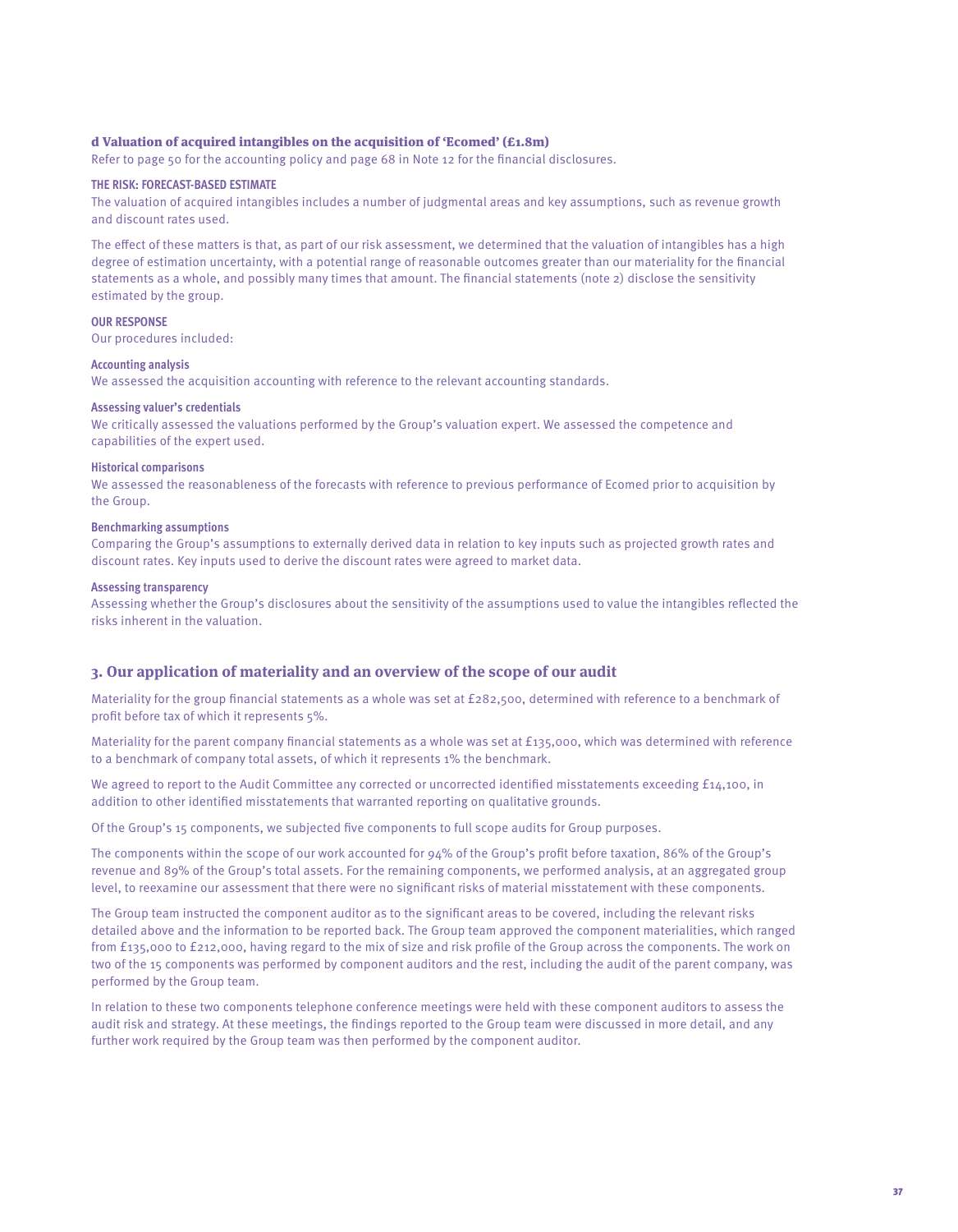### d Valuation of acquired intangibles on the acquisition of 'Ecomed' (£1.8m)

Refer to page 50 for the accounting policy and page 68 in Note 12 for the financial disclosures.

**THE RISK: FORECAST-BASED ESTIMATE**

The valuation of acquired intangibles includes a number of judgmental areas and key assumptions, such as revenue growth and discount rates used.

The effect of these matters is that, as part of our risk assessment, we determined that the valuation of intangibles has a high degree of estimation uncertainty, with a potential range of reasonable outcomes greater than our materiality for the financial statements as a whole, and possibly many times that amount. The financial statements (note 2) disclose the sensitivity estimated by the group.

**OUR RESPONSE**

Our procedures included:

**Accounting analysis**

We assessed the acquisition accounting with reference to the relevant accounting standards.

**Assessing valuer's credentials**

We critically assessed the valuations performed by the Group's valuation expert. We assessed the competence and capabilities of the expert used.

**Historical comparisons**

We assessed the reasonableness of the forecasts with reference to previous performance of Ecomed prior to acquisition by the Group.

**Benchmarking assumptions**

Comparing the Group's assumptions to externally derived data in relation to key inputs such as projected growth rates and discount rates. Key inputs used to derive the discount rates were agreed to market data.

**Assessing transparency**

Assessing whether the Group's disclosures about the sensitivity of the assumptions used to value the intangibles reflected the risks inherent in the valuation.

## 3. Our application of materiality and an overview of the scope of our audit

Materiality for the group financial statements as a whole was set at £282,500, determined with reference to a benchmark of profit before tax of which it represents 5%.

Materiality for the parent company financial statements as a whole was set at £135,000, which was determined with reference to a benchmark of company total assets, of which it represents 1% the benchmark.

We agreed to report to the Audit Committee any corrected or uncorrected identified misstatements exceeding £14,100, in addition to other identified misstatements that warranted reporting on qualitative grounds.

Of the Group's 15 components, we subjected five components to full scope audits for Group purposes.

The components within the scope of our work accounted for 94% of the Group's profit before taxation, 86% of the Group's revenue and 89% of the Group's total assets. For the remaining components, we performed analysis, at an aggregated group level, to reexamine our assessment that there were no significant risks of material misstatement with these components.

The Group team instructed the component auditor as to the significant areas to be covered, including the relevant risks detailed above and the information to be reported back. The Group team approved the component materialities, which ranged from £135,000 to £212,000, having regard to the mix of size and risk profile of the Group across the components. The work on two of the 15 components was performed by component auditors and the rest, including the audit of the parent company, was performed by the Group team.

In relation to these two components telephone conference meetings were held with these component auditors to assess the audit risk and strategy. At these meetings, the findings reported to the Group team were discussed in more detail, and any further work required by the Group team was then performed by the component auditor.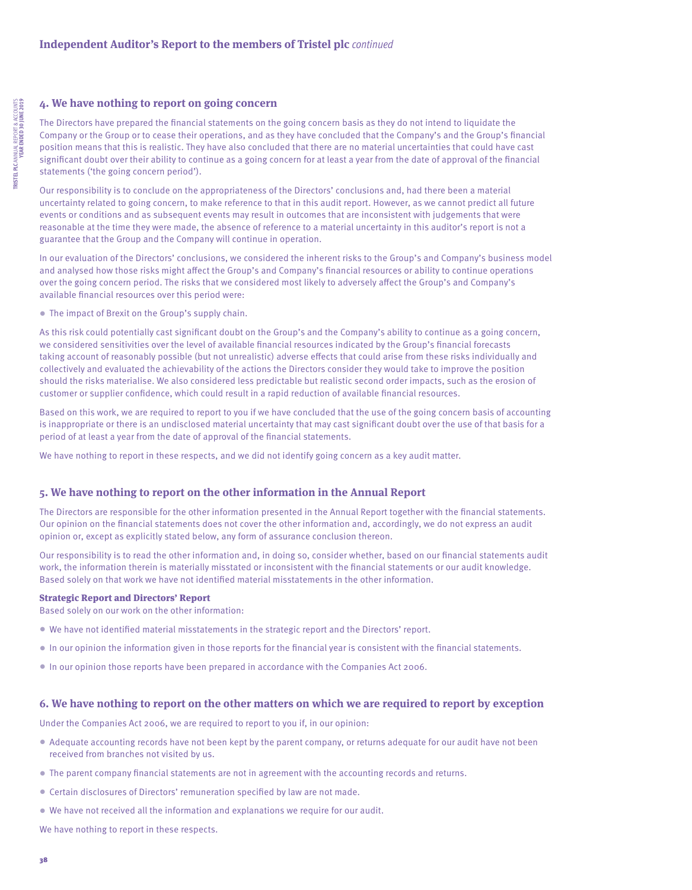## 4. We have nothing to report on going concern

The Directors have prepared the financial statements on the going concern basis as they do not intend to liquidate the Company or the Group or to cease their operations, and as they have concluded that the Company's and the Group's financial position means that this is realistic. They have also concluded that there are no material uncertainties that could have cast significant doubt over their ability to continue as a going concern for at least a year from the date of approval of the financial statements ('the going concern period').

Our responsibility is to conclude on the appropriateness of the Directors' conclusions and, had there been a material uncertainty related to going concern, to make reference to that in this audit report. However, as we cannot predict all future events or conditions and as subsequent events may result in outcomes that are inconsistent with judgements that were reasonable at the time they were made, the absence of reference to a material uncertainty in this auditor's report is not a guarantee that the Group and the Company will continue in operation.

In our evaluation of the Directors' conclusions, we considered the inherent risks to the Group's and Company's business model and analysed how those risks might affect the Group's and Company's financial resources or ability to continue operations over the going concern period. The risks that we considered most likely to adversely affect the Group's and Company's available financial resources over this period were:

- The impact of Brexit on the Group's supply chain.

As this risk could potentially cast significant doubt on the Group's and the Company's ability to continue as a going concern, we considered sensitivities over the level of available financial resources indicated by the Group's financial forecasts taking account of reasonably possible (but not unrealistic) adverse effects that could arise from these risks individually and collectively and evaluated the achievability of the actions the Directors consider they would take to improve the position should the risks materialise. We also considered less predictable but realistic second order impacts, such as the erosion of customer or supplier confidence, which could result in a rapid reduction of available financial resources.

Based on this work, we are required to report to you if we have concluded that the use of the going concern basis of accounting is inappropriate or there is an undisclosed material uncertainty that may cast significant doubt over the use of that basis for a period of at least a year from the date of approval of the financial statements.

We have nothing to report in these respects, and we did not identify going concern as a key audit matter.

## 5. We have nothing to report on the other information in the Annual Report

The Directors are responsible for the other information presented in the Annual Report together with the financial statements. Our opinion on the financial statements does not cover the other information and, accordingly, we do not express an audit opinion or, except as explicitly stated below, any form of assurance conclusion thereon.

Our responsibility is to read the other information and, in doing so, consider whether, based on our financial statements audit work, the information therein is materially misstated or inconsistent with the financial statements or our audit knowledge. Based solely on that work we have not identified material misstatements in the other information.

### Strategic Report and Directors' Report

Based solely on our work on the other information:

- We have not identified material misstatements in the strategic report and the Directors' report.
- In our opinion the information given in those reports for the financial year is consistent with the financial statements.
- In our opinion those reports have been prepared in accordance with the Companies Act 2006.

## 6. We have nothing to report on the other matters on which we are required to report by exception

Under the Companies Act 2006, we are required to report to you if, in our opinion:

- Adequate accounting records have not been kept by the parent company, or returns adequate for our audit have not been received from branches not visited by us.
- The parent company financial statements are not in agreement with the accounting records and returns.
- Certain disclosures of Directors' remuneration specified by law are not made.
- We have not received all the information and explanations we require for our audit.

We have nothing to report in these respects.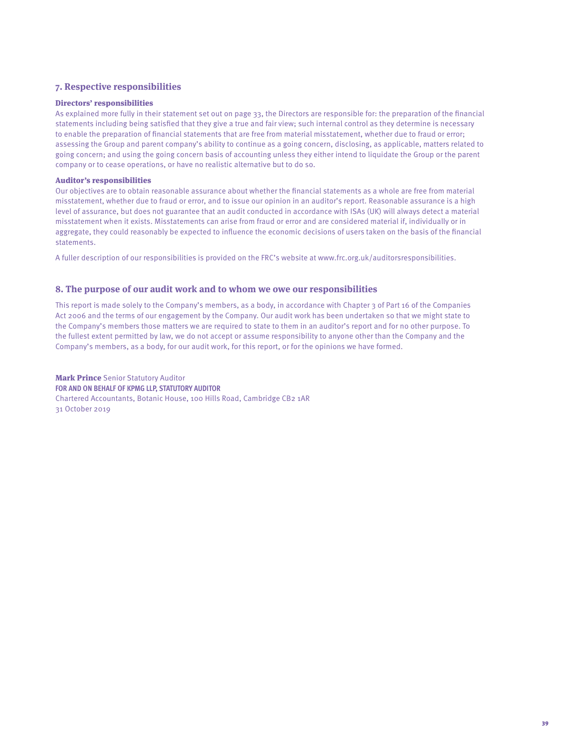## 7. Respective responsibilities

### Directors' responsibilities

As explained more fully in their statement set out on page 33, the Directors are responsible for: the preparation of the financial statements including being satisfied that they give a true and fair view; such internal control as they determine is necessary to enable the preparation of financial statements that are free from material misstatement, whether due to fraud or error; assessing the Group and parent company's ability to continue as a going concern, disclosing, as applicable, matters related to going concern; and using the going concern basis of accounting unless they either intend to liquidate the Group or the parent company or to cease operations, or have no realistic alternative but to do so.

### Auditor's responsibilities

Our objectives are to obtain reasonable assurance about whether the financial statements as a whole are free from material misstatement, whether due to fraud or error, and to issue our opinion in an auditor's report. Reasonable assurance is a high level of assurance, but does not guarantee that an audit conducted in accordance with ISAs (UK) will always detect a material misstatement when it exists. Misstatements can arise from fraud or error and are considered material if, individually or in aggregate, they could reasonably be expected to influence the economic decisions of users taken on the basis of the financial statements.

A fuller description of our responsibilities is provided on the FRC's website at www.frc.org.uk/auditorsresponsibilities.

## 8. The purpose of our audit work and to whom we owe our responsibilities

This report is made solely to the Company's members, as a body, in accordance with Chapter 3 of Part 16 of the Companies Act 2006 and the terms of our engagement by the Company. Our audit work has been undertaken so that we might state to the Company's members those matters we are required to state to them in an auditor's report and for no other purpose. To the fullest extent permitted by law, we do not accept or assume responsibility to anyone other than the Company and the Company's members, as a body, for our audit work, for this report, or for the opinions we have formed.

**Mark Prince** Senior Statutory Auditor
**FOR AND ON BEHALF OF KPMG LLP, STATUTORY AUDITOR**
Chartered Accountants, Botanic House, 100 Hills Road, Cambridge CB2 1AR
31 October 2019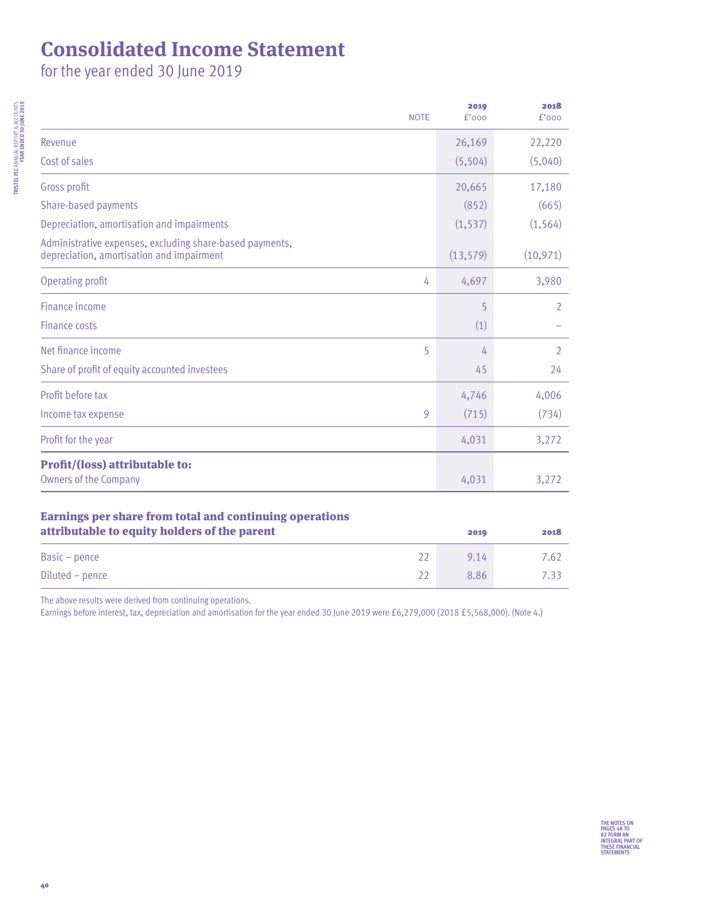# Consolidated Income Statement

for the year ended 30 June 2019

| | NOTE | 2019 £'000 | 2018 £'000 |
|---|---|---|---|
| Revenue | | 26,169 | 22,220 |
| Cost of sales | | (5,504) | (5,040) |
| Gross profit | | 20,665 | 17,180 |
| Share-based payments | | (852) | (665) |
| Depreciation, amortisation and impairments | | (1,537) | (1,564) |
| Administrative expenses, excluding share-based payments, depreciation, amortisation and impairment | | (13,579) | (10,971) |
| Operating profit | 4 | 4,697 | 3,980 |
| Finance income | | 5 | 2 |
| Finance costs | | (1) | – |
| Net finance income | 5 | 4 | 2 |
| Share of profit of equity accounted investees | | 45 | 24 |
| Profit before tax | | 4,746 | 4,006 |
| Income tax expense | 9 | (715) | (734) |
| Profit for the year | | 4,031 | 3,272 |
| **Profit/(loss) attributable to:** | | | |
| Owners of the Company | | 4,031 | 3,272 |

| **Earnings per share from total and continuing operations attributable to equity holders of the parent** | | 2019 | 2018 |
|---|---|---|---|
| Basic – pence | 22 | 9.14 | 7.62 |
| Diluted – pence | 22 | 8.86 | 7.33 |

The above results were derived from continuing operations.

Earnings before interest, tax, depreciation and amortisation for the year ended 30 June 2019 were £6,279,000 (2018 £5,568,000). (Note 4.)

THE NOTES ON PAGES 48 TO 82 FORM AN INTEGRAL PART OF THESE FINANCIAL STATEMENTS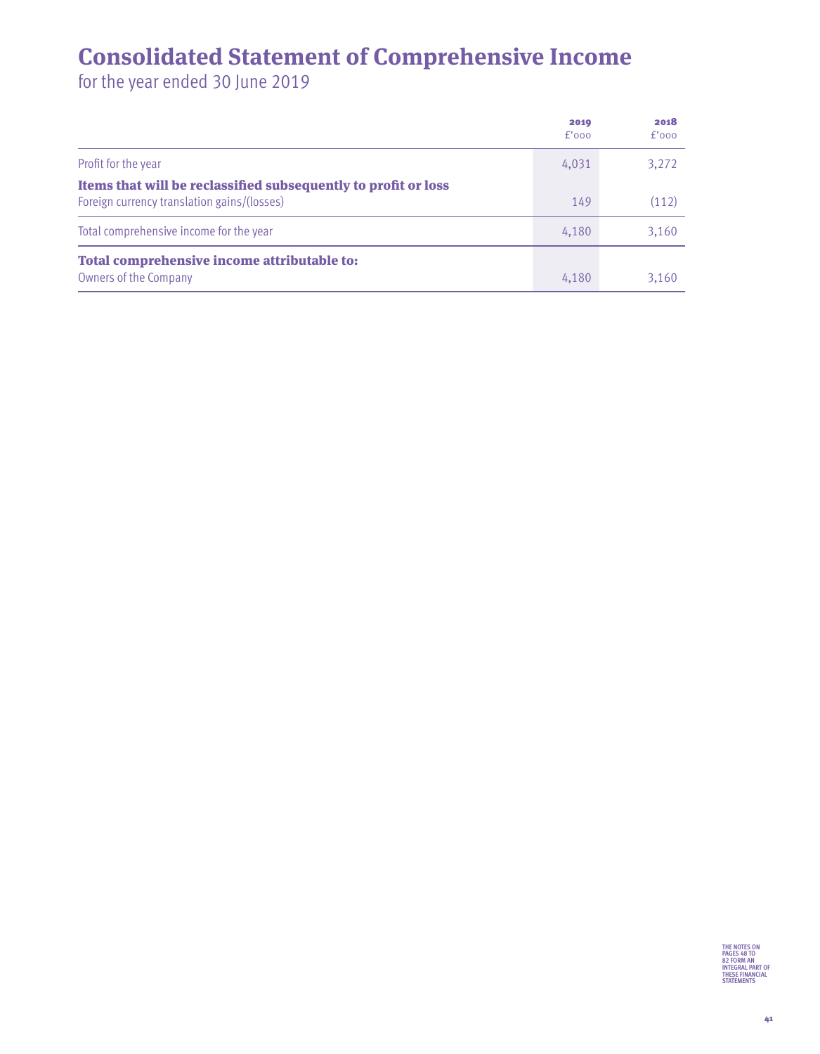# Consolidated Statement of Comprehensive Income

for the year ended 30 June 2019

| | 2019<br>£'000 | 2018<br>£'000 |
|---|---|---|
| Profit for the year | 4,031 | 3,272 |
| **Items that will be reclassified subsequently to profit or loss** | | |
| Foreign currency translation gains/(losses) | 149 | (112) |
| Total comprehensive income for the year | 4,180 | 3,160 |
| **Total comprehensive income attributable to:** | | |
| Owners of the Company | 4,180 | 3,160 |

THE NOTES ON PAGES 48 TO 82 FORM AN INTEGRAL PART OF THESE FINANCIAL STATEMENTS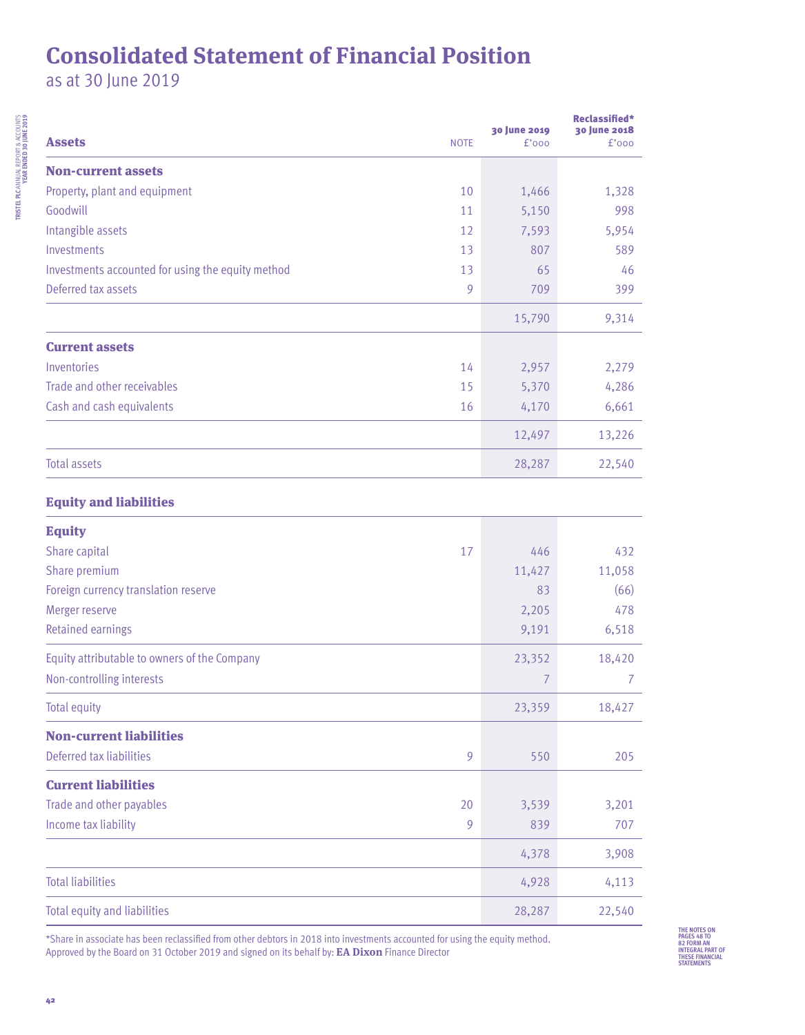# Consolidated Statement of Financial Position

as at 30 June 2019

| Assets | NOTE | 30 June 2019 £'000 | Reclassified* 30 June 2018 £'000 |
|---|---|---|---|
| **Non-current assets** | | | |
| Property, plant and equipment | 10 | 1,466 | 1,328 |
| Goodwill | 11 | 5,150 | 998 |
| Intangible assets | 12 | 7,593 | 5,954 |
| Investments | 13 | 807 | 589 |
| Investments accounted for using the equity method | 13 | 65 | 46 |
| Deferred tax assets | 9 | 709 | 399 |
| | | 15,790 | 9,314 |
| **Current assets** | | | |
| Inventories | 14 | 2,957 | 2,279 |
| Trade and other receivables | 15 | 5,370 | 4,286 |
| Cash and cash equivalents | 16 | 4,170 | 6,661 |
| | | 12,497 | 13,226 |
| Total assets | | 28,287 | 22,540 |
| **Equity and liabilities** | | | |
| **Equity** | | | |
| Share capital | 17 | 446 | 432 |
| Share premium | | 11,427 | 11,058 |
| Foreign currency translation reserve | | 83 | (66) |
| Merger reserve | | 2,205 | 478 |
| Retained earnings | | 9,191 | 6,518 |
| Equity attributable to owners of the Company | | 23,352 | 18,420 |
| Non-controlling interests | | 7 | 7 |
| Total equity | | 23,359 | 18,427 |
| **Non-current liabilities** | | | |
| Deferred tax liabilities | 9 | 550 | 205 |
| **Current liabilities** | | | |
| Trade and other payables | 20 | 3,539 | 3,201 |
| Income tax liability | 9 | 839 | 707 |
| | | 4,378 | 3,908 |
| Total liabilities | | 4,928 | 4,113 |
| Total equity and liabilities | | 28,287 | 22,540 |

*Share in associate has been reclassified from other debtors in 2018 into investments accounted for using the equity method.

Approved by the Board on 31 October 2019 and signed on its behalf by: **EA Dixon** Finance Director

THE NOTES ON PAGES 48 TO 82 FORM AN INTEGRAL PART OF THESE FINANCIAL STATEMENTS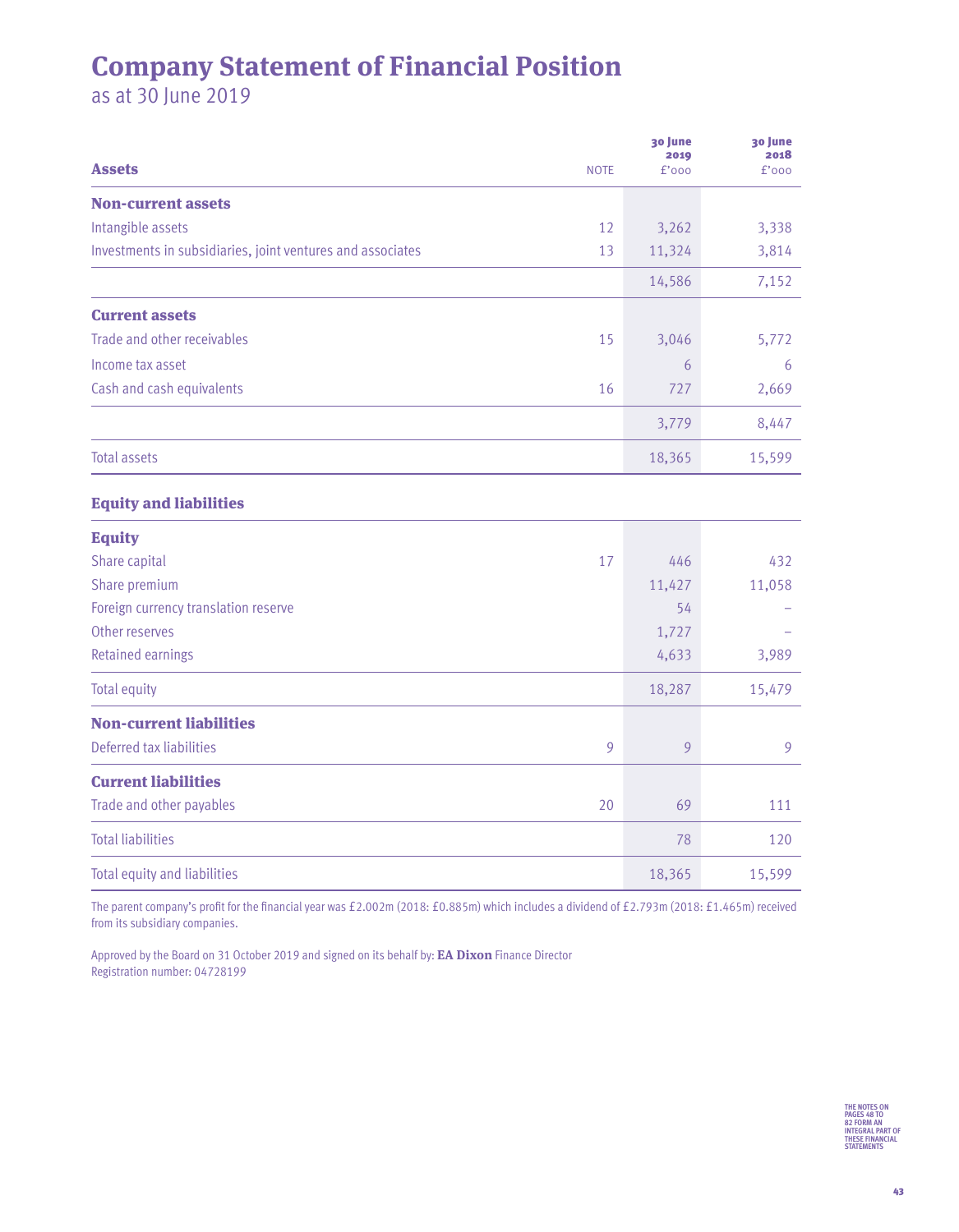# Company Statement of Financial Position

as at 30 June 2019

| Assets | NOTE | 30 June 2019 £'000 | 30 June 2018 £'000 |
|---|---|---|---|
| **Non-current assets** | | | |
| Intangible assets | 12 | 3,262 | 3,338 |
| Investments in subsidiaries, joint ventures and associates | 13 | 11,324 | 3,814 |
| | | 14,586 | 7,152 |
| **Current assets** | | | |
| Trade and other receivables | 15 | 3,046 | 5,772 |
| Income tax asset | | 6 | 6 |
| Cash and cash equivalents | 16 | 727 | 2,669 |
| | | 3,779 | 8,447 |
| Total assets | | 18,365 | 15,599 |
| **Equity and liabilities** | | | |
| **Equity** | | | |
| Share capital | 17 | 446 | 432 |
| Share premium | | 11,427 | 11,058 |
| Foreign currency translation reserve | | 54 | – |
| Other reserves | | 1,727 | – |
| Retained earnings | | 4,633 | 3,989 |
| Total equity | | 18,287 | 15,479 |
| **Non-current liabilities** | | | |
| Deferred tax liabilities | 9 | 9 | 9 |
| **Current liabilities** | | | |
| Trade and other payables | 20 | 69 | 111 |
| Total liabilities | | 78 | 120 |
| Total equity and liabilities | | 18,365 | 15,599 |

The parent company's profit for the financial year was £2.002m (2018: £0.885m) which includes a dividend of £2.793m (2018: £1.465m) received from its subsidiary companies.

Approved by the Board on 31 October 2019 and signed on its behalf by: **EA Dixon** Finance Director
Registration number: 04728199

THE NOTES ON PAGES 48 TO 82 FORM AN INTEGRAL PART OF THESE FINANCIAL STATEMENTS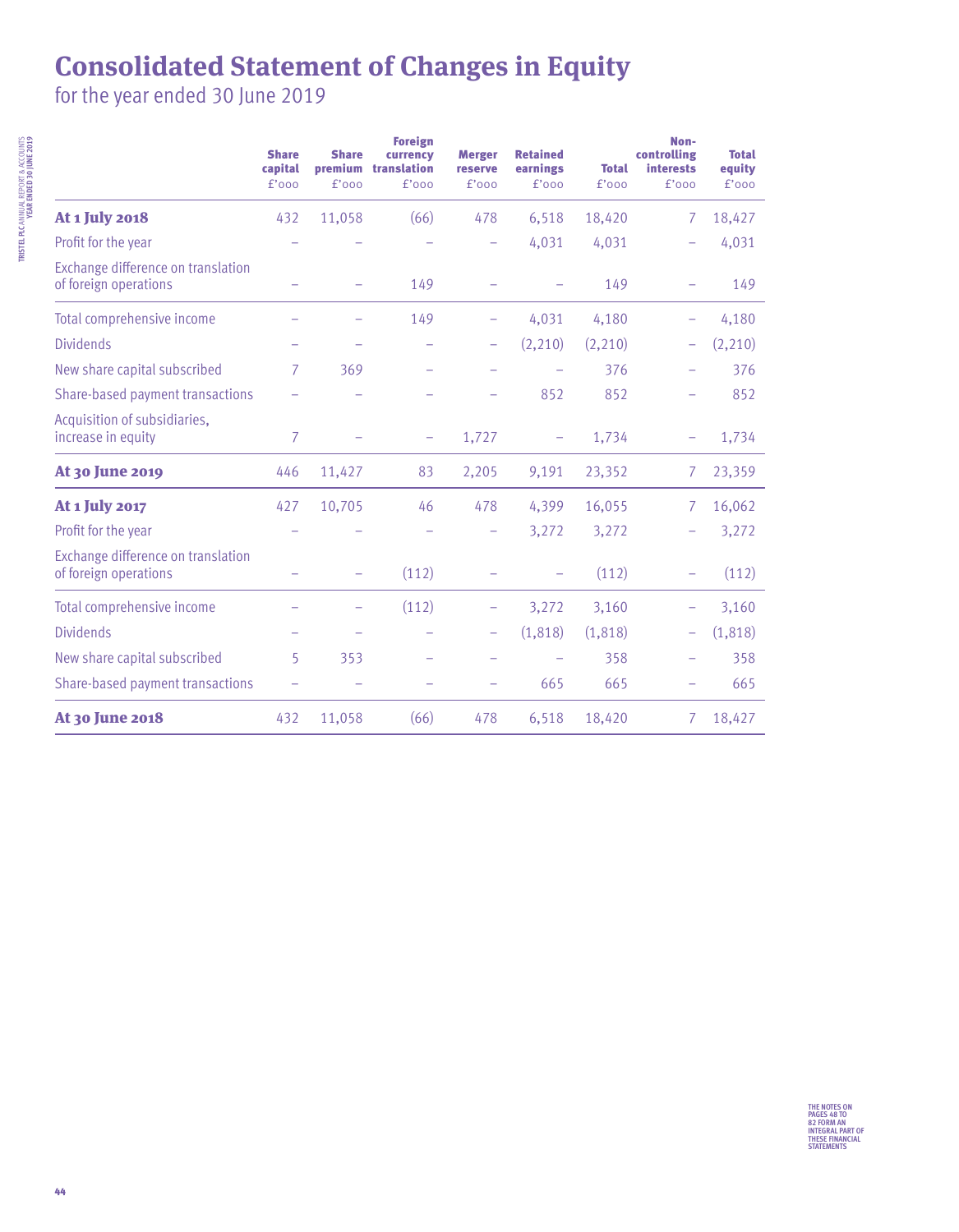# Consolidated Statement of Changes in Equity

for the year ended 30 June 2019

| | Share capital £'000 | Share premium £'000 | Foreign currency translation £'000 | Merger reserve £'000 | Retained earnings £'000 | Total £'000 | Non-controlling interests £'000 | Total equity £'000 |
|---|---|---|---|---|---|---|---|---|
| **At 1 July 2018** | 432 | 11,058 | (66) | 478 | 6,518 | 18,420 | 7 | 18,427 |
| Profit for the year | – | – | – | – | 4,031 | 4,031 | – | 4,031 |
| Exchange difference on translation of foreign operations | – | – | 149 | – | – | 149 | – | 149 |
| Total comprehensive income | – | – | 149 | – | 4,031 | 4,180 | – | 4,180 |
| Dividends | – | – | – | – | (2,210) | (2,210) | – | (2,210) |
| New share capital subscribed | 7 | 369 | – | – | – | 376 | – | 376 |
| Share-based payment transactions | – | – | – | – | 852 | 852 | – | 852 |
| Acquisition of subsidiaries, increase in equity | 7 | – | – | 1,727 | – | 1,734 | – | 1,734 |
| **At 30 June 2019** | 446 | 11,427 | 83 | 2,205 | 9,191 | 23,352 | 7 | 23,359 |
| **At 1 July 2017** | 427 | 10,705 | 46 | 478 | 4,399 | 16,055 | 7 | 16,062 |
| Profit for the year | – | – | – | – | 3,272 | 3,272 | – | 3,272 |
| Exchange difference on translation of foreign operations | – | – | (112) | – | – | (112) | – | (112) |
| Total comprehensive income | – | – | (112) | – | 3,272 | 3,160 | – | 3,160 |
| Dividends | – | – | – | – | (1,818) | (1,818) | – | (1,818) |
| New share capital subscribed | 5 | 353 | – | – | – | 358 | – | 358 |
| Share-based payment transactions | – | – | – | – | 665 | 665 | – | 665 |
| **At 30 June 2018** | 432 | 11,058 | (66) | 478 | 6,518 | 18,420 | 7 | 18,427 |

THE NOTES ON PAGES 48 TO 82 FORM AN INTEGRAL PART OF THESE FINANCIAL STATEMENTS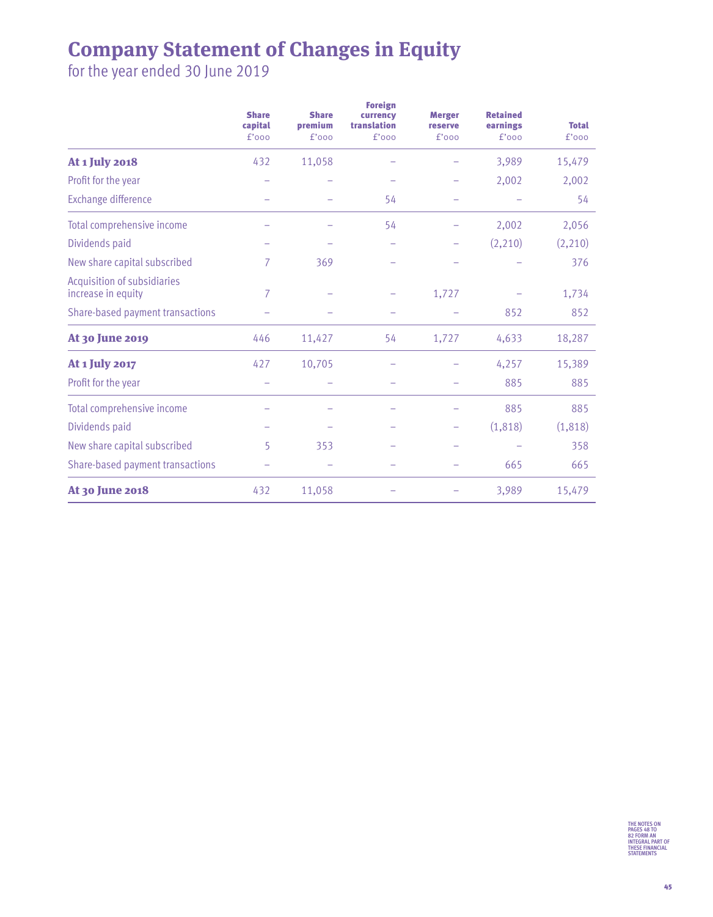# Company Statement of Changes in Equity

for the year ended 30 June 2019

| | Share capital £'000 | Share premium £'000 | Foreign currency translation £'000 | Merger reserve £'000 | Retained earnings £'000 | Total £'000 |
|---|---|---|---|---|---|---|
| **At 1 July 2018** | 432 | 11,058 | – | – | 3,989 | 15,479 |
| Profit for the year | – | – | – | – | 2,002 | 2,002 |
| Exchange difference | – | – | 54 | – | – | 54 |
| Total comprehensive income | – | – | 54 | – | 2,002 | 2,056 |
| Dividends paid | – | – | – | – | (2,210) | (2,210) |
| New share capital subscribed | 7 | 369 | – | – | – | 376 |
| Acquisition of subsidiaries increase in equity | 7 | – | – | 1,727 | – | 1,734 |
| Share-based payment transactions | – | – | – | – | 852 | 852 |
| **At 30 June 2019** | 446 | 11,427 | 54 | 1,727 | 4,633 | 18,287 |
| **At 1 July 2017** | 427 | 10,705 | – | – | 4,257 | 15,389 |
| Profit for the year | – | – | – | – | 885 | 885 |
| Total comprehensive income | – | – | – | – | 885 | 885 |
| Dividends paid | – | – | – | – | (1,818) | (1,818) |
| New share capital subscribed | 5 | 353 | – | – | – | 358 |
| Share-based payment transactions | – | – | – | – | 665 | 665 |
| **At 30 June 2018** | 432 | 11,058 | – | – | 3,989 | 15,479 |

THE NOTES ON PAGES 48 TO 82 FORM AN INTEGRAL PART OF THESE FINANCIAL STATEMENTS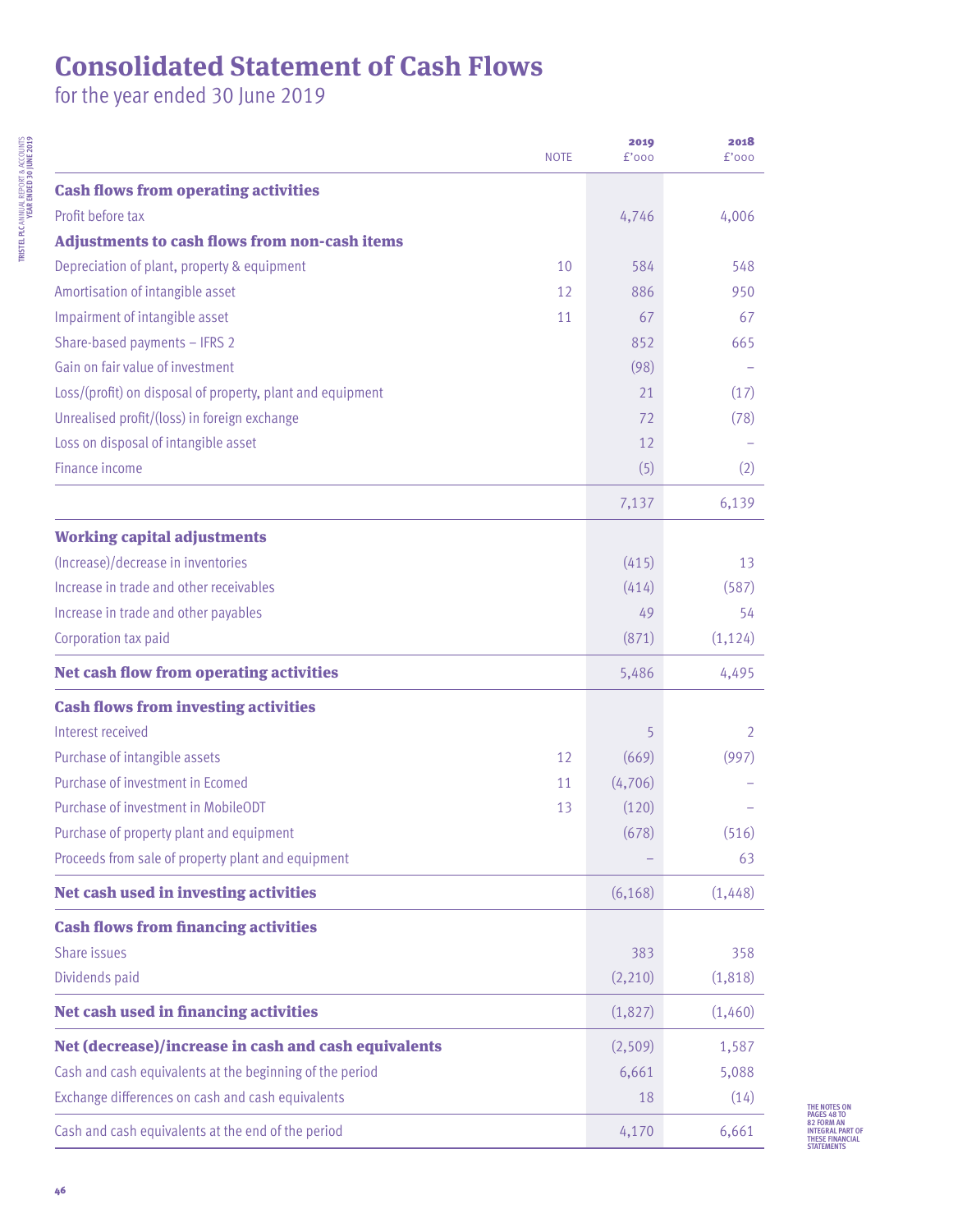# Consolidated Statement of Cash Flows

for the year ended 30 June 2019

| | NOTE | 2019 £'000 | 2018 £'000 |
|---|---|---|---|
| **Cash flows from operating activities** | | | |
| Profit before tax | | 4,746 | 4,006 |
| **Adjustments to cash flows from non-cash items** | | | |
| Depreciation of plant, property & equipment | 10 | 584 | 548 |
| Amortisation of intangible asset | 12 | 886 | 950 |
| Impairment of intangible asset | 11 | 67 | 67 |
| Share-based payments – IFRS 2 | | 852 | 665 |
| Gain on fair value of investment | | (98) | – |
| Loss/(profit) on disposal of property, plant and equipment | | 21 | (17) |
| Unrealised profit/(loss) in foreign exchange | | 72 | (78) |
| Loss on disposal of intangible asset | | 12 | – |
| Finance income | | (5) | (2) |
| | | 7,137 | 6,139 |
| **Working capital adjustments** | | | |
| (Increase)/decrease in inventories | | (415) | 13 |
| Increase in trade and other receivables | | (414) | (587) |
| Increase in trade and other payables | | 49 | 54 |
| Corporation tax paid | | (871) | (1,124) |
| **Net cash flow from operating activities** | | 5,486 | 4,495 |
| **Cash flows from investing activities** | | | |
| Interest received | | 5 | 2 |
| Purchase of intangible assets | 12 | (669) | (997) |
| Purchase of investment in Ecomed | 11 | (4,706) | – |
| Purchase of investment in MobileODT | 13 | (120) | – |
| Purchase of property plant and equipment | | (678) | (516) |
| Proceeds from sale of property plant and equipment | | – | 63 |
| **Net cash used in investing activities** | | (6,168) | (1,448) |
| **Cash flows from financing activities** | | | |
| Share issues | | 383 | 358 |
| Dividends paid | | (2,210) | (1,818) |
| **Net cash used in financing activities** | | (1,827) | (1,460) |
| **Net (decrease)/increase in cash and cash equivalents** | | (2,509) | 1,587 |
| Cash and cash equivalents at the beginning of the period | | 6,661 | 5,088 |
| Exchange differences on cash and cash equivalents | | 18 | (14) |
| Cash and cash equivalents at the end of the period | | 4,170 | 6,661 |

THE NOTES ON PAGES 48 TO 82 FORM AN INTEGRAL PART OF THESE FINANCIAL STATEMENTS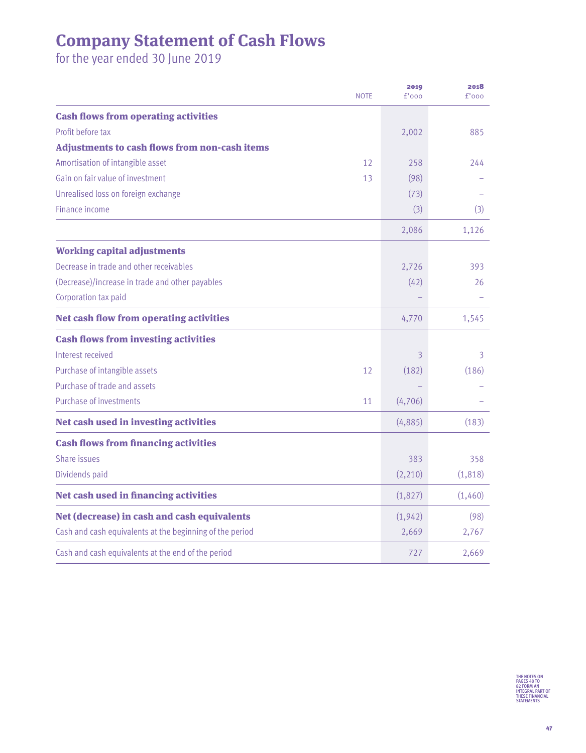# Company Statement of Cash Flows

for the year ended 30 June 2019

| | NOTE | 2019 £'000 | 2018 £'000 |
|---|---|---|---|
| **Cash flows from operating activities** | | | |
| Profit before tax | | 2,002 | 885 |
| **Adjustments to cash flows from non-cash items** | | | |
| Amortisation of intangible asset | 12 | 258 | 244 |
| Gain on fair value of investment | 13 | (98) | – |
| Unrealised loss on foreign exchange | | (73) | – |
| Finance income | | (3) | (3) |
| | | 2,086 | 1,126 |
| **Working capital adjustments** | | | |
| Decrease in trade and other receivables | | 2,726 | 393 |
| (Decrease)/increase in trade and other payables | | (42) | 26 |
| Corporation tax paid | | – | – |
| **Net cash flow from operating activities** | | 4,770 | 1,545 |
| **Cash flows from investing activities** | | | |
| Interest received | | 3 | 3 |
| Purchase of intangible assets | 12 | (182) | (186) |
| Purchase of trade and assets | | – | – |
| Purchase of investments | 11 | (4,706) | – |
| **Net cash used in investing activities** | | (4,885) | (183) |
| **Cash flows from financing activities** | | | |
| Share issues | | 383 | 358 |
| Dividends paid | | (2,210) | (1,818) |
| **Net cash used in financing activities** | | (1,827) | (1,460) |
| **Net (decrease) in cash and cash equivalents** | | (1,942) | (98) |
| Cash and cash equivalents at the beginning of the period | | 2,669 | 2,767 |
| Cash and cash equivalents at the end of the period | | 727 | 2,669 |

THE NOTES ON PAGES 48 TO 82 FORM AN INTEGRAL PART OF THESE FINANCIAL STATEMENTS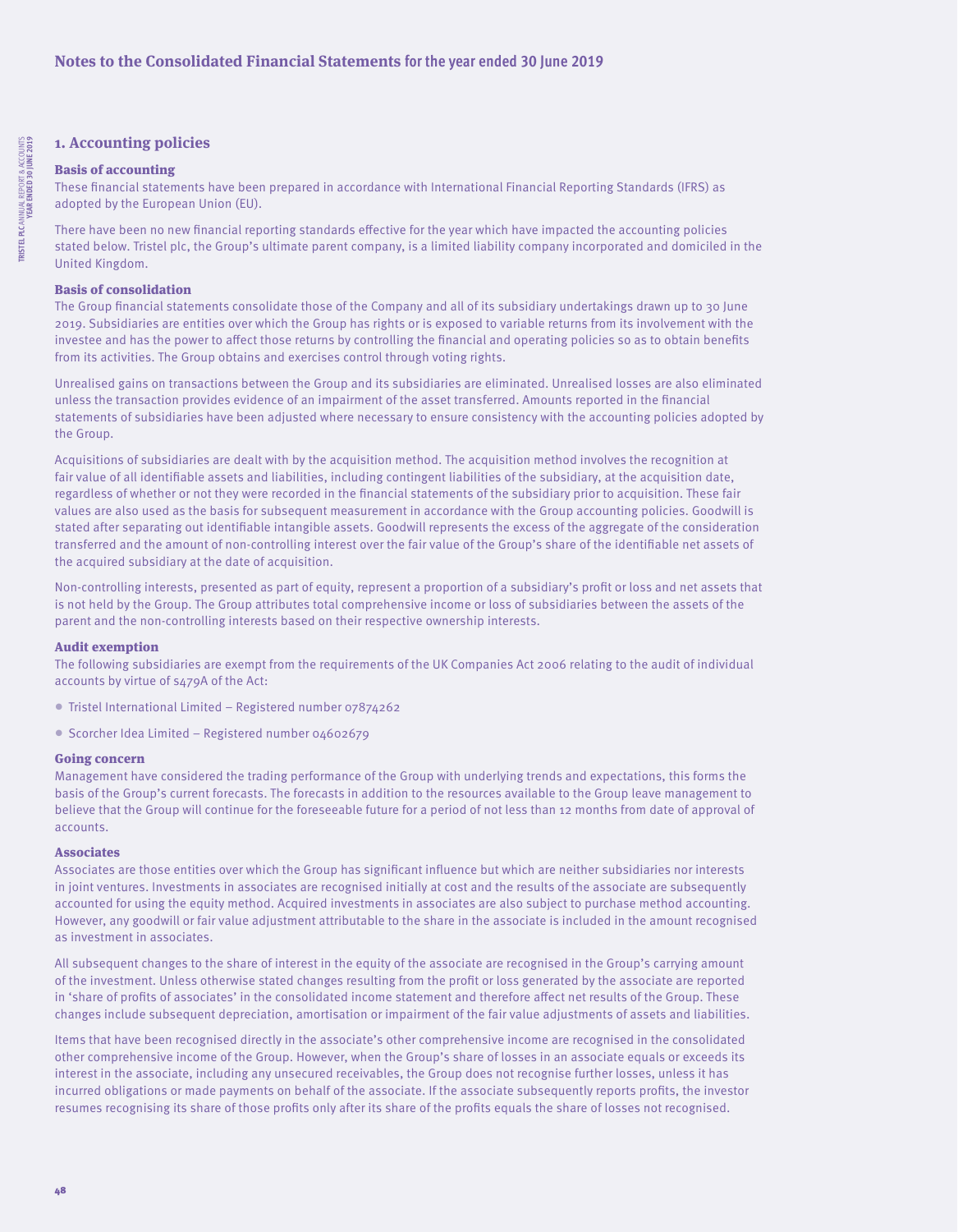# Notes to the Consolidated Financial Statements for the year ended 30 June 2019

## 1. Accounting policies

### Basis of accounting

These financial statements have been prepared in accordance with International Financial Reporting Standards (IFRS) as adopted by the European Union (EU).

There have been no new financial reporting standards effective for the year which have impacted the accounting policies stated below. Tristel plc, the Group's ultimate parent company, is a limited liability company incorporated and domiciled in the United Kingdom.

### Basis of consolidation

The Group financial statements consolidate those of the Company and all of its subsidiary undertakings drawn up to 30 June 2019. Subsidiaries are entities over which the Group has rights or is exposed to variable returns from its involvement with the investee and has the power to affect those returns by controlling the financial and operating policies so as to obtain benefits from its activities. The Group obtains and exercises control through voting rights.

Unrealised gains on transactions between the Group and its subsidiaries are eliminated. Unrealised losses are also eliminated unless the transaction provides evidence of an impairment of the asset transferred. Amounts reported in the financial statements of subsidiaries have been adjusted where necessary to ensure consistency with the accounting policies adopted by the Group.

Acquisitions of subsidiaries are dealt with by the acquisition method. The acquisition method involves the recognition at fair value of all identifiable assets and liabilities, including contingent liabilities of the subsidiary, at the acquisition date, regardless of whether or not they were recorded in the financial statements of the subsidiary prior to acquisition. These fair values are also used as the basis for subsequent measurement in accordance with the Group accounting policies. Goodwill is stated after separating out identifiable intangible assets. Goodwill represents the excess of the aggregate of the consideration transferred and the amount of non-controlling interest over the fair value of the Group's share of the identifiable net assets of the acquired subsidiary at the date of acquisition.

Non-controlling interests, presented as part of equity, represent a proportion of a subsidiary's profit or loss and net assets that is not held by the Group. The Group attributes total comprehensive income or loss of subsidiaries between the assets of the parent and the non-controlling interests based on their respective ownership interests.

### Audit exemption

The following subsidiaries are exempt from the requirements of the UK Companies Act 2006 relating to the audit of individual accounts by virtue of s479A of the Act:

- Tristel International Limited – Registered number 07874262
- Scorcher Idea Limited – Registered number 04602679

### Going concern

Management have considered the trading performance of the Group with underlying trends and expectations, this forms the basis of the Group's current forecasts. The forecasts in addition to the resources available to the Group leave management to believe that the Group will continue for the foreseeable future for a period of not less than 12 months from date of approval of accounts.

### Associates

Associates are those entities over which the Group has significant influence but which are neither subsidiaries nor interests in joint ventures. Investments in associates are recognised initially at cost and the results of the associate are subsequently accounted for using the equity method. Acquired investments in associates are also subject to purchase method accounting. However, any goodwill or fair value adjustment attributable to the share in the associate is included in the amount recognised as investment in associates.

All subsequent changes to the share of interest in the equity of the associate are recognised in the Group's carrying amount of the investment. Unless otherwise stated changes resulting from the profit or loss generated by the associate are reported in 'share of profits of associates' in the consolidated income statement and therefore affect net results of the Group. These changes include subsequent depreciation, amortisation or impairment of the fair value adjustments of assets and liabilities.

Items that have been recognised directly in the associate's other comprehensive income are recognised in the consolidated other comprehensive income of the Group. However, when the Group's share of losses in an associate equals or exceeds its interest in the associate, including any unsecured receivables, the Group does not recognise further losses, unless it has incurred obligations or made payments on behalf of the associate. If the associate subsequently reports profits, the investor resumes recognising its share of those profits only after its share of the profits equals the share of losses not recognised.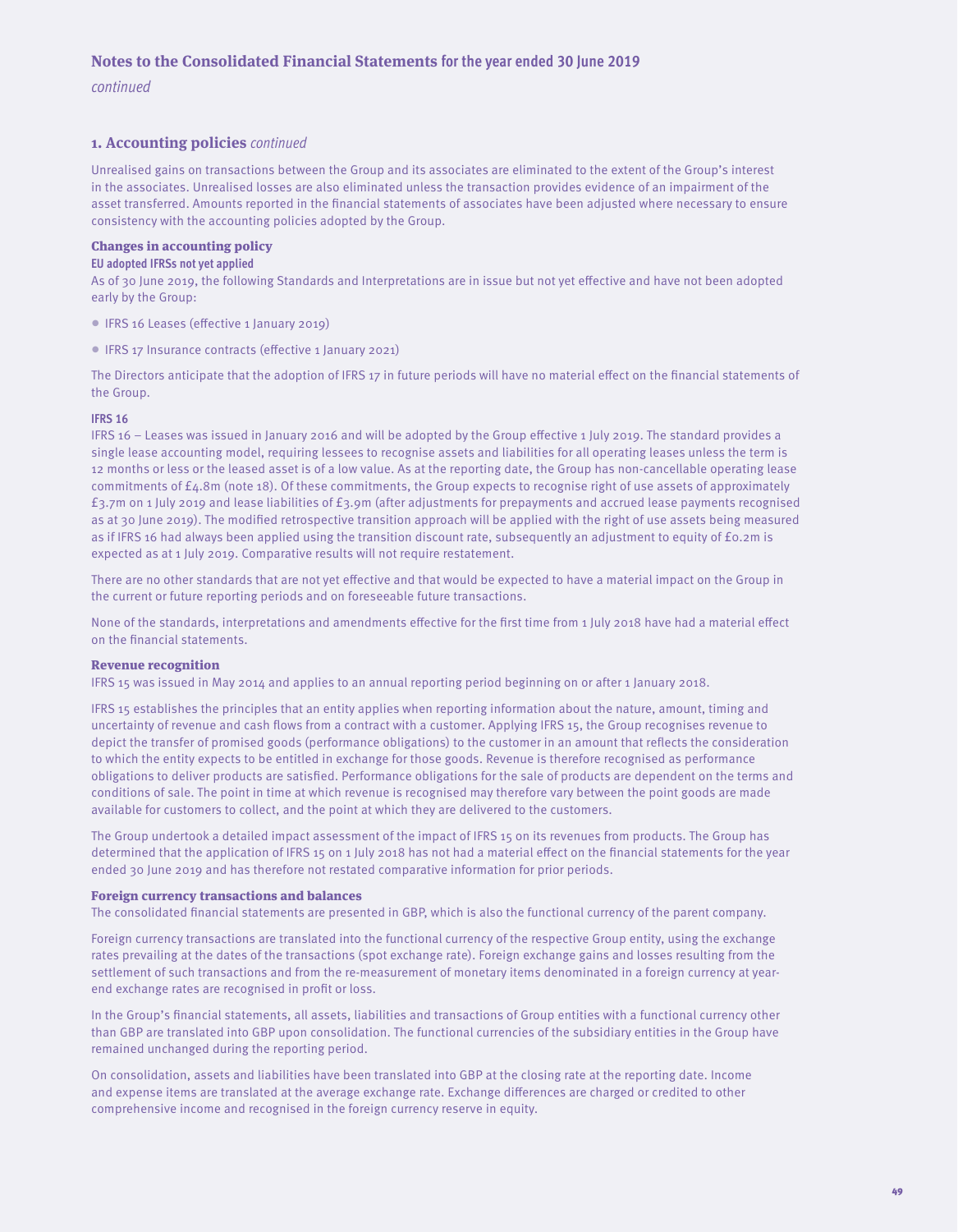## 1. Accounting policies *continued*

Unrealised gains on transactions between the Group and its associates are eliminated to the extent of the Group's interest in the associates. Unrealised losses are also eliminated unless the transaction provides evidence of an impairment of the asset transferred. Amounts reported in the financial statements of associates have been adjusted where necessary to ensure consistency with the accounting policies adopted by the Group.

### Changes in accounting policy

**EU adopted IFRSs not yet applied**

As of 30 June 2019, the following Standards and Interpretations are in issue but not yet effective and have not been adopted early by the Group:

- IFRS 16 Leases (effective 1 January 2019)
- IFRS 17 Insurance contracts (effective 1 January 2021)

The Directors anticipate that the adoption of IFRS 17 in future periods will have no material effect on the financial statements of the Group.

**IFRS 16**

IFRS 16 – Leases was issued in January 2016 and will be adopted by the Group effective 1 July 2019. The standard provides a single lease accounting model, requiring lessees to recognise assets and liabilities for all operating leases unless the term is 12 months or less or the leased asset is of a low value. As at the reporting date, the Group has non-cancellable operating lease commitments of £4.8m (note 18). Of these commitments, the Group expects to recognise right of use assets of approximately £3.7m on 1 July 2019 and lease liabilities of £3.9m (after adjustments for prepayments and accrued lease payments recognised as at 30 June 2019). The modified retrospective transition approach will be applied with the right of use assets being measured as if IFRS 16 had always been applied using the transition discount rate, subsequently an adjustment to equity of £0.2m is expected as at 1 July 2019. Comparative results will not require restatement.

There are no other standards that are not yet effective and that would be expected to have a material impact on the Group in the current or future reporting periods and on foreseeable future transactions.

None of the standards, interpretations and amendments effective for the first time from 1 July 2018 have had a material effect on the financial statements.

### Revenue recognition

IFRS 15 was issued in May 2014 and applies to an annual reporting period beginning on or after 1 January 2018.

IFRS 15 establishes the principles that an entity applies when reporting information about the nature, amount, timing and uncertainty of revenue and cash flows from a contract with a customer. Applying IFRS 15, the Group recognises revenue to depict the transfer of promised goods (performance obligations) to the customer in an amount that reflects the consideration to which the entity expects to be entitled in exchange for those goods. Revenue is therefore recognised as performance obligations to deliver products are satisfied. Performance obligations for the sale of products are dependent on the terms and conditions of sale. The point in time at which revenue is recognised may therefore vary between the point goods are made available for customers to collect, and the point at which they are delivered to the customers.

The Group undertook a detailed impact assessment of the impact of IFRS 15 on its revenues from products. The Group has determined that the application of IFRS 15 on 1 July 2018 has not had a material effect on the financial statements for the year ended 30 June 2019 and has therefore not restated comparative information for prior periods.

### Foreign currency transactions and balances

The consolidated financial statements are presented in GBP, which is also the functional currency of the parent company.

Foreign currency transactions are translated into the functional currency of the respective Group entity, using the exchange rates prevailing at the dates of the transactions (spot exchange rate). Foreign exchange gains and losses resulting from the settlement of such transactions and from the re-measurement of monetary items denominated in a foreign currency at year-end exchange rates are recognised in profit or loss.

In the Group's financial statements, all assets, liabilities and transactions of Group entities with a functional currency other than GBP are translated into GBP upon consolidation. The functional currencies of the subsidiary entities in the Group have remained unchanged during the reporting period.

On consolidation, assets and liabilities have been translated into GBP at the closing rate at the reporting date. Income and expense items are translated at the average exchange rate. Exchange differences are charged or credited to other comprehensive income and recognised in the foreign currency reserve in equity.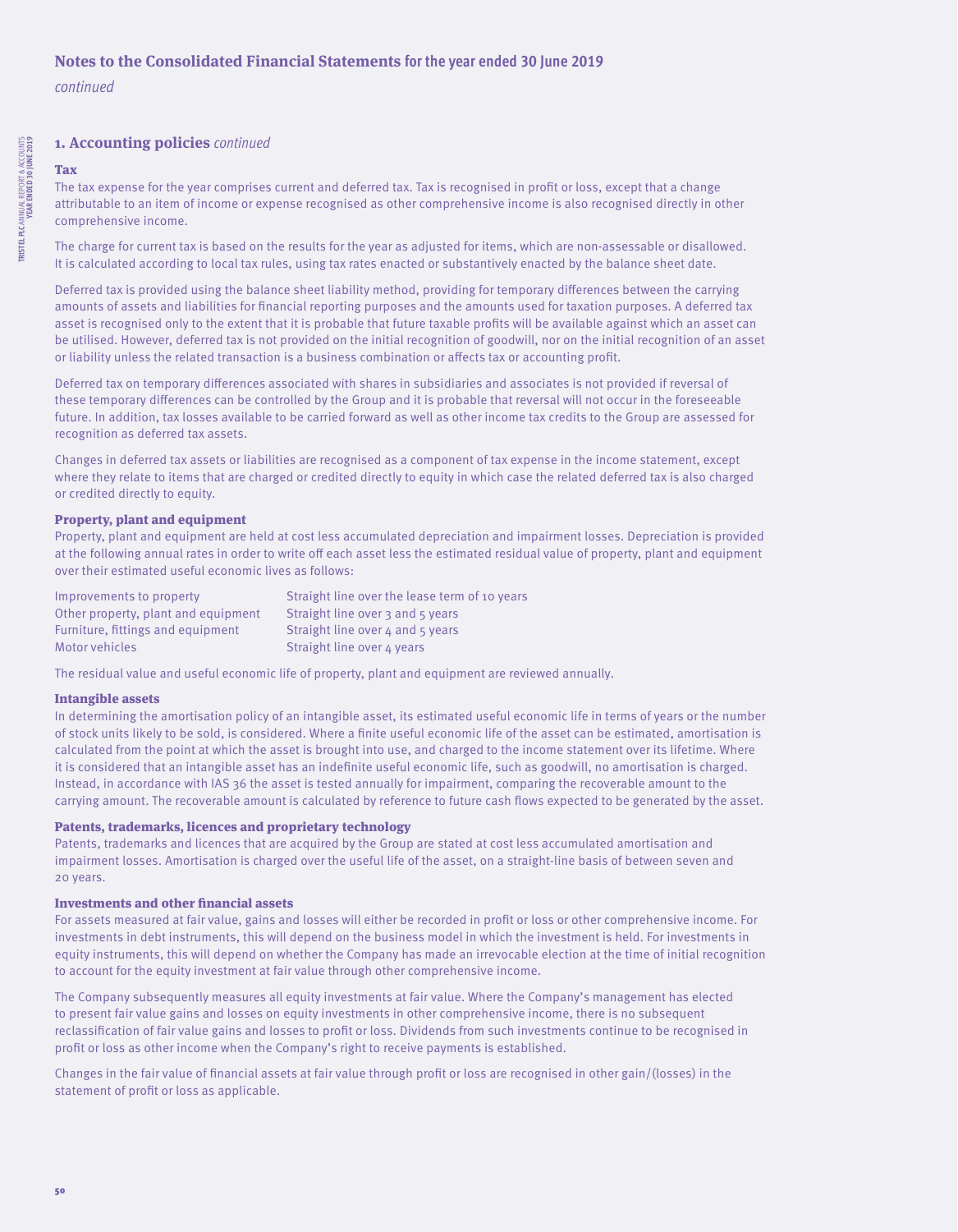# Notes to the Consolidated Financial Statements for the year ended 30 June 2019

*continued*

## 1. Accounting policies *continued*

### Tax

The tax expense for the year comprises current and deferred tax. Tax is recognised in profit or loss, except that a change attributable to an item of income or expense recognised as other comprehensive income is also recognised directly in other comprehensive income.

The charge for current tax is based on the results for the year as adjusted for items, which are non-assessable or disallowed. It is calculated according to local tax rules, using tax rates enacted or substantively enacted by the balance sheet date.

Deferred tax is provided using the balance sheet liability method, providing for temporary differences between the carrying amounts of assets and liabilities for financial reporting purposes and the amounts used for taxation purposes. A deferred tax asset is recognised only to the extent that it is probable that future taxable profits will be available against which an asset can be utilised. However, deferred tax is not provided on the initial recognition of goodwill, nor on the initial recognition of an asset or liability unless the related transaction is a business combination or affects tax or accounting profit.

Deferred tax on temporary differences associated with shares in subsidiaries and associates is not provided if reversal of these temporary differences can be controlled by the Group and it is probable that reversal will not occur in the foreseeable future. In addition, tax losses available to be carried forward as well as other income tax credits to the Group are assessed for recognition as deferred tax assets.

Changes in deferred tax assets or liabilities are recognised as a component of tax expense in the income statement, except where they relate to items that are charged or credited directly to equity in which case the related deferred tax is also charged or credited directly to equity.

### Property, plant and equipment

Property, plant and equipment are held at cost less accumulated depreciation and impairment losses. Depreciation is provided at the following annual rates in order to write off each asset less the estimated residual value of property, plant and equipment over their estimated useful economic lives as follows:

| | |
|---|---|
| Improvements to property | Straight line over the lease term of 10 years |
| Other property, plant and equipment | Straight line over 3 and 5 years |
| Furniture, fittings and equipment | Straight line over 4 and 5 years |
| Motor vehicles | Straight line over 4 years |

The residual value and useful economic life of property, plant and equipment are reviewed annually.

### Intangible assets

In determining the amortisation policy of an intangible asset, its estimated useful economic life in terms of years or the number of stock units likely to be sold, is considered. Where a finite useful economic life of the asset can be estimated, amortisation is calculated from the point at which the asset is brought into use, and charged to the income statement over its lifetime. Where it is considered that an intangible asset has an indefinite useful economic life, such as goodwill, no amortisation is charged. Instead, in accordance with IAS 36 the asset is tested annually for impairment, comparing the recoverable amount to the carrying amount. The recoverable amount is calculated by reference to future cash flows expected to be generated by the asset.

### Patents, trademarks, licences and proprietary technology

Patents, trademarks and licences that are acquired by the Group are stated at cost less accumulated amortisation and impairment losses. Amortisation is charged over the useful life of the asset, on a straight-line basis of between seven and 20 years.

### Investments and other financial assets

For assets measured at fair value, gains and losses will either be recorded in profit or loss or other comprehensive income. For investments in debt instruments, this will depend on the business model in which the investment is held. For investments in equity instruments, this will depend on whether the Company has made an irrevocable election at the time of initial recognition to account for the equity investment at fair value through other comprehensive income.

The Company subsequently measures all equity investments at fair value. Where the Company's management has elected to present fair value gains and losses on equity investments in other comprehensive income, there is no subsequent reclassification of fair value gains and losses to profit or loss. Dividends from such investments continue to be recognised in profit or loss as other income when the Company's right to receive payments is established.

Changes in the fair value of financial assets at fair value through profit or loss are recognised in other gain/(losses) in the statement of profit or loss as applicable.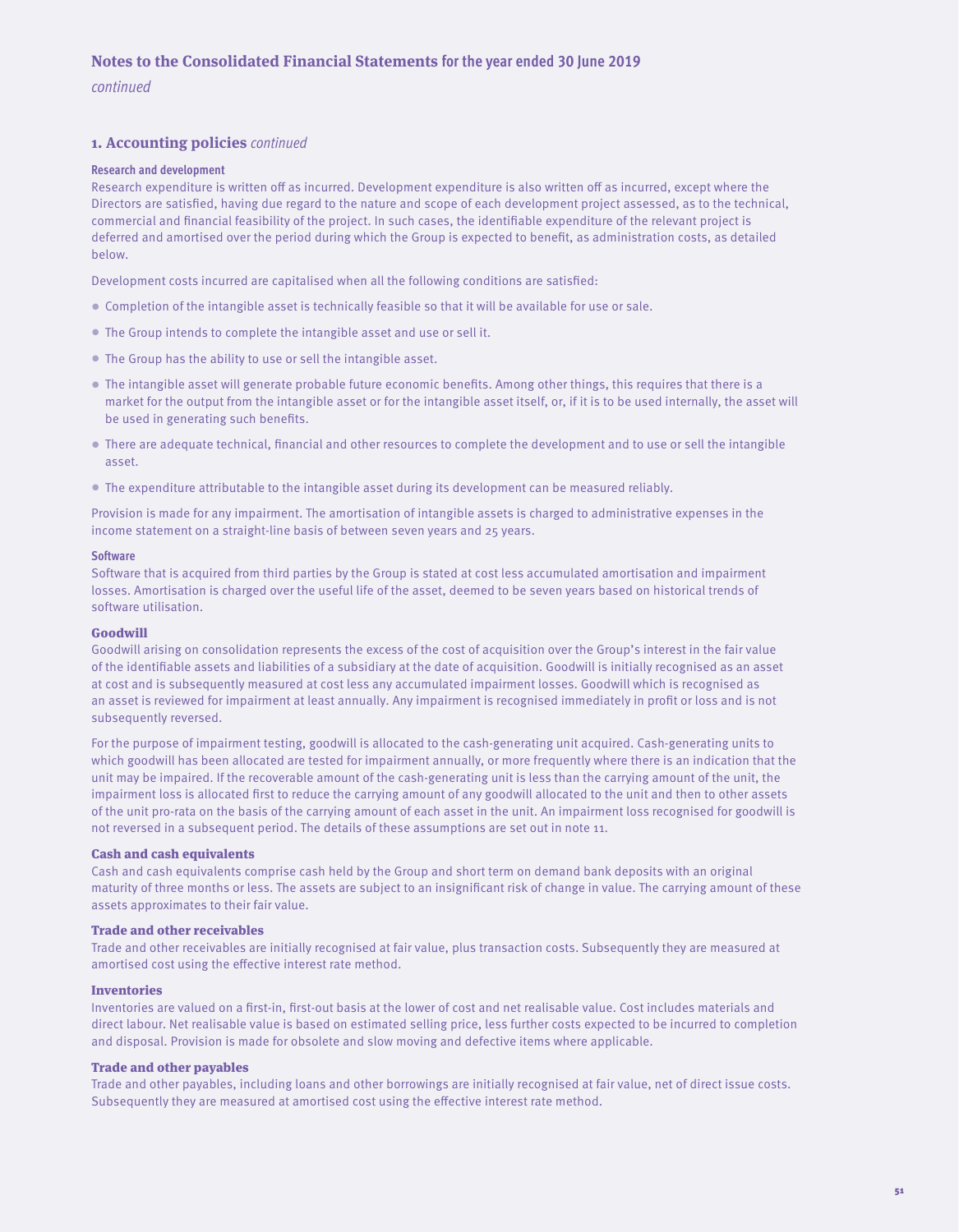# Notes to the Consolidated Financial Statements for the year ended 30 June 2019

*continued*

## 1. Accounting policies *continued*

### Research and development

Research expenditure is written off as incurred. Development expenditure is also written off as incurred, except where the Directors are satisfied, having due regard to the nature and scope of each development project assessed, as to the technical, commercial and financial feasibility of the project. In such cases, the identifiable expenditure of the relevant project is deferred and amortised over the period during which the Group is expected to benefit, as administration costs, as detailed below.

Development costs incurred are capitalised when all the following conditions are satisfied:

- Completion of the intangible asset is technically feasible so that it will be available for use or sale.
- The Group intends to complete the intangible asset and use or sell it.
- The Group has the ability to use or sell the intangible asset.
- The intangible asset will generate probable future economic benefits. Among other things, this requires that there is a market for the output from the intangible asset or for the intangible asset itself, or, if it is to be used internally, the asset will be used in generating such benefits.
- There are adequate technical, financial and other resources to complete the development and to use or sell the intangible asset.
- The expenditure attributable to the intangible asset during its development can be measured reliably.

Provision is made for any impairment. The amortisation of intangible assets is charged to administrative expenses in the income statement on a straight-line basis of between seven years and 25 years.

### Software

Software that is acquired from third parties by the Group is stated at cost less accumulated amortisation and impairment losses. Amortisation is charged over the useful life of the asset, deemed to be seven years based on historical trends of software utilisation.

### Goodwill

Goodwill arising on consolidation represents the excess of the cost of acquisition over the Group's interest in the fair value of the identifiable assets and liabilities of a subsidiary at the date of acquisition. Goodwill is initially recognised as an asset at cost and is subsequently measured at cost less any accumulated impairment losses. Goodwill which is recognised as an asset is reviewed for impairment at least annually. Any impairment is recognised immediately in profit or loss and is not subsequently reversed.

For the purpose of impairment testing, goodwill is allocated to the cash-generating unit acquired. Cash-generating units to which goodwill has been allocated are tested for impairment annually, or more frequently where there is an indication that the unit may be impaired. If the recoverable amount of the cash-generating unit is less than the carrying amount of the unit, the impairment loss is allocated first to reduce the carrying amount of any goodwill allocated to the unit and then to other assets of the unit pro-rata on the basis of the carrying amount of each asset in the unit. An impairment loss recognised for goodwill is not reversed in a subsequent period. The details of these assumptions are set out in note 11.

### Cash and cash equivalents

Cash and cash equivalents comprise cash held by the Group and short term on demand bank deposits with an original maturity of three months or less. The assets are subject to an insignificant risk of change in value. The carrying amount of these assets approximates to their fair value.

### Trade and other receivables

Trade and other receivables are initially recognised at fair value, plus transaction costs. Subsequently they are measured at amortised cost using the effective interest rate method.

### Inventories

Inventories are valued on a first-in, first-out basis at the lower of cost and net realisable value. Cost includes materials and direct labour. Net realisable value is based on estimated selling price, less further costs expected to be incurred to completion and disposal. Provision is made for obsolete and slow moving and defective items where applicable.

### Trade and other payables

Trade and other payables, including loans and other borrowings are initially recognised at fair value, net of direct issue costs. Subsequently they are measured at amortised cost using the effective interest rate method.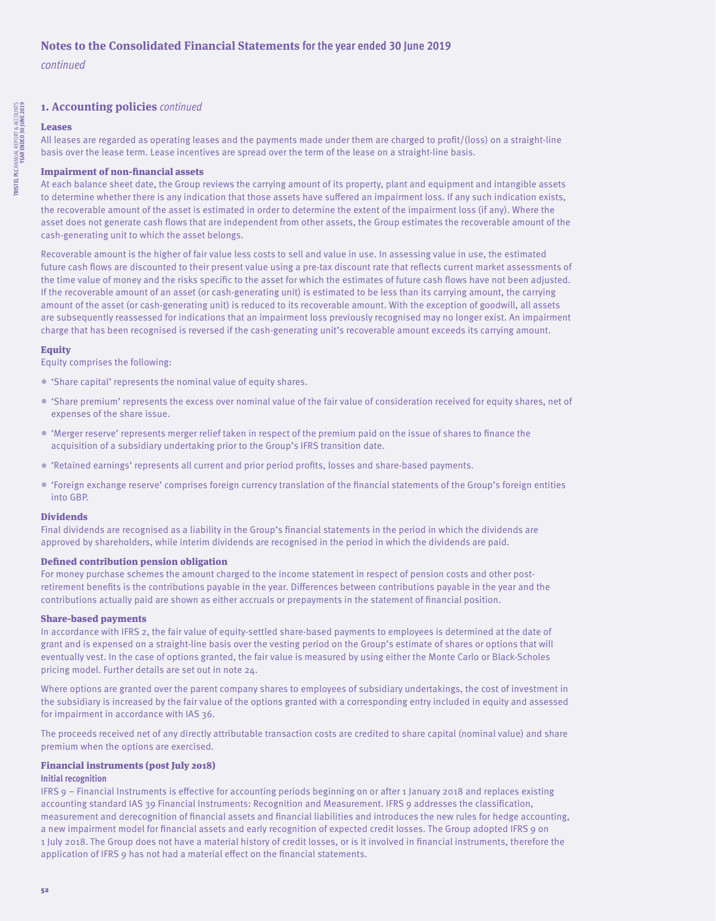# Notes to the Consolidated Financial Statements for the year ended 30 June 2019

*continued*

## 1. Accounting policies *continued*

### Leases

All leases are regarded as operating leases and the payments made under them are charged to profit/(loss) on a straight-line basis over the lease term. Lease incentives are spread over the term of the lease on a straight-line basis.

### Impairment of non-financial assets

At each balance sheet date, the Group reviews the carrying amount of its property, plant and equipment and intangible assets to determine whether there is any indication that those assets have suffered an impairment loss. If any such indication exists, the recoverable amount of the asset is estimated in order to determine the extent of the impairment loss (if any). Where the asset does not generate cash flows that are independent from other assets, the Group estimates the recoverable amount of the cash-generating unit to which the asset belongs.

Recoverable amount is the higher of fair value less costs to sell and value in use. In assessing value in use, the estimated future cash flows are discounted to their present value using a pre-tax discount rate that reflects current market assessments of the time value of money and the risks specific to the asset for which the estimates of future cash flows have not been adjusted. If the recoverable amount of an asset (or cash-generating unit) is estimated to be less than its carrying amount, the carrying amount of the asset (or cash-generating unit) is reduced to its recoverable amount. With the exception of goodwill, all assets are subsequently reassessed for indications that an impairment loss previously recognised may no longer exist. An impairment charge that has been recognised is reversed if the cash-generating unit's recoverable amount exceeds its carrying amount.

### Equity

Equity comprises the following:

- 'Share capital' represents the nominal value of equity shares.
- 'Share premium' represents the excess over nominal value of the fair value of consideration received for equity shares, net of expenses of the share issue.
- 'Merger reserve' represents merger relief taken in respect of the premium paid on the issue of shares to finance the acquisition of a subsidiary undertaking prior to the Group's IFRS transition date.
- 'Retained earnings' represents all current and prior period profits, losses and share-based payments.
- 'Foreign exchange reserve' comprises foreign currency translation of the financial statements of the Group's foreign entities into GBP.

### Dividends

Final dividends are recognised as a liability in the Group's financial statements in the period in which the dividends are approved by shareholders, while interim dividends are recognised in the period in which the dividends are paid.

### Defined contribution pension obligation

For money purchase schemes the amount charged to the income statement in respect of pension costs and other post-retirement benefits is the contributions payable in the year. Differences between contributions payable in the year and the contributions actually paid are shown as either accruals or prepayments in the statement of financial position.

### Share-based payments

In accordance with IFRS 2, the fair value of equity-settled share-based payments to employees is determined at the date of grant and is expensed on a straight-line basis over the vesting period on the Group's estimate of shares or options that will eventually vest. In the case of options granted, the fair value is measured by using either the Monte Carlo or Black-Scholes pricing model. Further details are set out in note 24.

Where options are granted over the parent company shares to employees of subsidiary undertakings, the cost of investment in the subsidiary is increased by the fair value of the options granted with a corresponding entry included in equity and assessed for impairment in accordance with IAS 36.

The proceeds received net of any directly attributable transaction costs are credited to share capital (nominal value) and share premium when the options are exercised.

### Financial instruments (post July 2018)

#### Initial recognition

IFRS 9 – Financial Instruments is effective for accounting periods beginning on or after 1 January 2018 and replaces existing accounting standard IAS 39 Financial Instruments: Recognition and Measurement. IFRS 9 addresses the classification, measurement and derecognition of financial assets and financial liabilities and introduces the new rules for hedge accounting, a new impairment model for financial assets and early recognition of expected credit losses. The Group adopted IFRS 9 on 1 July 2018. The Group does not have a material history of credit losses, or is it involved in financial instruments, therefore the application of IFRS 9 has not had a material effect on the financial statements.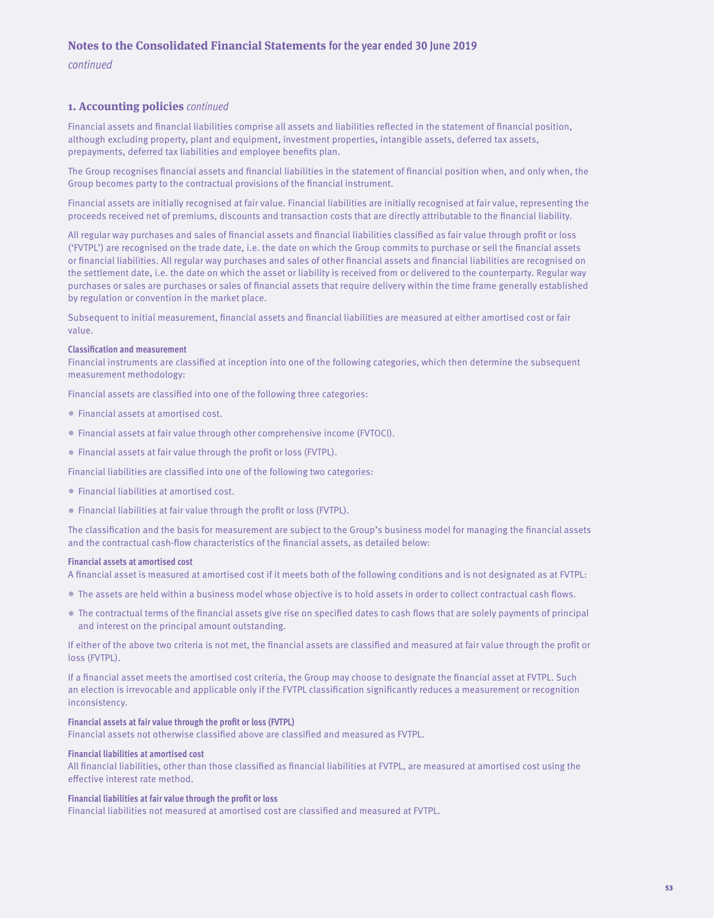## 1. Accounting policies *continued*

Financial assets and financial liabilities comprise all assets and liabilities reflected in the statement of financial position, although excluding property, plant and equipment, investment properties, intangible assets, deferred tax assets, prepayments, deferred tax liabilities and employee benefits plan.

The Group recognises financial assets and financial liabilities in the statement of financial position when, and only when, the Group becomes party to the contractual provisions of the financial instrument.

Financial assets are initially recognised at fair value. Financial liabilities are initially recognised at fair value, representing the proceeds received net of premiums, discounts and transaction costs that are directly attributable to the financial liability.

All regular way purchases and sales of financial assets and financial liabilities classified as fair value through profit or loss ('FVTPL') are recognised on the trade date, i.e. the date on which the Group commits to purchase or sell the financial assets or financial liabilities. All regular way purchases and sales of other financial assets and financial liabilities are recognised on the settlement date, i.e. the date on which the asset or liability is received from or delivered to the counterparty. Regular way purchases or sales are purchases or sales of financial assets that require delivery within the time frame generally established by regulation or convention in the market place.

Subsequent to initial measurement, financial assets and financial liabilities are measured at either amortised cost or fair value.

#### Classification and measurement

Financial instruments are classified at inception into one of the following categories, which then determine the subsequent measurement methodology:

Financial assets are classified into one of the following three categories:

- Financial assets at amortised cost.
- Financial assets at fair value through other comprehensive income (FVTOCI).
- Financial assets at fair value through the profit or loss (FVTPL).

Financial liabilities are classified into one of the following two categories:

- Financial liabilities at amortised cost.
- Financial liabilities at fair value through the profit or loss (FVTPL).

The classification and the basis for measurement are subject to the Group's business model for managing the financial assets and the contractual cash-flow characteristics of the financial assets, as detailed below:

#### Financial assets at amortised cost

A financial asset is measured at amortised cost if it meets both of the following conditions and is not designated as at FVTPL:

- The assets are held within a business model whose objective is to hold assets in order to collect contractual cash flows.
- The contractual terms of the financial assets give rise on specified dates to cash flows that are solely payments of principal and interest on the principal amount outstanding.

If either of the above two criteria is not met, the financial assets are classified and measured at fair value through the profit or loss (FVTPL).

If a financial asset meets the amortised cost criteria, the Group may choose to designate the financial asset at FVTPL. Such an election is irrevocable and applicable only if the FVTPL classification significantly reduces a measurement or recognition inconsistency.

#### Financial assets at fair value through the profit or loss (FVTPL)

Financial assets not otherwise classified above are classified and measured as FVTPL.

#### Financial liabilities at amortised cost

All financial liabilities, other than those classified as financial liabilities at FVTPL, are measured at amortised cost using the effective interest rate method.

#### Financial liabilities at fair value through the profit or loss

Financial liabilities not measured at amortised cost are classified and measured at FVTPL.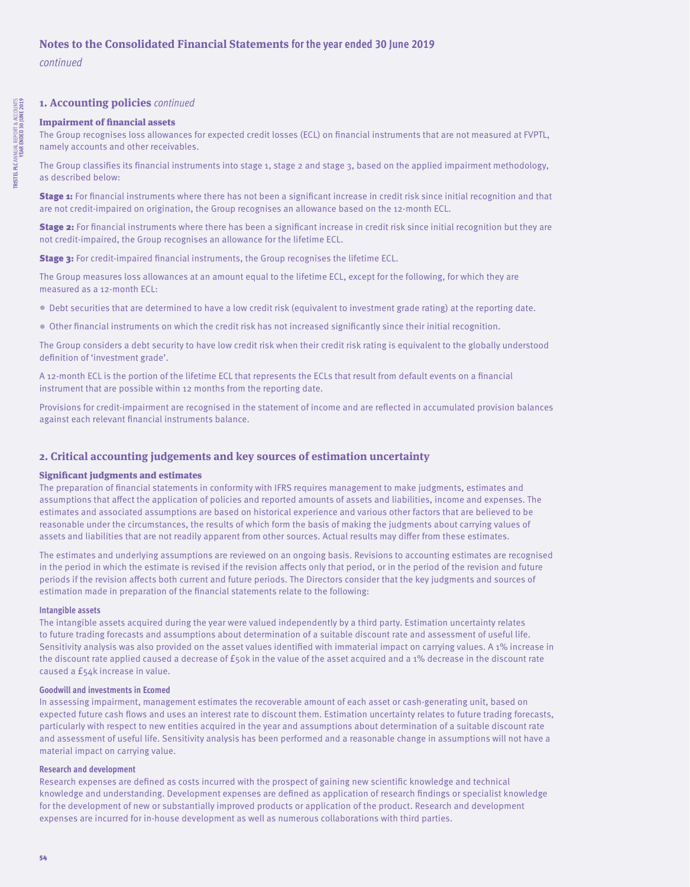# Notes to the Consolidated Financial Statements for the year ended 30 June 2019

*continued*

## 1. Accounting policies *continued*

### Impairment of financial assets

The Group recognises loss allowances for expected credit losses (ECL) on financial instruments that are not measured at FVPTL, namely accounts and other receivables.

The Group classifies its financial instruments into stage 1, stage 2 and stage 3, based on the applied impairment methodology, as described below:

**Stage 1:** For financial instruments where there has not been a significant increase in credit risk since initial recognition and that are not credit-impaired on origination, the Group recognises an allowance based on the 12-month ECL.

**Stage 2:** For financial instruments where there has been a significant increase in credit risk since initial recognition but they are not credit-impaired, the Group recognises an allowance for the lifetime ECL.

**Stage 3:** For credit-impaired financial instruments, the Group recognises the lifetime ECL.

The Group measures loss allowances at an amount equal to the lifetime ECL, except for the following, for which they are measured as a 12-month ECL:

- Debt securities that are determined to have a low credit risk (equivalent to investment grade rating) at the reporting date.
- Other financial instruments on which the credit risk has not increased significantly since their initial recognition.

The Group considers a debt security to have low credit risk when their credit risk rating is equivalent to the globally understood definition of 'investment grade'.

A 12-month ECL is the portion of the lifetime ECL that represents the ECLs that result from default events on a financial instrument that are possible within 12 months from the reporting date.

Provisions for credit-impairment are recognised in the statement of income and are reflected in accumulated provision balances against each relevant financial instruments balance.

## 2. Critical accounting judgements and key sources of estimation uncertainty

### Significant judgments and estimates

The preparation of financial statements in conformity with IFRS requires management to make judgments, estimates and assumptions that affect the application of policies and reported amounts of assets and liabilities, income and expenses. The estimates and associated assumptions are based on historical experience and various other factors that are believed to be reasonable under the circumstances, the results of which form the basis of making the judgments about carrying values of assets and liabilities that are not readily apparent from other sources. Actual results may differ from these estimates.

The estimates and underlying assumptions are reviewed on an ongoing basis. Revisions to accounting estimates are recognised in the period in which the estimate is revised if the revision affects only that period, or in the period of the revision and future periods if the revision affects both current and future periods. The Directors consider that the key judgments and sources of estimation made in preparation of the financial statements relate to the following:

#### Intangible assets

The intangible assets acquired during the year were valued independently by a third party. Estimation uncertainty relates to future trading forecasts and assumptions about determination of a suitable discount rate and assessment of useful life. Sensitivity analysis was also provided on the asset values identified with immaterial impact on carrying values. A 1% increase in the discount rate applied caused a decrease of £50k in the value of the asset acquired and a 1% decrease in the discount rate caused a £54k increase in value.

#### Goodwill and investments in Ecomed

In assessing impairment, management estimates the recoverable amount of each asset or cash-generating unit, based on expected future cash flows and uses an interest rate to discount them. Estimation uncertainty relates to future trading forecasts, particularly with respect to new entities acquired in the year and assumptions about determination of a suitable discount rate and assessment of useful life. Sensitivity analysis has been performed and a reasonable change in assumptions will not have a material impact on carrying value.

#### Research and development

Research expenses are defined as costs incurred with the prospect of gaining new scientific knowledge and technical knowledge and understanding. Development expenses are defined as application of research findings or specialist knowledge for the development of new or substantially improved products or application of the product. Research and development expenses are incurred for in-house development as well as numerous collaborations with third parties.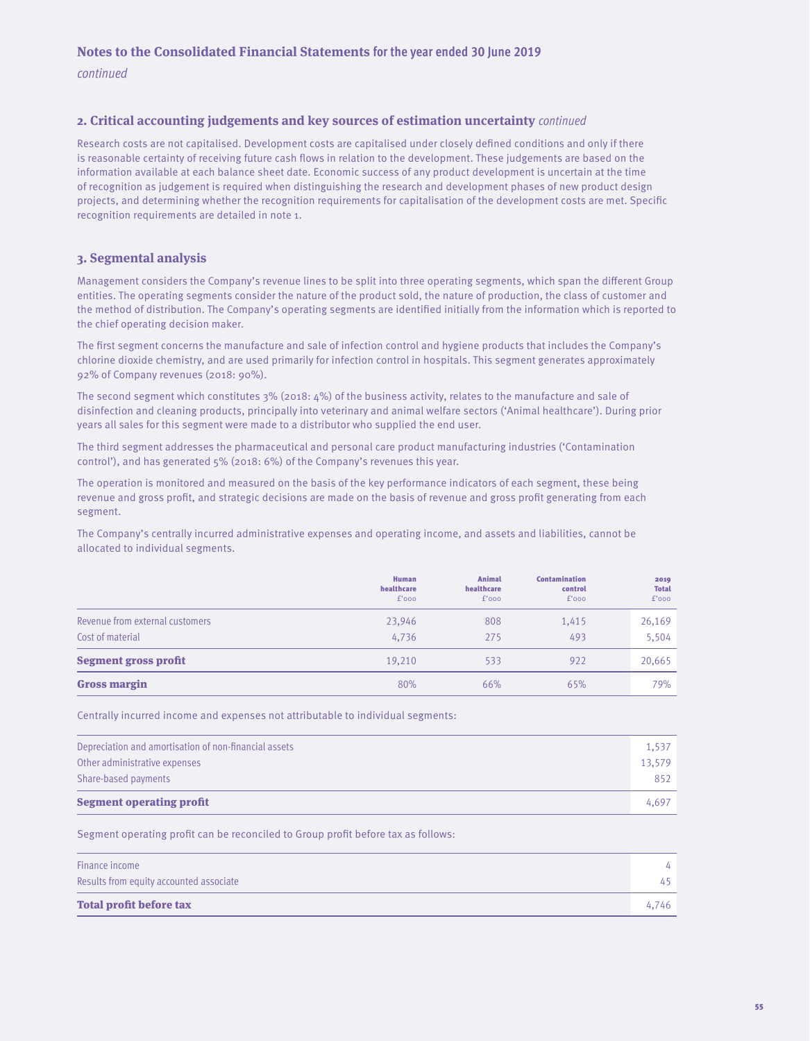## Notes to the Consolidated Financial Statements for the year ended 30 June 2019

*continued*

### 2. Critical accounting judgements and key sources of estimation uncertainty *continued*

Research costs are not capitalised. Development costs are capitalised under closely defined conditions and only if there is reasonable certainty of receiving future cash flows in relation to the development. These judgements are based on the information available at each balance sheet date. Economic success of any product development is uncertain at the time of recognition as judgement is required when distinguishing the research and development phases of new product design projects, and determining whether the recognition requirements for capitalisation of the development costs are met. Specific recognition requirements are detailed in note 1.

### 3. Segmental analysis

Management considers the Company's revenue lines to be split into three operating segments, which span the different Group entities. The operating segments consider the nature of the product sold, the nature of production, the class of customer and the method of distribution. The Company's operating segments are identified initially from the information which is reported to the chief operating decision maker.

The first segment concerns the manufacture and sale of infection control and hygiene products that includes the Company's chlorine dioxide chemistry, and are used primarily for infection control in hospitals. This segment generates approximately 92% of Company revenues (2018: 90%).

The second segment which constitutes 3% (2018: 4%) of the business activity, relates to the manufacture and sale of disinfection and cleaning products, principally into veterinary and animal welfare sectors ('Animal healthcare'). During prior years all sales for this segment were made to a distributor who supplied the end user.

The third segment addresses the pharmaceutical and personal care product manufacturing industries ('Contamination control'), and has generated 5% (2018: 6%) of the Company's revenues this year.

The operation is monitored and measured on the basis of the key performance indicators of each segment, these being revenue and gross profit, and strategic decisions are made on the basis of revenue and gross profit generating from each segment.

The Company's centrally incurred administrative expenses and operating income, and assets and liabilities, cannot be allocated to individual segments.

| | Human healthcare £'000 | Animal healthcare £'000 | Contamination control £'000 | 2019 Total £'000 |
|---|---|---|---|---|
| Revenue from external customers | 23,946 | 808 | 1,415 | 26,169 |
| Cost of material | 4,736 | 275 | 493 | 5,504 |
| **Segment gross profit** | 19,210 | 533 | 922 | 20,665 |
| **Gross margin** | 80% | 66% | 65% | 79% |

Centrally incurred income and expenses not attributable to individual segments:

| | |
|---|---|
| Depreciation and amortisation of non-financial assets | 1,537 |
| Other administrative expenses | 13,579 |
| Share-based payments | 852 |
| **Segment operating profit** | 4,697 |

Segment operating profit can be reconciled to Group profit before tax as follows:

| | |
|---|---|
| Finance income | 4 |
| Results from equity accounted associate | 45 |
| **Total profit before tax** | 4,746 |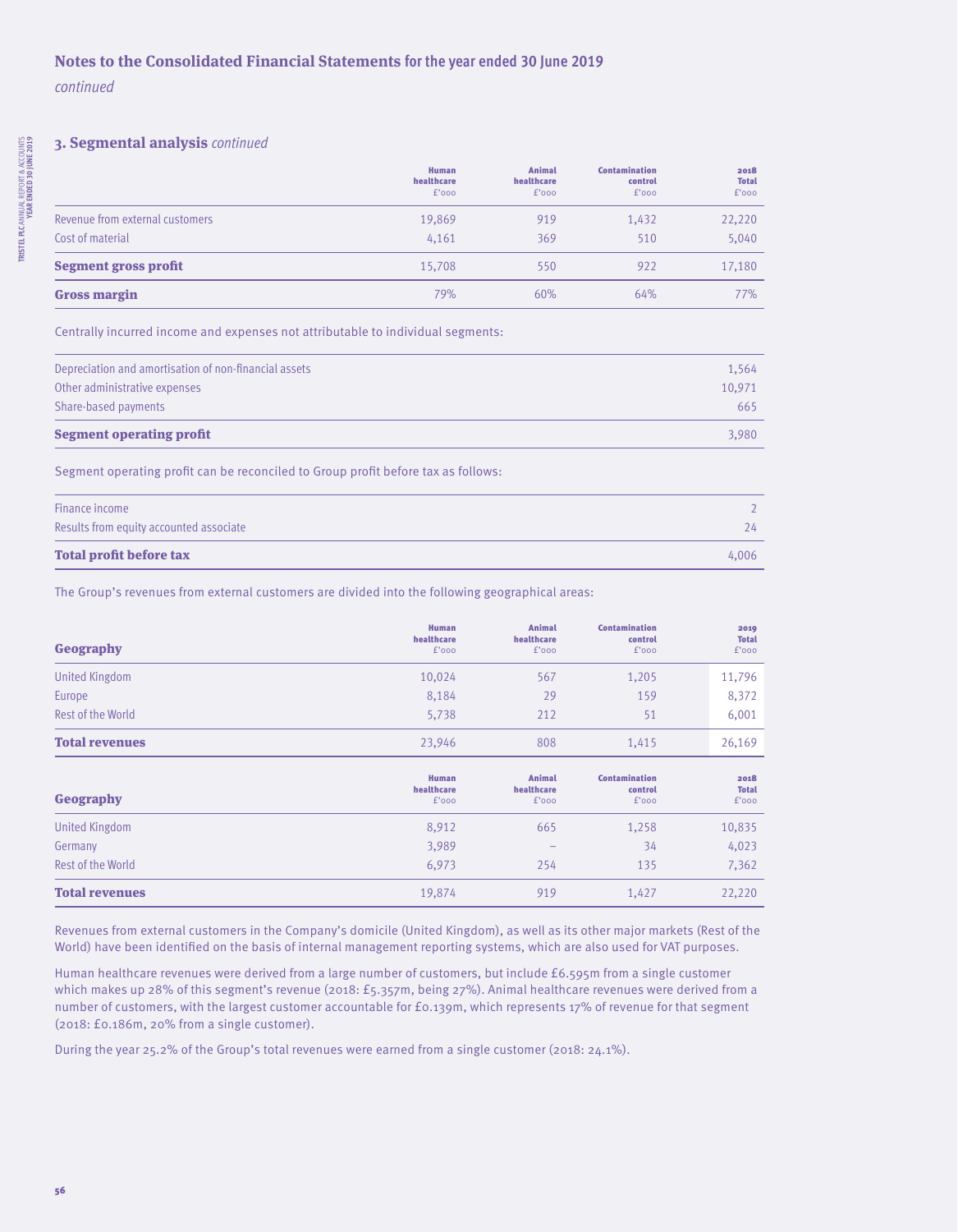## Notes to the Consolidated Financial Statements for the year ended 30 June 2019

*continued*

### 3. Segmental analysis *continued*

| | Human healthcare £'000 | Animal healthcare £'000 | Contamination control £'000 | 2018 Total £'000 |
|---|---|---|---|---|
| Revenue from external customers | 19,869 | 919 | 1,432 | 22,220 |
| Cost of material | 4,161 | 369 | 510 | 5,040 |
| **Segment gross profit** | 15,708 | 550 | 922 | 17,180 |
| **Gross margin** | 79% | 60% | 64% | 77% |

Centrally incurred income and expenses not attributable to individual segments:

| | |
|---|---|
| Depreciation and amortisation of non-financial assets | 1,564 |
| Other administrative expenses | 10,971 |
| Share-based payments | 665 |
| **Segment operating profit** | 3,980 |

Segment operating profit can be reconciled to Group profit before tax as follows:

| | |
|---|---|
| Finance income | 2 |
| Results from equity accounted associate | 24 |
| **Total profit before tax** | 4,006 |

The Group's revenues from external customers are divided into the following geographical areas:

| Geography | Human healthcare £'000 | Animal healthcare £'000 | Contamination control £'000 | 2019 Total £'000 |
|---|---|---|---|---|
| United Kingdom | 10,024 | 567 | 1,205 | 11,796 |
| Europe | 8,184 | 29 | 159 | 8,372 |
| Rest of the World | 5,738 | 212 | 51 | 6,001 |
| **Total revenues** | 23,946 | 808 | 1,415 | 26,169 |

| Geography | Human healthcare £'000 | Animal healthcare £'000 | Contamination control £'000 | 2018 Total £'000 |
|---|---|---|---|---|
| United Kingdom | 8,912 | 665 | 1,258 | 10,835 |
| Germany | 3,989 | – | 34 | 4,023 |
| Rest of the World | 6,973 | 254 | 135 | 7,362 |
| **Total revenues** | 19,874 | 919 | 1,427 | 22,220 |

Revenues from external customers in the Company's domicile (United Kingdom), as well as its other major markets (Rest of the World) have been identified on the basis of internal management reporting systems, which are also used for VAT purposes.

Human healthcare revenues were derived from a large number of customers, but include £6.595m from a single customer which makes up 28% of this segment's revenue (2018: £5.357m, being 27%). Animal healthcare revenues were derived from a number of customers, with the largest customer accountable for £0.139m, which represents 17% of revenue for that segment (2018: £0.186m, 20% from a single customer).

During the year 25.2% of the Group's total revenues were earned from a single customer (2018: 24.1%).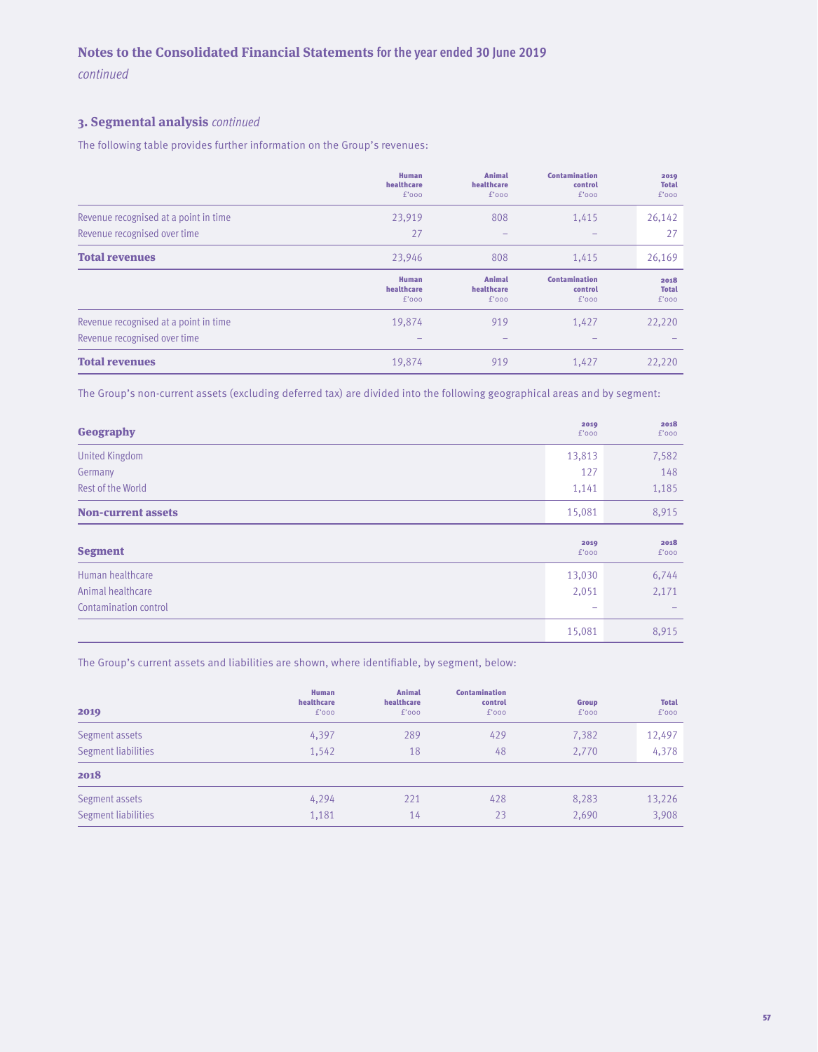## Notes to the Consolidated Financial Statements for the year ended 30 June 2019

*continued*

### 3. Segmental analysis *continued*

The following table provides further information on the Group's revenues:

| | Human healthcare £'000 | Animal healthcare £'000 | Contamination control £'000 | 2019 Total £'000 |
|---|---|---|---|---|
| Revenue recognised at a point in time | 23,919 | 808 | 1,415 | 26,142 |
| Revenue recognised over time | 27 | – | – | 27 |
| **Total revenues** | 23,946 | 808 | 1,415 | 26,169 |

| | Human healthcare £'000 | Animal healthcare £'000 | Contamination control £'000 | 2018 Total £'000 |
|---|---|---|---|---|
| Revenue recognised at a point in time | 19,874 | 919 | 1,427 | 22,220 |
| Revenue recognised over time | – | – | – | – |
| **Total revenues** | 19,874 | 919 | 1,427 | 22,220 |

The Group's non-current assets (excluding deferred tax) are divided into the following geographical areas and by segment:

| **Geography** | 2019 £'000 | 2018 £'000 |
|---|---|---|
| United Kingdom | 13,813 | 7,582 |
| Germany | 127 | 148 |
| Rest of the World | 1,141 | 1,185 |
| **Non-current assets** | 15,081 | 8,915 |

| **Segment** | 2019 £'000 | 2018 £'000 |
|---|---|---|
| Human healthcare | 13,030 | 6,744 |
| Animal healthcare | 2,051 | 2,171 |
| Contamination control | – | – |
| | 15,081 | 8,915 |

The Group's current assets and liabilities are shown, where identifiable, by segment, below:

| **2019** | Human healthcare £'000 | Animal healthcare £'000 | Contamination control £'000 | Group £'000 | Total £'000 |
|---|---|---|---|---|---|
| Segment assets | 4,397 | 289 | 429 | 7,382 | 12,497 |
| Segment liabilities | 1,542 | 18 | 48 | 2,770 | 4,378 |
| **2018** | | | | | |
| Segment assets | 4,294 | 221 | 428 | 8,283 | 13,226 |
| Segment liabilities | 1,181 | 14 | 23 | 2,690 | 3,908 |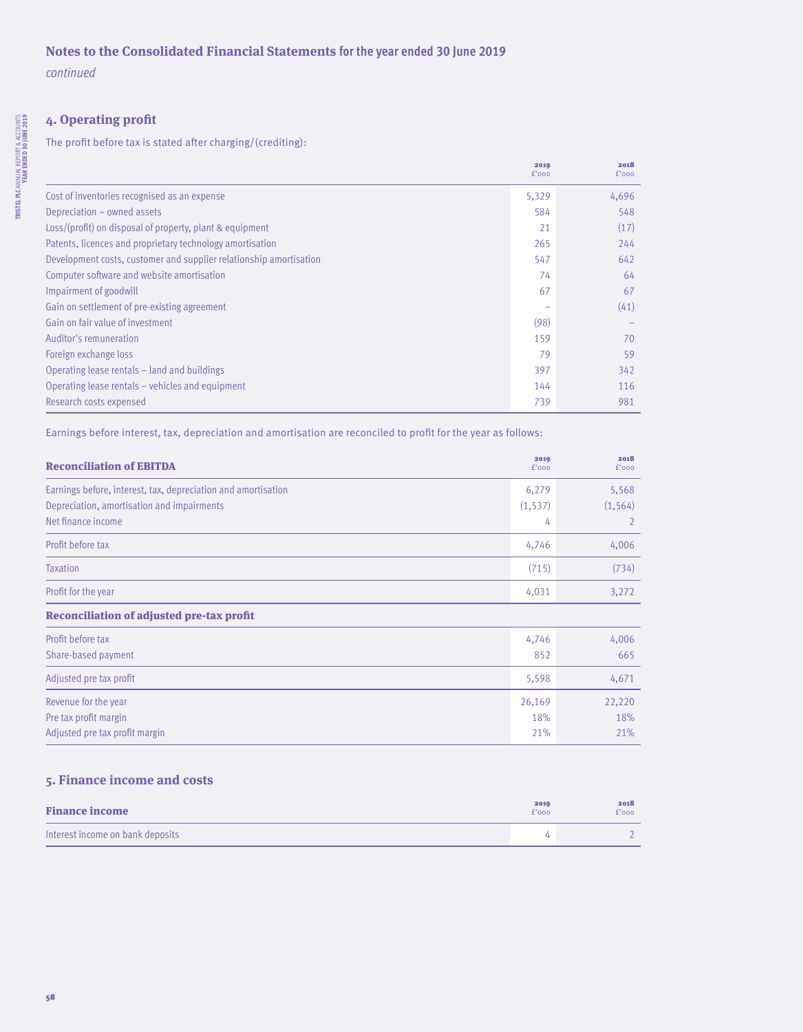## Notes to the Consolidated Financial Statements for the year ended 30 June 2019

*continued*

### 4. Operating profit

The profit before tax is stated after charging/(crediting):

| | 2019 £'000 | 2018 £'000 |
|---|---|---|
| Cost of inventories recognised as an expense | 5,329 | 4,696 |
| Depreciation – owned assets | 584 | 548 |
| Loss/(profit) on disposal of property, plant & equipment | 21 | (17) |
| Patents, licences and proprietary technology amortisation | 265 | 244 |
| Development costs, customer and supplier relationship amortisation | 547 | 642 |
| Computer software and website amortisation | 74 | 64 |
| Impairment of goodwill | 67 | 67 |
| Gain on settlement of pre-existing agreement | – | (41) |
| Gain on fair value of investment | (98) | – |
| Auditor's remuneration | 159 | 70 |
| Foreign exchange loss | 79 | 59 |
| Operating lease rentals – land and buildings | 397 | 342 |
| Operating lease rentals – vehicles and equipment | 144 | 116 |
| Research costs expensed | 739 | 981 |

Earnings before interest, tax, depreciation and amortisation are reconciled to profit for the year as follows:

| **Reconciliation of EBITDA** | 2019 £'000 | 2018 £'000 |
|---|---|---|
| Earnings before, interest, tax, depreciation and amortisation | 6,279 | 5,568 |
| Depreciation, amortisation and impairments | (1,537) | (1,564) |
| Net finance income | 4 | 2 |
| Profit before tax | 4,746 | 4,006 |
| Taxation | (715) | (734) |
| Profit for the year | 4,031 | 3,272 |
| **Reconciliation of adjusted pre-tax profit** | | |
| Profit before tax | 4,746 | 4,006 |
| Share-based payment | 852 | 665 |
| Adjusted pre tax profit | 5,598 | 4,671 |
| Revenue for the year | 26,169 | 22,220 |
| Pre tax profit margin | 18% | 18% |
| Adjusted pre tax profit margin | 21% | 21% |

### 5. Finance income and costs

| **Finance income** | 2019 £'000 | 2018 £'000 |
|---|---|---|
| Interest income on bank deposits | 4 | 2 |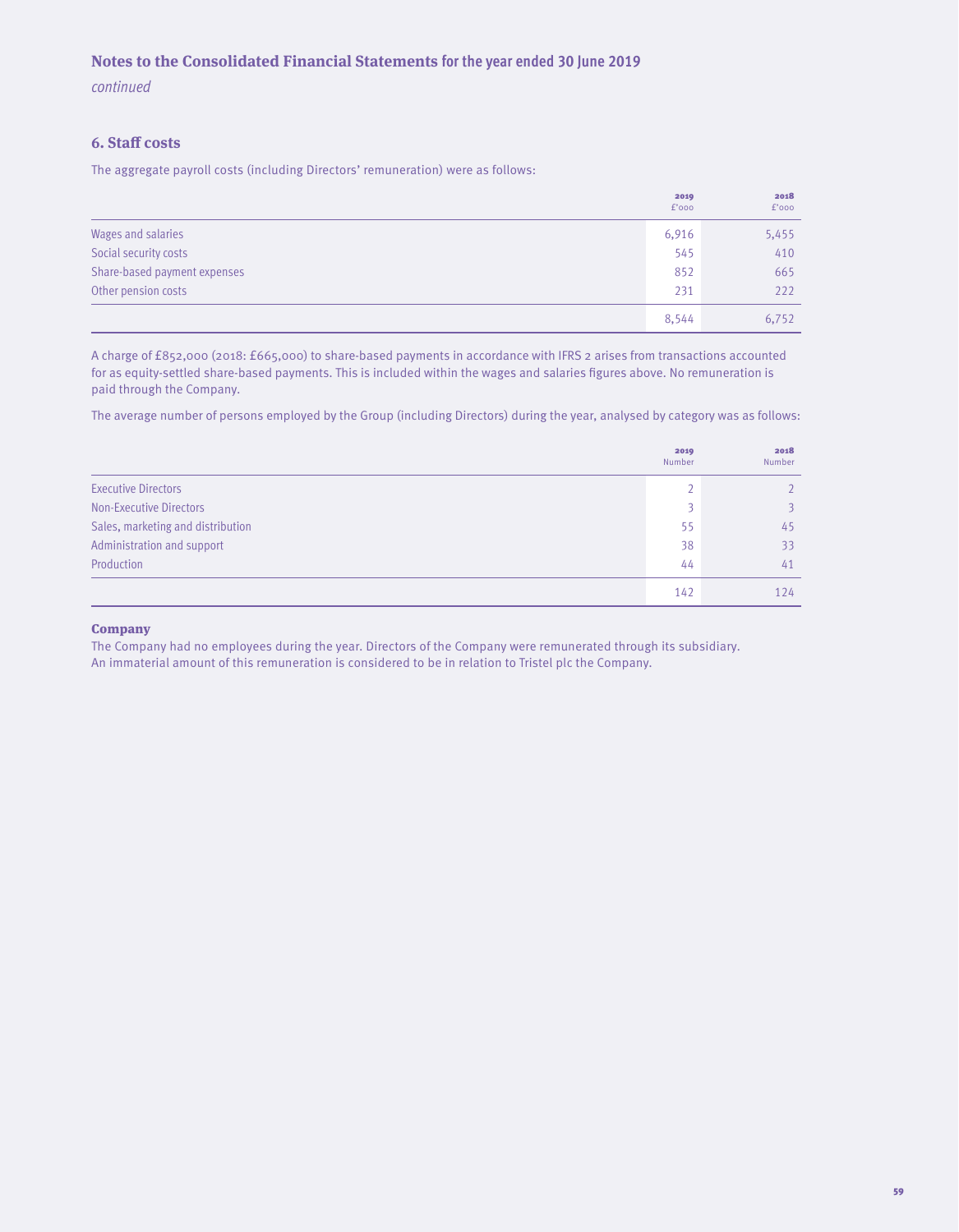## Notes to the Consolidated Financial Statements for the year ended 30 June 2019

*continued*

### 6. Staff costs

The aggregate payroll costs (including Directors' remuneration) were as follows:

| | 2019 £'000 | 2018 £'000 |
|---|---|---|
| Wages and salaries | 6,916 | 5,455 |
| Social security costs | 545 | 410 |
| Share-based payment expenses | 852 | 665 |
| Other pension costs | 231 | 222 |
| | 8,544 | 6,752 |

A charge of £852,000 (2018: £665,000) to share-based payments in accordance with IFRS 2 arises from transactions accounted for as equity-settled share-based payments. This is included within the wages and salaries figures above. No remuneration is paid through the Company.

The average number of persons employed by the Group (including Directors) during the year, analysed by category was as follows:

| | 2019 Number | 2018 Number |
|---|---|---|
| Executive Directors | 2 | 2 |
| Non-Executive Directors | 3 | 3 |
| Sales, marketing and distribution | 55 | 45 |
| Administration and support | 38 | 33 |
| Production | 44 | 41 |
| | 142 | 124 |

**Company**

The Company had no employees during the year. Directors of the Company were remunerated through its subsidiary. An immaterial amount of this remuneration is considered to be in relation to Tristel plc the Company.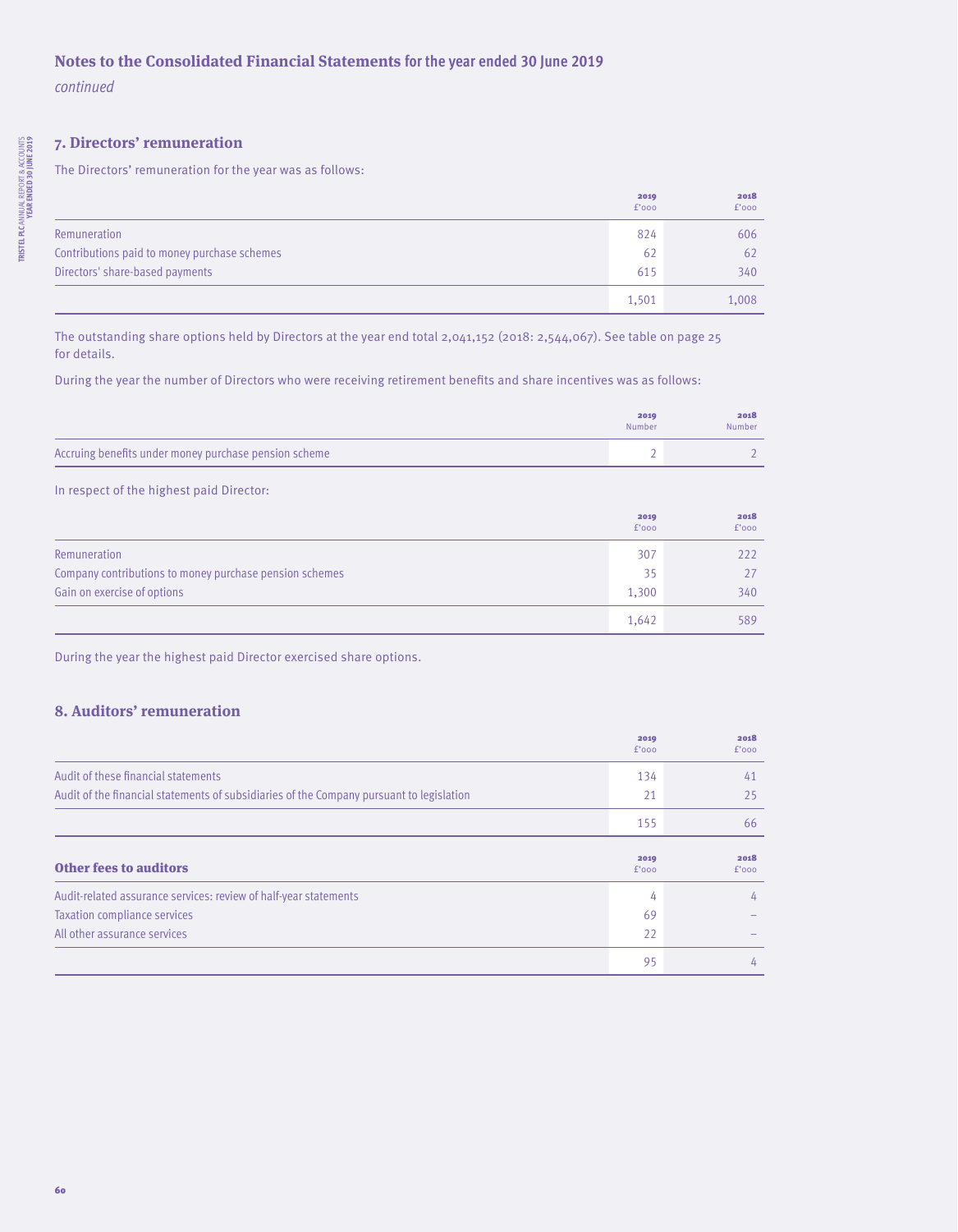## Notes to the Consolidated Financial Statements for the year ended 30 June 2019

*continued*

### 7. Directors' remuneration

The Directors' remuneration for the year was as follows:

| | 2019 £'000 | 2018 £'000 |
|---|---|---|
| Remuneration | 824 | 606 |
| Contributions paid to money purchase schemes | 62 | 62 |
| Directors' share-based payments | 615 | 340 |
| | 1,501 | 1,008 |

The outstanding share options held by Directors at the year end total 2,041,152 (2018: 2,544,067). See table on page 25 for details.

During the year the number of Directors who were receiving retirement benefits and share incentives was as follows:

| | 2019 Number | 2018 Number |
|---|---|---|
| Accruing benefits under money purchase pension scheme | 2 | 2 |

In respect of the highest paid Director:

| | 2019 £'000 | 2018 £'000 |
|---|---|---|
| Remuneration | 307 | 222 |
| Company contributions to money purchase pension schemes | 35 | 27 |
| Gain on exercise of options | 1,300 | 340 |
| | 1,642 | 589 |

During the year the highest paid Director exercised share options.

### 8. Auditors' remuneration

| | 2019 £'000 | 2018 £'000 |
|---|---|---|
| Audit of these financial statements | 134 | 41 |
| Audit of the financial statements of subsidiaries of the Company pursuant to legislation | 21 | 25 |
| | 155 | 66 |

| **Other fees to auditors** | 2019 £'000 | 2018 £'000 |
|---|---|---|
| Audit-related assurance services: review of half-year statements | 4 | 4 |
| Taxation compliance services | 69 | – |
| All other assurance services | 22 | – |
| | 95 | 4 |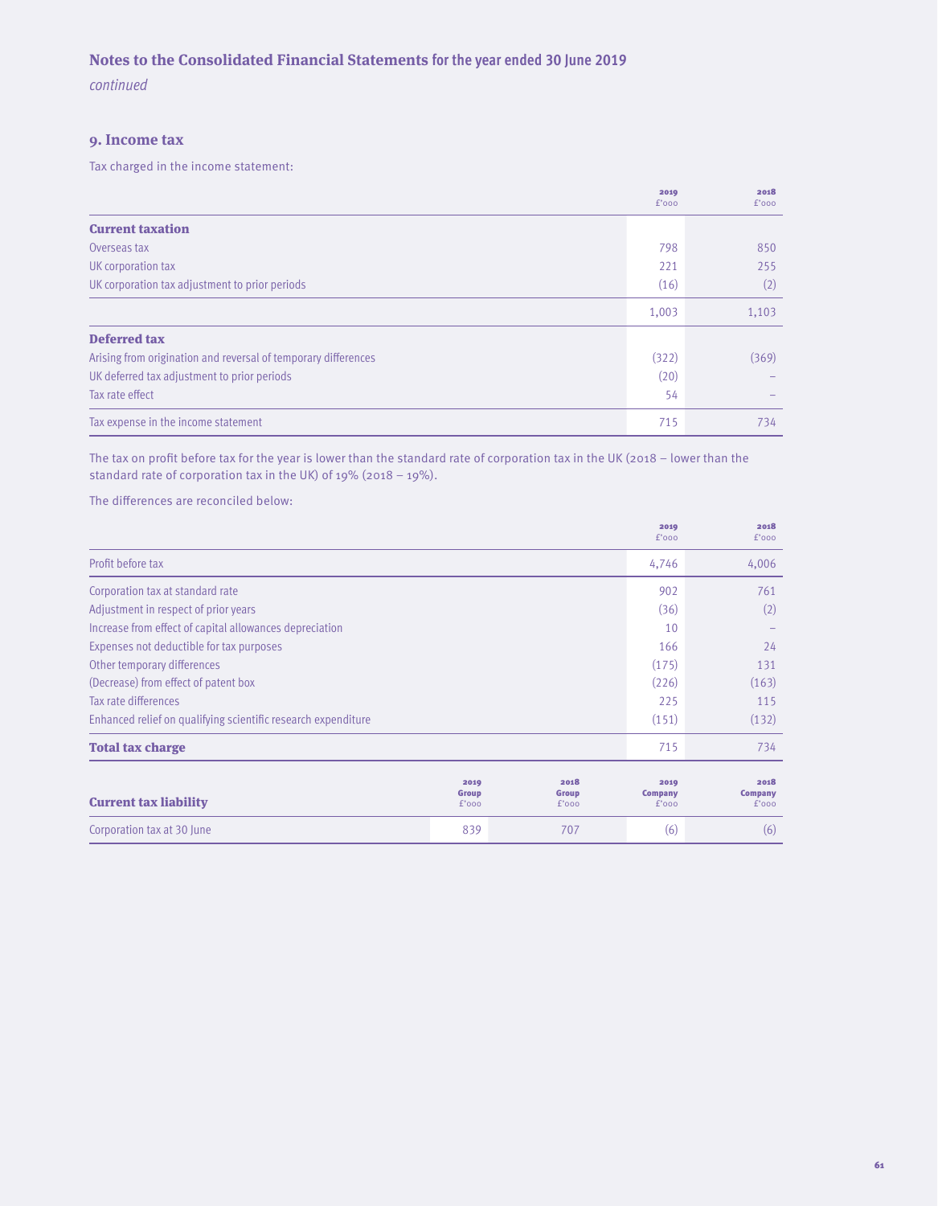## Notes to the Consolidated Financial Statements for the year ended 30 June 2019

*continued*

### 9. Income tax

Tax charged in the income statement:

| | 2019 £'000 | 2018 £'000 |
|---|---|---|
| **Current taxation** | | |
| Overseas tax | 798 | 850 |
| UK corporation tax | 221 | 255 |
| UK corporation tax adjustment to prior periods | (16) | (2) |
| | 1,003 | 1,103 |
| **Deferred tax** | | |
| Arising from origination and reversal of temporary differences | (322) | (369) |
| UK deferred tax adjustment to prior periods | (20) | – |
| Tax rate effect | 54 | – |
| Tax expense in the income statement | 715 | 734 |

The tax on profit before tax for the year is lower than the standard rate of corporation tax in the UK (2018 – lower than the standard rate of corporation tax in the UK) of 19% (2018 – 19%).

The differences are reconciled below:

| | 2019 £'000 | 2018 £'000 |
|---|---|---|
| Profit before tax | 4,746 | 4,006 |
| Corporation tax at standard rate | 902 | 761 |
| Adjustment in respect of prior years | (36) | (2) |
| Increase from effect of capital allowances depreciation | 10 | – |
| Expenses not deductible for tax purposes | 166 | 24 |
| Other temporary differences | (175) | 131 |
| (Decrease) from effect of patent box | (226) | (163) |
| Tax rate differences | 225 | 115 |
| Enhanced relief on qualifying scientific research expenditure | (151) | (132) |
| **Total tax charge** | 715 | 734 |

| **Current tax liability** | 2019 Group £'000 | 2018 Group £'000 | 2019 Company £'000 | 2018 Company £'000 |
|---|---|---|---|---|
| Corporation tax at 30 June | 839 | 707 | (6) | (6) |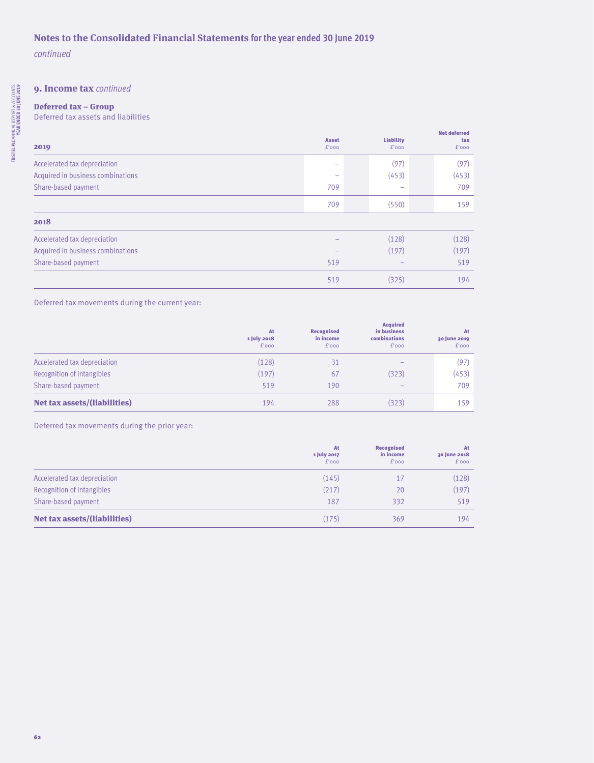# Notes to the Consolidated Financial Statements for the year ended 30 June 2019

*continued*

## 9. Income tax *continued*

### Deferred tax – Group

Deferred tax assets and liabilities

| 2019 | Asset £'000 | Liability £'000 | Net deferred tax £'000 |
|---|---|---|---|
| Accelerated tax depreciation | – | (97) | (97) |
| Acquired in business combinations | – | (453) | (453) |
| Share-based payment | 709 | – | 709 |
| | 709 | (550) | 159 |
| **2018** | | | |
| Accelerated tax depreciation | – | (128) | (128) |
| Acquired in business combinations | – | (197) | (197) |
| Share-based payment | 519 | – | 519 |
| | 519 | (325) | 194 |

Deferred tax movements during the current year:

| | At 1 July 2018 £'000 | Recognised in income £'000 | Acquired in business combinations £'000 | At 30 June 2019 £'000 |
|---|---|---|---|---|
| Accelerated tax depreciation | (128) | 31 | – | (97) |
| Recognition of intangibles | (197) | 67 | (323) | (453) |
| Share-based payment | 519 | 190 | – | 709 |
| **Net tax assets/(liabilities)** | 194 | 288 | (323) | 159 |

Deferred tax movements during the prior year:

| | At 1 July 2017 £'000 | Recognised in income £'000 | At 30 June 2018 £'000 |
|---|---|---|---|
| Accelerated tax depreciation | (145) | 17 | (128) |
| Recognition of intangibles | (217) | 20 | (197) |
| Share-based payment | 187 | 332 | 519 |
| **Net tax assets/(liabilities)** | (175) | 369 | 194 |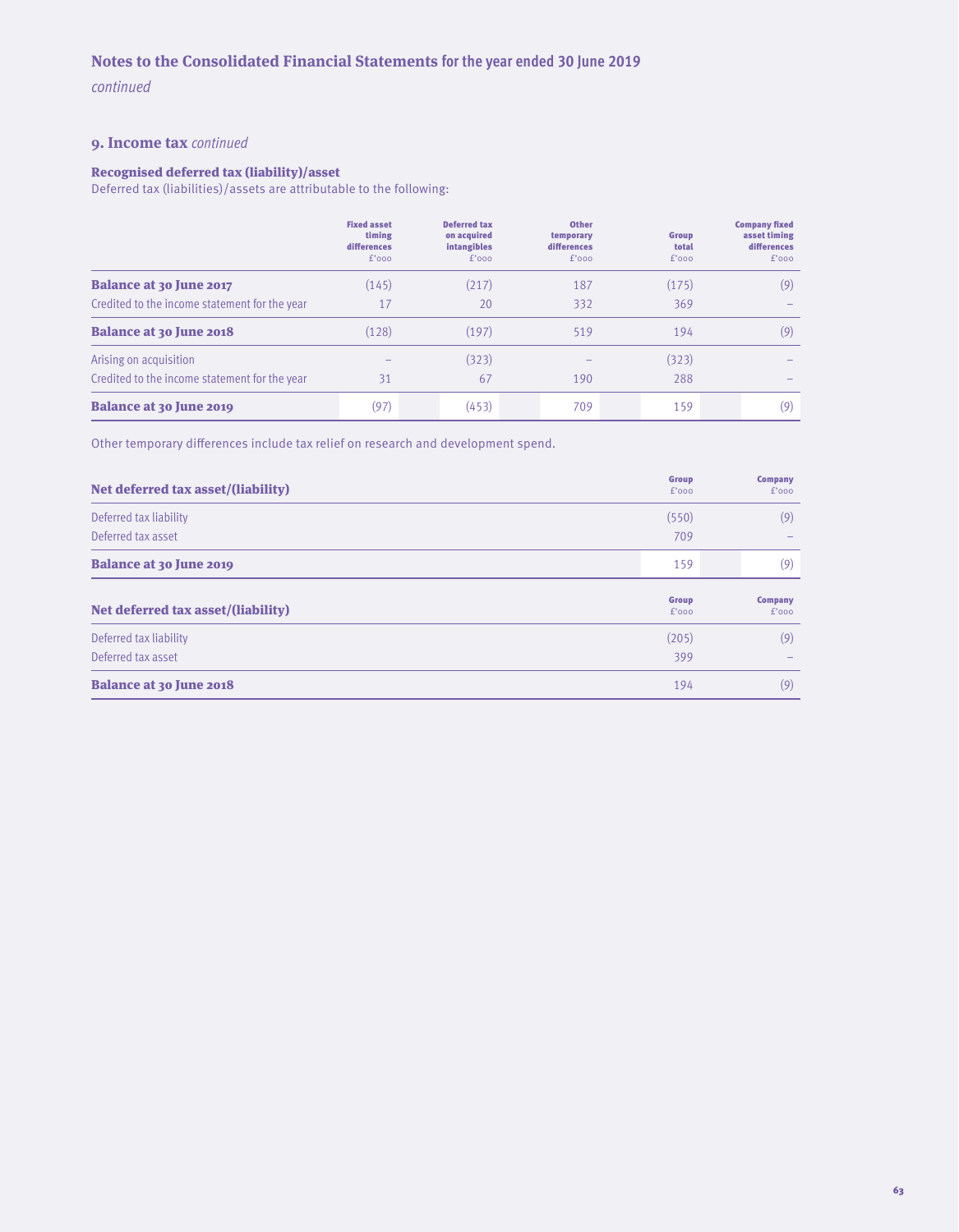# Notes to the Consolidated Financial Statements for the year ended 30 June 2019

*continued*

## 9. Income tax *continued*

### Recognised deferred tax (liability)/asset

Deferred tax (liabilities)/assets are attributable to the following:

| | Fixed asset timing differences £'000 | Deferred tax on acquired intangibles £'000 | Other temporary differences £'000 | Group total £'000 | Company fixed asset timing differences £'000 |
|---|---|---|---|---|---|
| **Balance at 30 June 2017** | (145) | (217) | 187 | (175) | (9) |
| Credited to the income statement for the year | 17 | 20 | 332 | 369 | – |
| **Balance at 30 June 2018** | (128) | (197) | 519 | 194 | (9) |
| Arising on acquisition | – | (323) | – | (323) | – |
| Credited to the income statement for the year | 31 | 67 | 190 | 288 | – |
| **Balance at 30 June 2019** | (97) | (453) | 709 | 159 | (9) |

Other temporary differences include tax relief on research and development spend.

| **Net deferred tax asset/(liability)** | Group £'000 | Company £'000 |
|---|---|---|
| Deferred tax liability | (550) | (9) |
| Deferred tax asset | 709 | – |
| **Balance at 30 June 2019** | 159 | (9) |

| **Net deferred tax asset/(liability)** | Group £'000 | Company £'000 |
|---|---|---|
| Deferred tax liability | (205) | (9) |
| Deferred tax asset | 399 | – |
| **Balance at 30 June 2018** | 194 | (9) |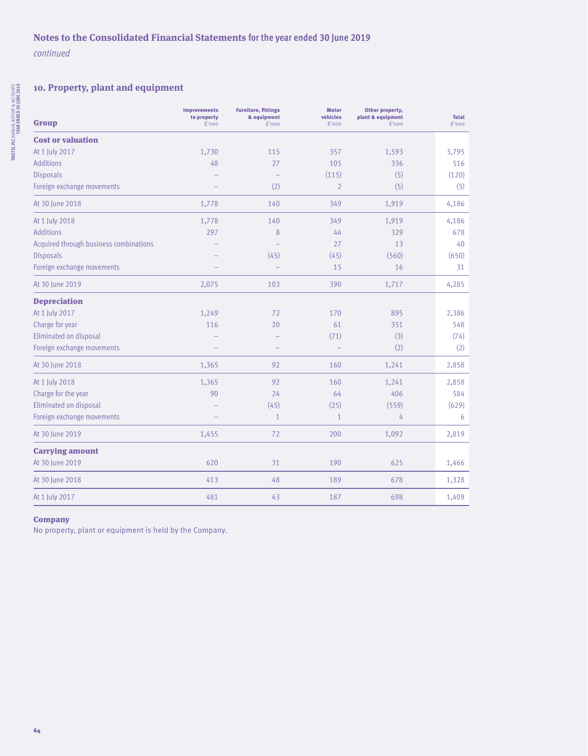## Notes to the Consolidated Financial Statements for the year ended 30 June 2019

*continued*

### 10. Property, plant and equipment

| Group | Improvements to property £'000 | Furniture, fittings & equipment £'000 | Motor vehicles £'000 | Other property, plant & equipment £'000 | Total £'000 |
|---|---|---|---|---|---|
| **Cost or valuation** | | | | | |
| At 1 July 2017 | 1,730 | 115 | 357 | 1,593 | 3,795 |
| Additions | 48 | 27 | 105 | 336 | 516 |
| Disposals | – | – | (115) | (5) | (120) |
| Foreign exchange movements | – | (2) | 2 | (5) | (5) |
| At 30 June 2018 | 1,778 | 140 | 349 | 1,919 | 4,186 |
| At 1 July 2018 | 1,778 | 140 | 349 | 1,919 | 4,186 |
| Additions | 297 | 8 | 44 | 329 | 678 |
| Acquired through business combinations | – | – | 27 | 13 | 40 |
| Disposals | – | (45) | (45) | (560) | (650) |
| Foreign exchange movements | – | – | 15 | 16 | 31 |
| At 30 June 2019 | 2,075 | 103 | 390 | 1,717 | 4,285 |
| **Depreciation** | | | | | |
| At 1 July 2017 | 1,249 | 72 | 170 | 895 | 2,386 |
| Charge for year | 116 | 20 | 61 | 351 | 548 |
| Eliminated on disposal | – | – | (71) | (3) | (74) |
| Foreign exchange movements | – | – | – | (2) | (2) |
| At 30 June 2018 | 1,365 | 92 | 160 | 1,241 | 2,858 |
| At 1 July 2018 | 1,365 | 92 | 160 | 1,241 | 2,858 |
| Charge for the year | 90 | 24 | 64 | 406 | 584 |
| Eliminated on disposal | – | (45) | (25) | (559) | (629) |
| Foreign exchange movements | – | 1 | 1 | 4 | 6 |
| At 30 June 2019 | 1,455 | 72 | 200 | 1,092 | 2,819 |
| **Carrying amount** | | | | | |
| At 30 June 2019 | 620 | 31 | 190 | 625 | 1,466 |
| At 30 June 2018 | 413 | 48 | 189 | 678 | 1,328 |
| At 1 July 2017 | 481 | 43 | 187 | 698 | 1,409 |

**Company**

No property, plant or equipment is held by the Company.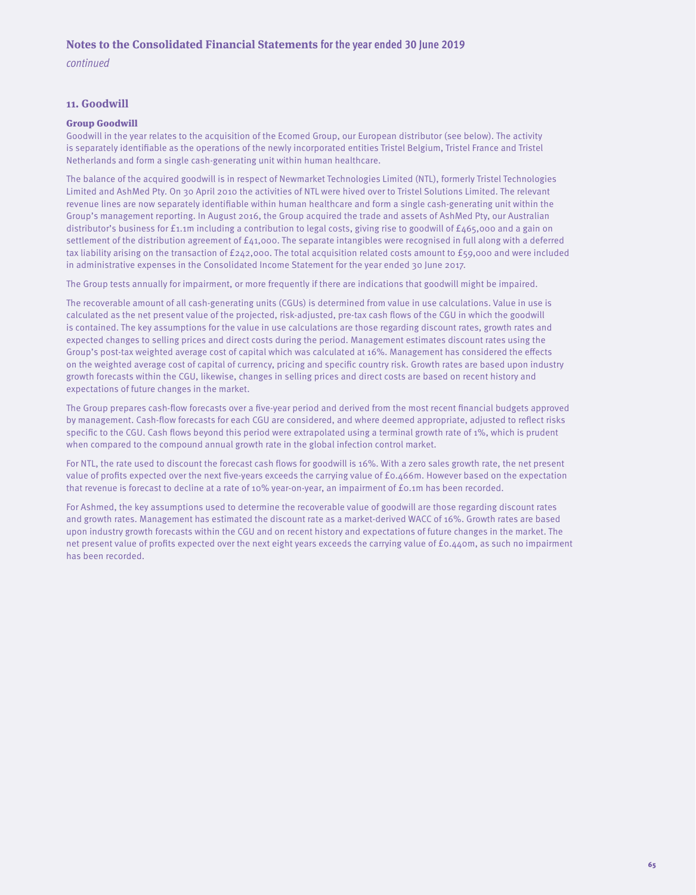# Notes to the Consolidated Financial Statements for the year ended 30 June 2019

*continued*

## 11. Goodwill

### Group Goodwill

Goodwill in the year relates to the acquisition of the Ecomed Group, our European distributor (see below). The activity is separately identifiable as the operations of the newly incorporated entities Tristel Belgium, Tristel France and Tristel Netherlands and form a single cash-generating unit within human healthcare.

The balance of the acquired goodwill is in respect of Newmarket Technologies Limited (NTL), formerly Tristel Technologies Limited and AshMed Pty. On 30 April 2010 the activities of NTL were hived over to Tristel Solutions Limited. The relevant revenue lines are now separately identifiable within human healthcare and form a single cash-generating unit within the Group's management reporting. In August 2016, the Group acquired the trade and assets of AshMed Pty, our Australian distributor's business for £1.1m including a contribution to legal costs, giving rise to goodwill of £465,000 and a gain on settlement of the distribution agreement of £41,000. The separate intangibles were recognised in full along with a deferred tax liability arising on the transaction of £242,000. The total acquisition related costs amount to £59,000 and were included in administrative expenses in the Consolidated Income Statement for the year ended 30 June 2017.

The Group tests annually for impairment, or more frequently if there are indications that goodwill might be impaired.

The recoverable amount of all cash-generating units (CGUs) is determined from value in use calculations. Value in use is calculated as the net present value of the projected, risk-adjusted, pre-tax cash flows of the CGU in which the goodwill is contained. The key assumptions for the value in use calculations are those regarding discount rates, growth rates and expected changes to selling prices and direct costs during the period. Management estimates discount rates using the Group's post-tax weighted average cost of capital which was calculated at 16%. Management has considered the effects on the weighted average cost of capital of currency, pricing and specific country risk. Growth rates are based upon industry growth forecasts within the CGU, likewise, changes in selling prices and direct costs are based on recent history and expectations of future changes in the market.

The Group prepares cash-flow forecasts over a five-year period and derived from the most recent financial budgets approved by management. Cash-flow forecasts for each CGU are considered, and where deemed appropriate, adjusted to reflect risks specific to the CGU. Cash flows beyond this period were extrapolated using a terminal growth rate of 1%, which is prudent when compared to the compound annual growth rate in the global infection control market.

For NTL, the rate used to discount the forecast cash flows for goodwill is 16%. With a zero sales growth rate, the net present value of profits expected over the next five-years exceeds the carrying value of £0.466m. However based on the expectation that revenue is forecast to decline at a rate of 10% year-on-year, an impairment of £0.1m has been recorded.

For Ashmed, the key assumptions used to determine the recoverable value of goodwill are those regarding discount rates and growth rates. Management has estimated the discount rate as a market-derived WACC of 16%. Growth rates are based upon industry growth forecasts within the CGU and on recent history and expectations of future changes in the market. The net present value of profits expected over the next eight years exceeds the carrying value of £0.440m, as such no impairment has been recorded.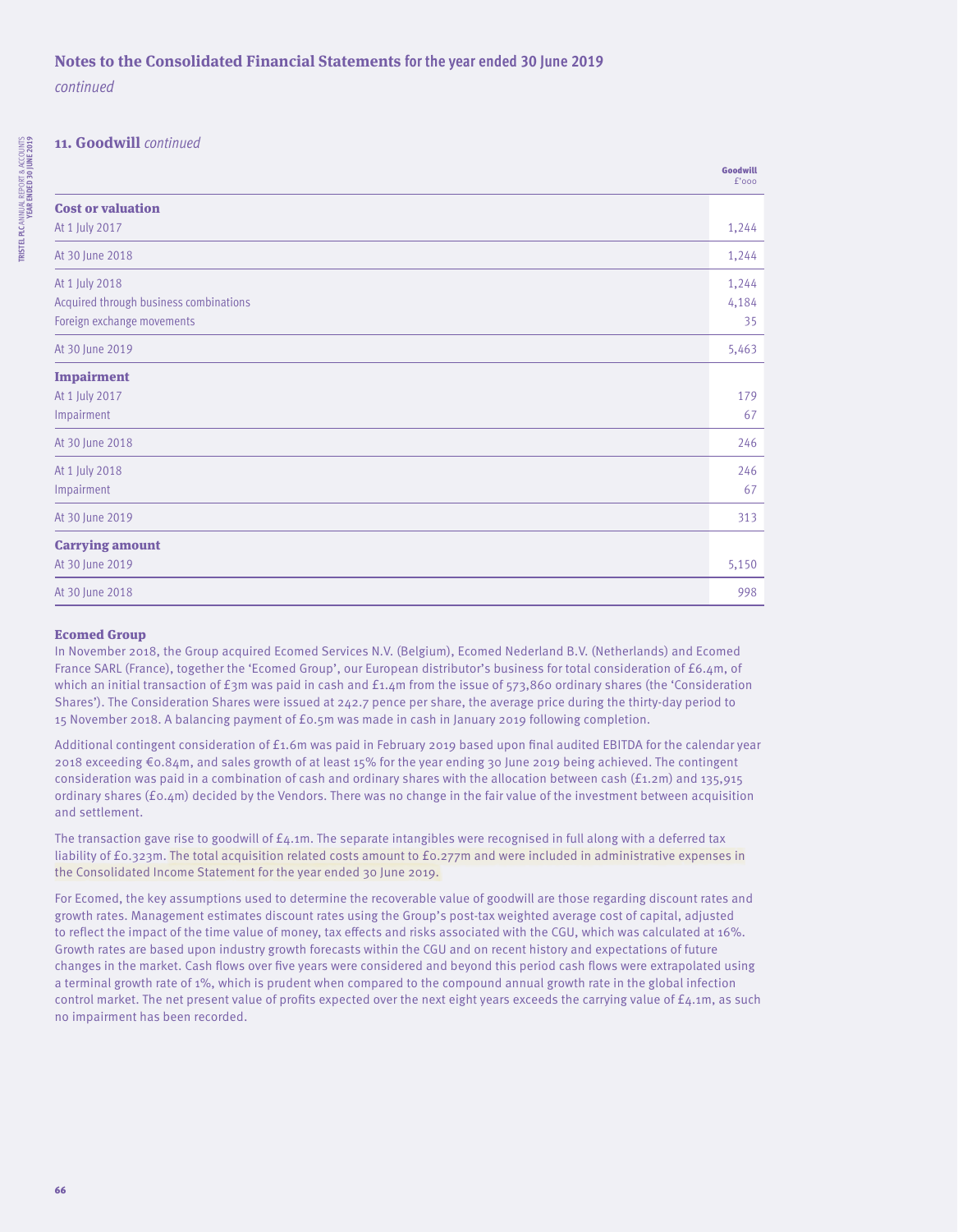## Notes to the Consolidated Financial Statements for the year ended 30 June 2019

*continued*

### 11. Goodwill *continued*

| | Goodwill £'000 |
|---|---|
| **Cost or valuation** | |
| At 1 July 2017 | 1,244 |
| At 30 June 2018 | 1,244 |
| At 1 July 2018 | 1,244 |
| Acquired through business combinations | 4,184 |
| Foreign exchange movements | 35 |
| At 30 June 2019 | 5,463 |
| **Impairment** | |
| At 1 July 2017 | 179 |
| Impairment | 67 |
| At 30 June 2018 | 246 |
| At 1 July 2018 | 246 |
| Impairment | 67 |
| At 30 June 2019 | 313 |
| **Carrying amount** | |
| At 30 June 2019 | 5,150 |
| At 30 June 2018 | 998 |

**Ecomed Group**

In November 2018, the Group acquired Ecomed Services N.V. (Belgium), Ecomed Nederland B.V. (Netherlands) and Ecomed France SARL (France), together the 'Ecomed Group', our European distributor's business for total consideration of £6.4m, of which an initial transaction of £3m was paid in cash and £1.4m from the issue of 573,860 ordinary shares (the 'Consideration Shares'). The Consideration Shares were issued at 242.7 pence per share, the average price during the thirty-day period to 15 November 2018. A balancing payment of £0.5m was made in cash in January 2019 following completion.

Additional contingent consideration of £1.6m was paid in February 2019 based upon final audited EBITDA for the calendar year 2018 exceeding €0.84m, and sales growth of at least 15% for the year ending 30 June 2019 being achieved. The contingent consideration was paid in a combination of cash and ordinary shares with the allocation between cash (£1.2m) and 135,915 ordinary shares (£0.4m) decided by the Vendors. There was no change in the fair value of the investment between acquisition and settlement.

The transaction gave rise to goodwill of £4.1m. The separate intangibles were recognised in full along with a deferred tax liability of £0.323m. The total acquisition related costs amount to £0.277m and were included in administrative expenses in the Consolidated Income Statement for the year ended 30 June 2019.

For Ecomed, the key assumptions used to determine the recoverable value of goodwill are those regarding discount rates and growth rates. Management estimates discount rates using the Group's post-tax weighted average cost of capital, adjusted to reflect the impact of the time value of money, tax effects and risks associated with the CGU, which was calculated at 16%. Growth rates are based upon industry growth forecasts within the CGU and on recent history and expectations of future changes in the market. Cash flows over five years were considered and beyond this period cash flows were extrapolated using a terminal growth rate of 1%, which is prudent when compared to the compound annual growth rate in the global infection control market. The net present value of profits expected over the next eight years exceeds the carrying value of £4.1m, as such no impairment has been recorded.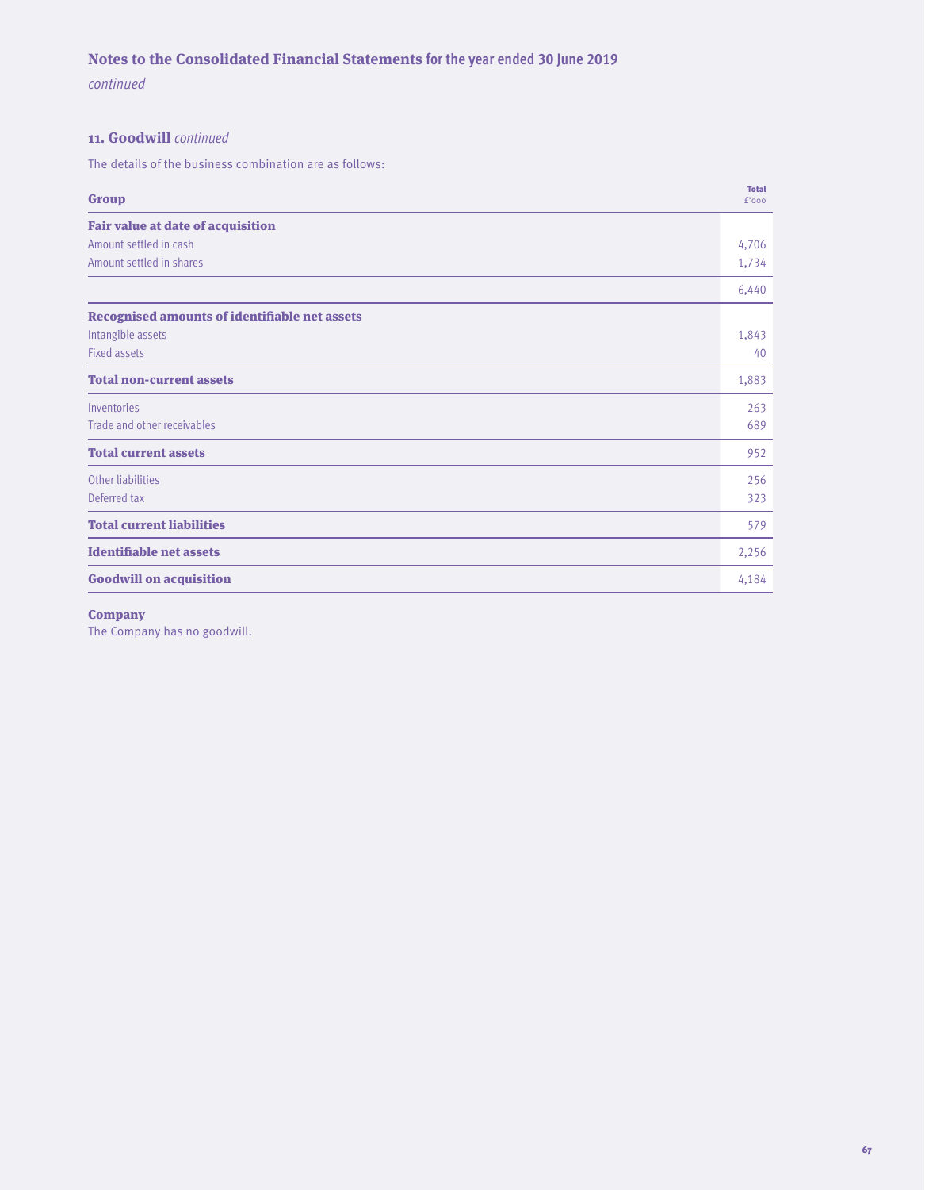## Notes to the Consolidated Financial Statements for the year ended 30 June 2019

*continued*

### 11. Goodwill *continued*

The details of the business combination are as follows:

| Group | Total £'000 |
|---|---|
| **Fair value at date of acquisition** | |
| Amount settled in cash | 4,706 |
| Amount settled in shares | 1,734 |
| | 6,440 |
| **Recognised amounts of identifiable net assets** | |
| Intangible assets | 1,843 |
| Fixed assets | 40 |
| **Total non-current assets** | 1,883 |
| Inventories | 263 |
| Trade and other receivables | 689 |
| **Total current assets** | 952 |
| Other liabilities | 256 |
| Deferred tax | 323 |
| **Total current liabilities** | 579 |
| **Identifiable net assets** | 2,256 |
| **Goodwill on acquisition** | 4,184 |

**Company**

The Company has no goodwill.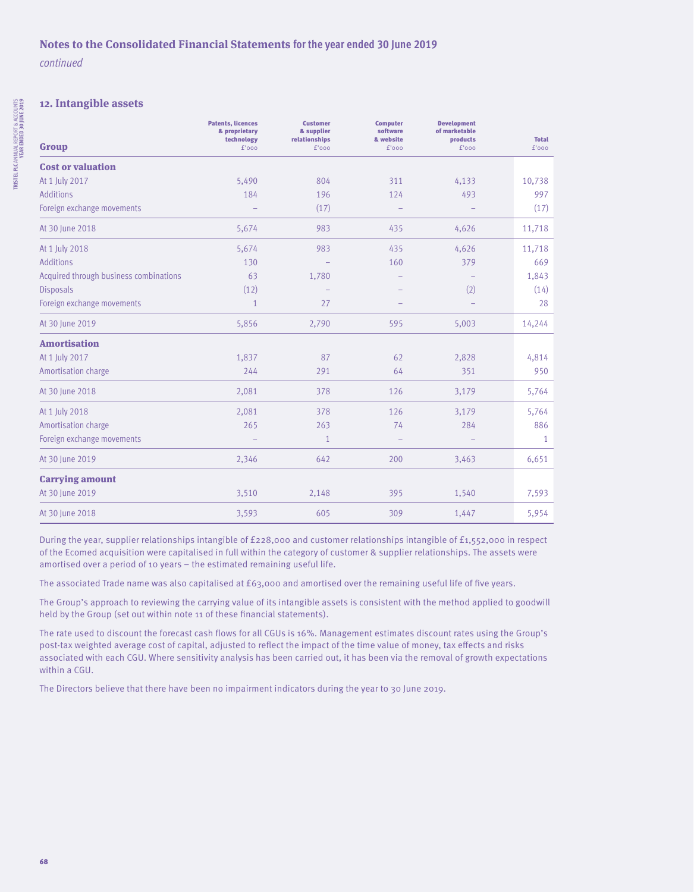## Notes to the Consolidated Financial Statements for the year ended 30 June 2019

*continued*

### 12. Intangible assets

| Group | Patents, licences & proprietary technology £'000 | Customer & supplier relationships £'000 | Computer software & website £'000 | Development of marketable products £'000 | Total £'000 |
|---|---|---|---|---|---|
| **Cost or valuation** | | | | | |
| At 1 July 2017 | 5,490 | 804 | 311 | 4,133 | 10,738 |
| Additions | 184 | 196 | 124 | 493 | 997 |
| Foreign exchange movements | – | (17) | – | – | (17) |
| At 30 June 2018 | 5,674 | 983 | 435 | 4,626 | 11,718 |
| At 1 July 2018 | 5,674 | 983 | 435 | 4,626 | 11,718 |
| Additions | 130 | – | 160 | 379 | 669 |
| Acquired through business combinations | 63 | 1,780 | – | – | 1,843 |
| Disposals | (12) | – | – | (2) | (14) |
| Foreign exchange movements | 1 | 27 | – | – | 28 |
| At 30 June 2019 | 5,856 | 2,790 | 595 | 5,003 | 14,244 |
| **Amortisation** | | | | | |
| At 1 July 2017 | 1,837 | 87 | 62 | 2,828 | 4,814 |
| Amortisation charge | 244 | 291 | 64 | 351 | 950 |
| At 30 June 2018 | 2,081 | 378 | 126 | 3,179 | 5,764 |
| At 1 July 2018 | 2,081 | 378 | 126 | 3,179 | 5,764 |
| Amortisation charge | 265 | 263 | 74 | 284 | 886 |
| Foreign exchange movements | – | 1 | – | – | 1 |
| At 30 June 2019 | 2,346 | 642 | 200 | 3,463 | 6,651 |
| **Carrying amount** | | | | | |
| At 30 June 2019 | 3,510 | 2,148 | 395 | 1,540 | 7,593 |
| At 30 June 2018 | 3,593 | 605 | 309 | 1,447 | 5,954 |

During the year, supplier relationships intangible of £228,000 and customer relationships intangible of £1,552,000 in respect of the Ecomed acquisition were capitalised in full within the category of customer & supplier relationships. The assets were amortised over a period of 10 years – the estimated remaining useful life.

The associated Trade name was also capitalised at £63,000 and amortised over the remaining useful life of five years.

The Group's approach to reviewing the carrying value of its intangible assets is consistent with the method applied to goodwill held by the Group (set out within note 11 of these financial statements).

The rate used to discount the forecast cash flows for all CGUs is 16%. Management estimates discount rates using the Group's post-tax weighted average cost of capital, adjusted to reflect the impact of the time value of money, tax effects and risks associated with each CGU. Where sensitivity analysis has been carried out, it has been via the removal of growth expectations within a CGU.

The Directors believe that there have been no impairment indicators during the year to 30 June 2019.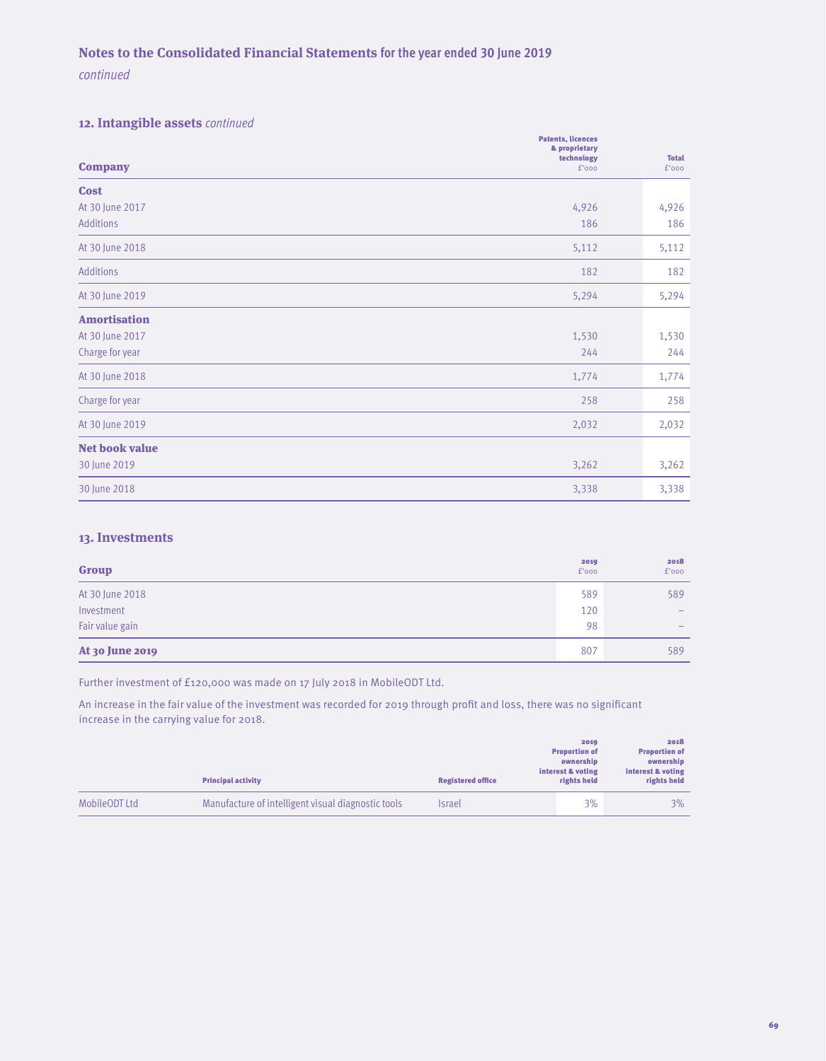# Notes to the Consolidated Financial Statements for the year ended 30 June 2019

*continued*

## 12. Intangible assets *continued*

| Company | Patents, licences & proprietary technology £'000 | Total £'000 |
|---|---|---|
| **Cost** | | |
| At 30 June 2017 | 4,926 | 4,926 |
| Additions | 186 | 186 |
| At 30 June 2018 | 5,112 | 5,112 |
| Additions | 182 | 182 |
| At 30 June 2019 | 5,294 | 5,294 |
| **Amortisation** | | |
| At 30 June 2017 | 1,530 | 1,530 |
| Charge for year | 244 | 244 |
| At 30 June 2018 | 1,774 | 1,774 |
| Charge for year | 258 | 258 |
| At 30 June 2019 | 2,032 | 2,032 |
| **Net book value** | | |
| 30 June 2019 | 3,262 | 3,262 |
| 30 June 2018 | 3,338 | 3,338 |

## 13. Investments

| Group | 2019 £'000 | 2018 £'000 |
|---|---|---|
| At 30 June 2018 | 589 | 589 |
| Investment | 120 | – |
| Fair value gain | 98 | – |
| **At 30 June 2019** | 807 | 589 |

Further investment of £120,000 was made on 17 July 2018 in MobileODT Ltd.

An increase in the fair value of the investment was recorded for 2019 through profit and loss, there was no significant increase in the carrying value for 2018.

| | Principal activity | Registered office | 2019 Proportion of ownership interest & voting rights held | 2018 Proportion of ownership interest & voting rights held |
|---|---|---|---|---|
| MobileODT Ltd | Manufacture of intelligent visual diagnostic tools | Israel | 3% | 3% |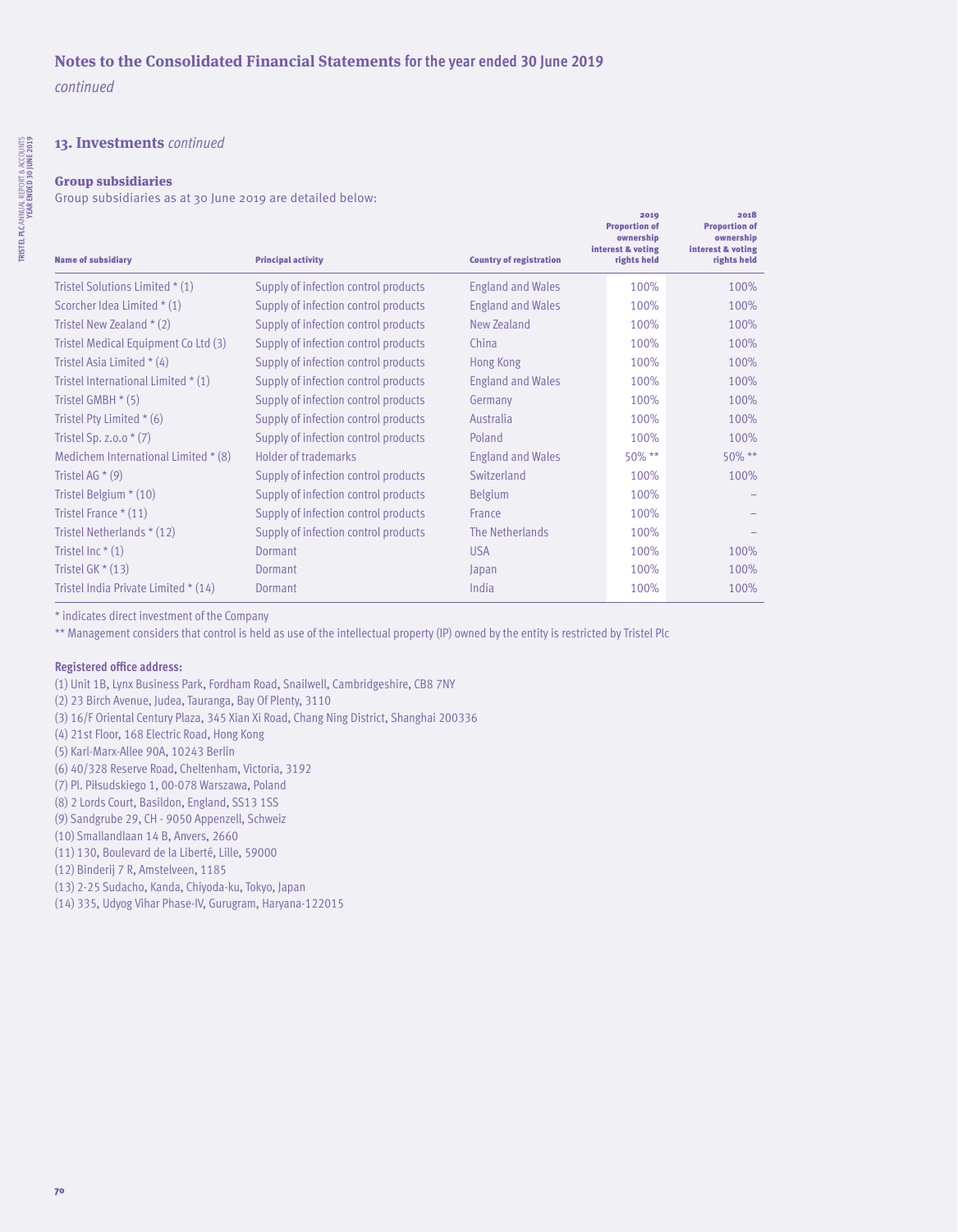# Notes to the Consolidated Financial Statements for the year ended 30 June 2019

*continued*

## 13. Investments *continued*

### Group subsidiaries

Group subsidiaries as at 30 June 2019 are detailed below:

| Name of subsidiary | Principal activity | Country of registration | 2019 Proportion of ownership interest & voting rights held | 2018 Proportion of ownership interest & voting rights held |
|---|---|---|---|---|
| Tristel Solutions Limited * (1) | Supply of infection control products | England and Wales | 100% | 100% |
| Scorcher Idea Limited * (1) | Supply of infection control products | England and Wales | 100% | 100% |
| Tristel New Zealand * (2) | Supply of infection control products | New Zealand | 100% | 100% |
| Tristel Medical Equipment Co Ltd (3) | Supply of infection control products | China | 100% | 100% |
| Tristel Asia Limited * (4) | Supply of infection control products | Hong Kong | 100% | 100% |
| Tristel International Limited * (1) | Supply of infection control products | England and Wales | 100% | 100% |
| Tristel GMBH * (5) | Supply of infection control products | Germany | 100% | 100% |
| Tristel Pty Limited * (6) | Supply of infection control products | Australia | 100% | 100% |
| Tristel Sp. z.o.o * (7) | Supply of infection control products | Poland | 100% | 100% |
| Medichem International Limited * (8) | Holder of trademarks | England and Wales | 50% ** | 50% ** |
| Tristel AG * (9) | Supply of infection control products | Switzerland | 100% | 100% |
| Tristel Belgium * (10) | Supply of infection control products | Belgium | 100% | – |
| Tristel France * (11) | Supply of infection control products | France | 100% | – |
| Tristel Netherlands * (12) | Supply of infection control products | The Netherlands | 100% | – |
| Tristel Inc * (1) | Dormant | USA | 100% | 100% |
| Tristel GK * (13) | Dormant | Japan | 100% | 100% |
| Tristel India Private Limited * (14) | Dormant | India | 100% | 100% |

* indicates direct investment of the Company

** Management considers that control is held as use of the intellectual property (IP) owned by the entity is restricted by Tristel Plc

**Registered office address:**

(1) Unit 1B, Lynx Business Park, Fordham Road, Snailwell, Cambridgeshire, CB8 7NY
(2) 23 Birch Avenue, Judea, Tauranga, Bay Of Plenty, 3110
(3) 16/F Oriental Century Plaza, 345 Xian Xi Road, Chang Ning District, Shanghai 200336
(4) 21st Floor, 168 Electric Road, Hong Kong
(5) Karl-Marx-Allee 90A, 10243 Berlin
(6) 40/328 Reserve Road, Cheltenham, Victoria, 3192
(7) Pl. Pilsudskiego 1, 00-078 Warszawa, Poland
(8) 2 Lords Court, Basildon, England, SS13 1SS
(9) Sandgrube 29, CH - 9050 Appenzell, Schweiz
(10) Smallandlaan 14 B, Anvers, 2660
(11) 130, Boulevard de la Liberté, Lille, 59000
(12) Binderij 7 R, Amstelveen, 1185
(13) 2-25 Sudacho, Kanda, Chiyoda-ku, Tokyo, Japan
(14) 335, Udyog Vihar Phase-IV, Gurugram, Haryana-122015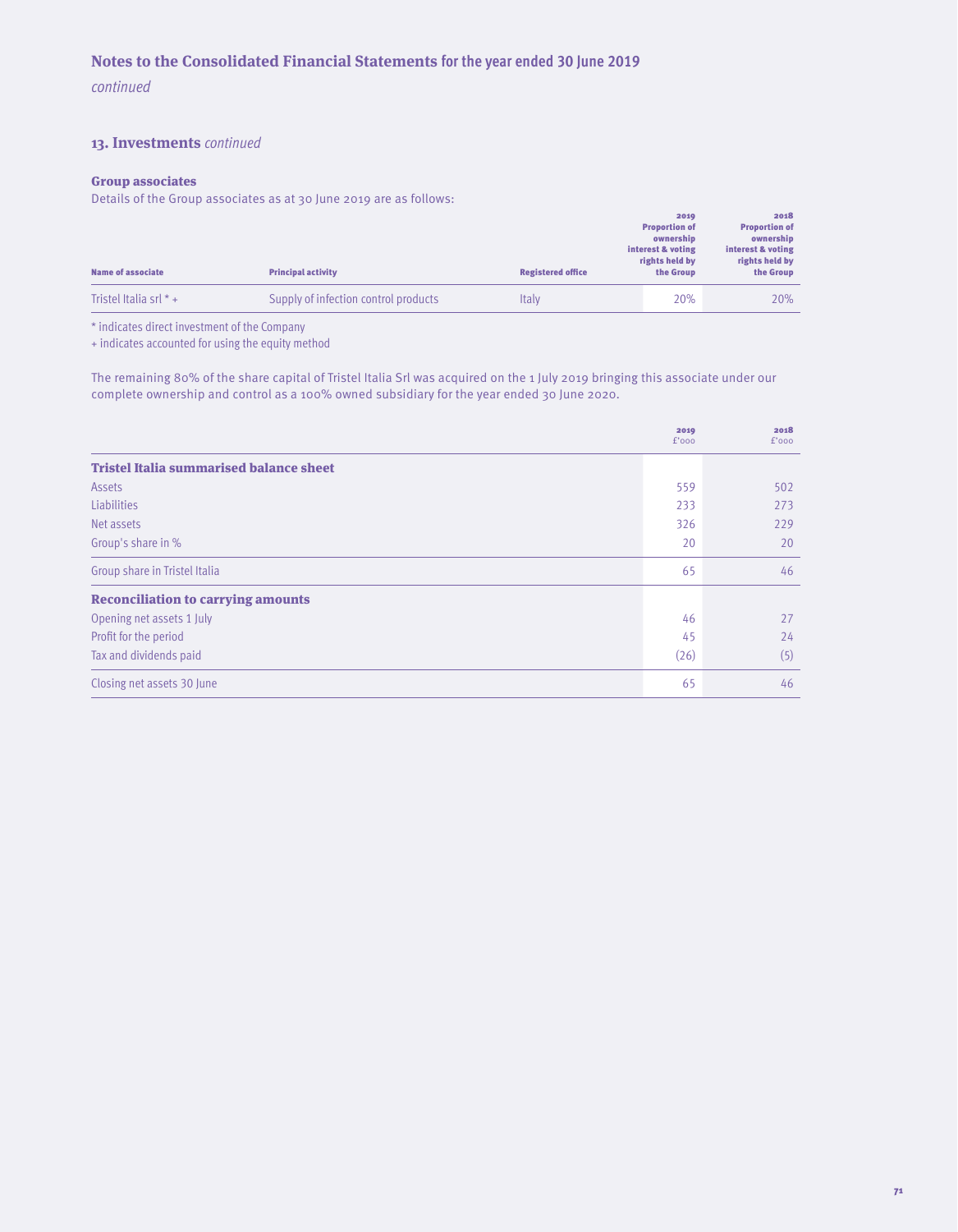## Notes to the Consolidated Financial Statements for the year ended 30 June 2019

*continued*

### 13. Investments *continued*

#### Group associates

Details of the Group associates as at 30 June 2019 are as follows:

| Name of associate | Principal activity | Registered office | 2019 Proportion of ownership interest & voting rights held by the Group | 2018 Proportion of ownership interest & voting rights held by the Group |
|---|---|---|---|---|
| Tristel Italia srl * + | Supply of infection control products | Italy | 20% | 20% |

* indicates direct investment of the Company
+ indicates accounted for using the equity method

The remaining 80% of the share capital of Tristel Italia Srl was acquired on the 1 July 2019 bringing this associate under our complete ownership and control as a 100% owned subsidiary for the year ended 30 June 2020.

| | 2019 £'000 | 2018 £'000 |
|---|---|---|
| **Tristel Italia summarised balance sheet** | | |
| Assets | 559 | 502 |
| Liabilities | 233 | 273 |
| Net assets | 326 | 229 |
| Group's share in % | 20 | 20 |
| Group share in Tristel Italia | 65 | 46 |
| **Reconciliation to carrying amounts** | | |
| Opening net assets 1 July | 46 | 27 |
| Profit for the period | 45 | 24 |
| Tax and dividends paid | (26) | (5) |
| Closing net assets 30 June | 65 | 46 |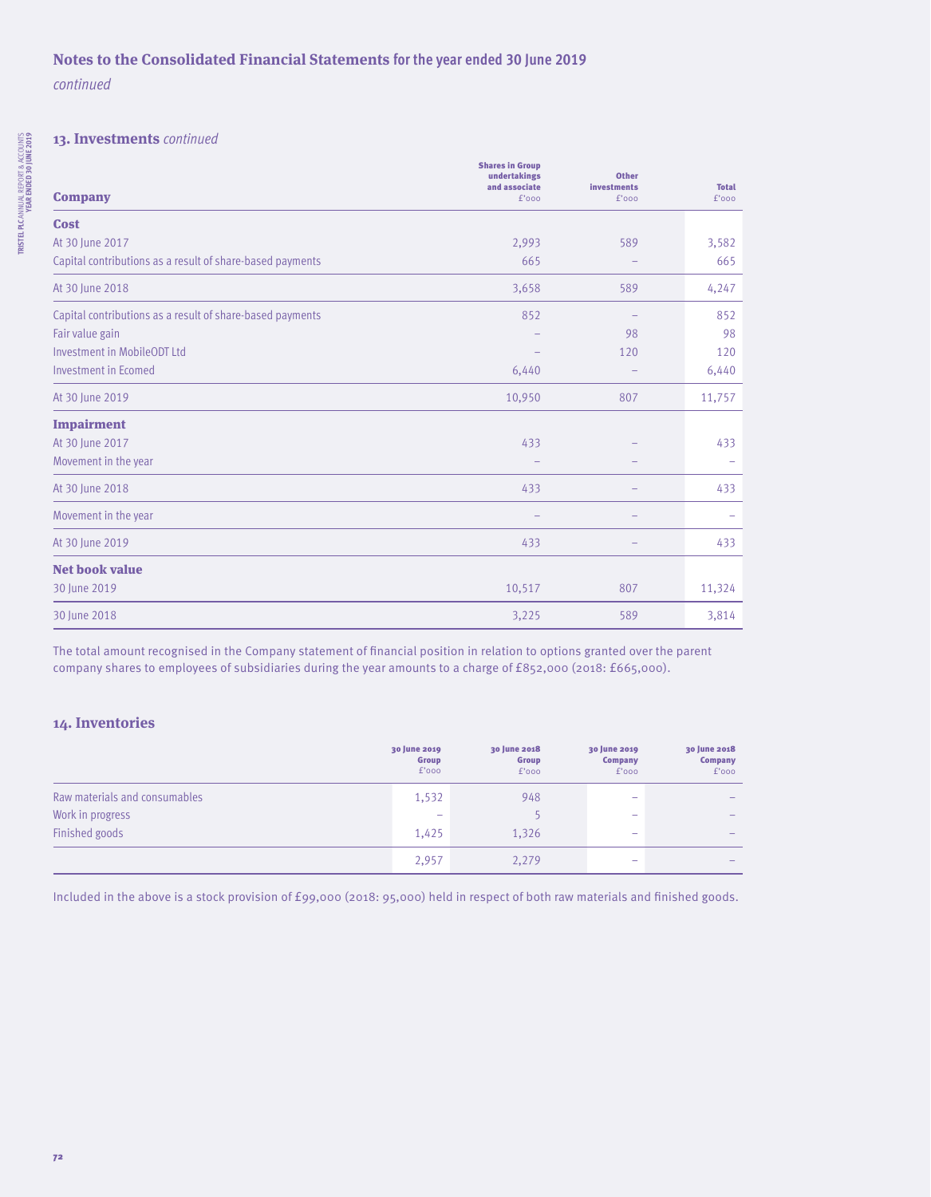## Notes to the Consolidated Financial Statements for the year ended 30 June 2019

*continued*

### 13. Investments *continued*

| Company | Shares in Group undertakings and associate £'000 | Other investments £'000 | Total £'000 |
|---|---|---|---|
| **Cost** | | | |
| At 30 June 2017 | 2,993 | 589 | 3,582 |
| Capital contributions as a result of share-based payments | 665 | – | 665 |
| At 30 June 2018 | 3,658 | 589 | 4,247 |
| Capital contributions as a result of share-based payments | 852 | – | 852 |
| Fair value gain | – | 98 | 98 |
| Investment in MobileODT Ltd | – | 120 | 120 |
| Investment in Ecomed | 6,440 | – | 6,440 |
| At 30 June 2019 | 10,950 | 807 | 11,757 |
| **Impairment** | | | |
| At 30 June 2017 | 433 | – | 433 |
| Movement in the year | – | – | – |
| At 30 June 2018 | 433 | – | 433 |
| Movement in the year | – | – | – |
| At 30 June 2019 | 433 | – | 433 |
| **Net book value** | | | |
| 30 June 2019 | 10,517 | 807 | 11,324 |
| 30 June 2018 | 3,225 | 589 | 3,814 |

The total amount recognised in the Company statement of financial position in relation to options granted over the parent company shares to employees of subsidiaries during the year amounts to a charge of £852,000 (2018: £665,000).

### 14. Inventories

| | 30 June 2019 Group £'000 | 30 June 2018 Group £'000 | 30 June 2019 Company £'000 | 30 June 2018 Company £'000 |
|---|---|---|---|---|
| Raw materials and consumables | 1,532 | 948 | – | – |
| Work in progress | – | 5 | – | – |
| Finished goods | 1,425 | 1,326 | – | – |
| | 2,957 | 2,279 | – | – |

Included in the above is a stock provision of £99,000 (2018: 95,000) held in respect of both raw materials and finished goods.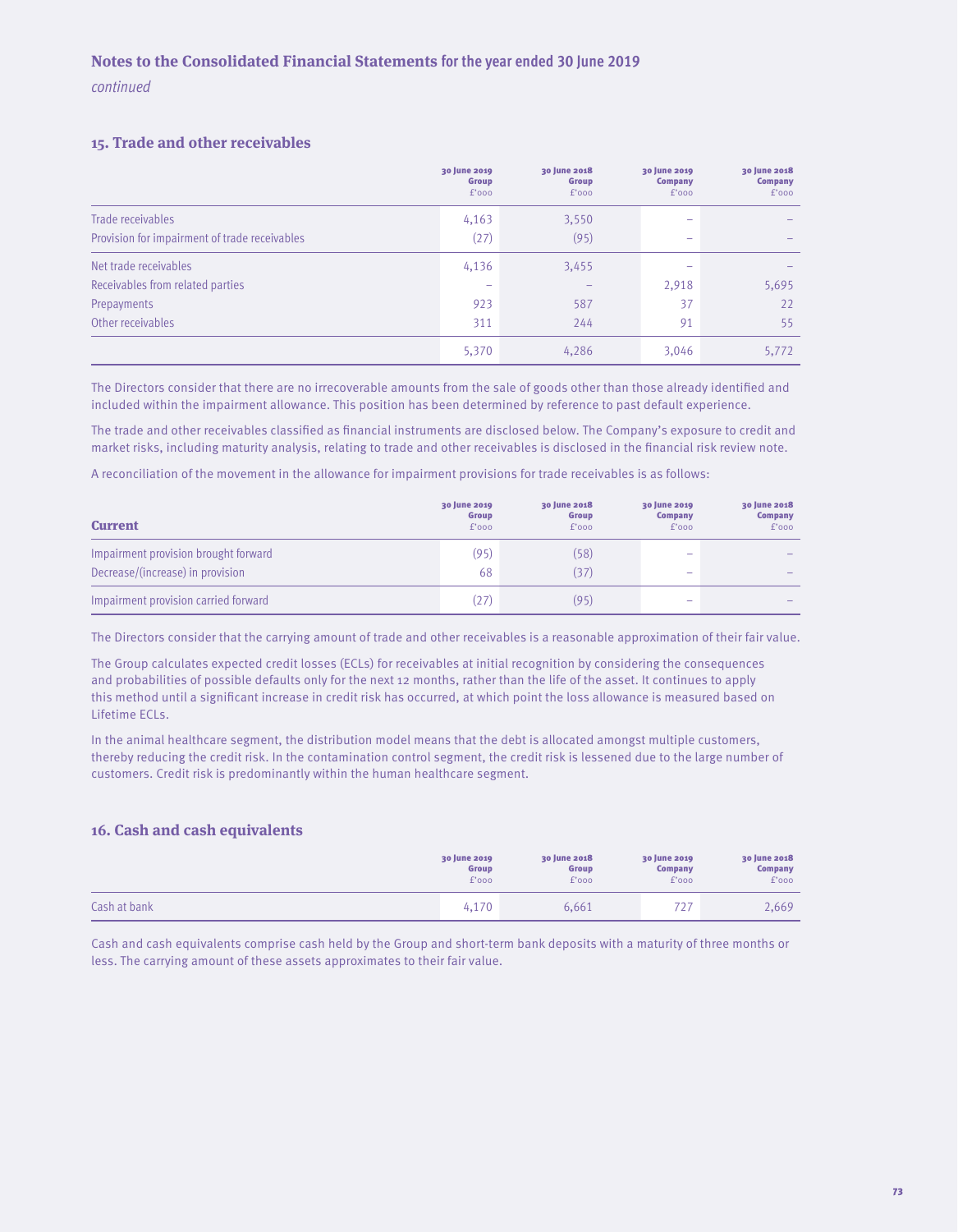## Notes to the Consolidated Financial Statements for the year ended 30 June 2019

*continued*

### 15. Trade and other receivables

| | 30 June 2019 Group £'000 | 30 June 2018 Group £'000 | 30 June 2019 Company £'000 | 30 June 2018 Company £'000 |
|---|---|---|---|---|
| Trade receivables | 4,163 | 3,550 | – | – |
| Provision for impairment of trade receivables | (27) | (95) | – | – |
| Net trade receivables | 4,136 | 3,455 | – | – |
| Receivables from related parties | – | – | 2,918 | 5,695 |
| Prepayments | 923 | 587 | 37 | 22 |
| Other receivables | 311 | 244 | 91 | 55 |
| | 5,370 | 4,286 | 3,046 | 5,772 |

The Directors consider that there are no irrecoverable amounts from the sale of goods other than those already identified and included within the impairment allowance. This position has been determined by reference to past default experience.

The trade and other receivables classified as financial instruments are disclosed below. The Company's exposure to credit and market risks, including maturity analysis, relating to trade and other receivables is disclosed in the financial risk review note.

A reconciliation of the movement in the allowance for impairment provisions for trade receivables is as follows:

| Current | 30 June 2019 Group £'000 | 30 June 2018 Group £'000 | 30 June 2019 Company £'000 | 30 June 2018 Company £'000 |
|---|---|---|---|---|
| Impairment provision brought forward | (95) | (58) | – | – |
| Decrease/(increase) in provision | 68 | (37) | – | – |
| Impairment provision carried forward | (27) | (95) | – | – |

The Directors consider that the carrying amount of trade and other receivables is a reasonable approximation of their fair value.

The Group calculates expected credit losses (ECLs) for receivables at initial recognition by considering the consequences and probabilities of possible defaults only for the next 12 months, rather than the life of the asset. It continues to apply this method until a significant increase in credit risk has occurred, at which point the loss allowance is measured based on Lifetime ECLs.

In the animal healthcare segment, the distribution model means that the debt is allocated amongst multiple customers, thereby reducing the credit risk. In the contamination control segment, the credit risk is lessened due to the large number of customers. Credit risk is predominantly within the human healthcare segment.

### 16. Cash and cash equivalents

| | 30 June 2019 Group £'000 | 30 June 2018 Group £'000 | 30 June 2019 Company £'000 | 30 June 2018 Company £'000 |
|---|---|---|---|---|
| Cash at bank | 4,170 | 6,661 | 727 | 2,669 |

Cash and cash equivalents comprise cash held by the Group and short-term bank deposits with a maturity of three months or less. The carrying amount of these assets approximates to their fair value.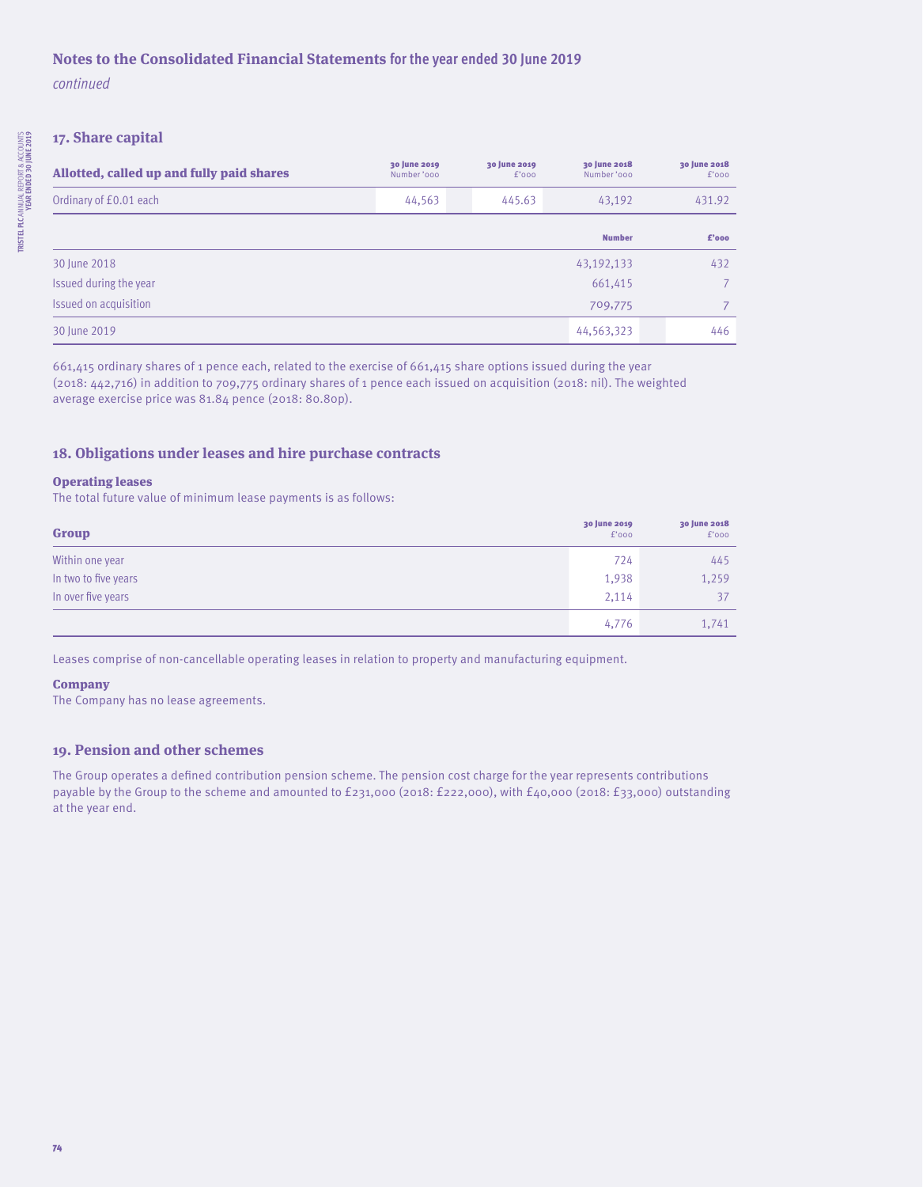# Notes to the Consolidated Financial Statements for the year ended 30 June 2019

*continued*

## 17. Share capital

| Allotted, called up and fully paid shares | 30 June 2019 Number '000 | 30 June 2019 £'000 | 30 June 2018 Number '000 | 30 June 2018 £'000 |
|---|---|---|---|---|
| Ordinary of £0.01 each | 44,563 | 445.63 | 43,192 | 431.92 |

| | Number | £'000 |
|---|---|---|
| 30 June 2018 | 43,192,133 | 432 |
| Issued during the year | 661,415 | 7 |
| Issued on acquisition | 709,775 | 7 |
| 30 June 2019 | 44,563,323 | 446 |

661,415 ordinary shares of 1 pence each, related to the exercise of 661,415 share options issued during the year (2018: 442,716) in addition to 709,775 ordinary shares of 1 pence each issued on acquisition (2018: nil). The weighted average exercise price was 81.84 pence (2018: 80.80p).

## 18. Obligations under leases and hire purchase contracts

### Operating leases

The total future value of minimum lease payments is as follows:

| Group | 30 June 2019 £'000 | 30 June 2018 £'000 |
|---|---|---|
| Within one year | 724 | 445 |
| In two to five years | 1,938 | 1,259 |
| In over five years | 2,114 | 37 |
| | 4,776 | 1,741 |

Leases comprise of non-cancellable operating leases in relation to property and manufacturing equipment.

### Company

The Company has no lease agreements.

## 19. Pension and other schemes

The Group operates a defined contribution pension scheme. The pension cost charge for the year represents contributions payable by the Group to the scheme and amounted to £231,000 (2018: £222,000), with £40,000 (2018: £33,000) outstanding at the year end.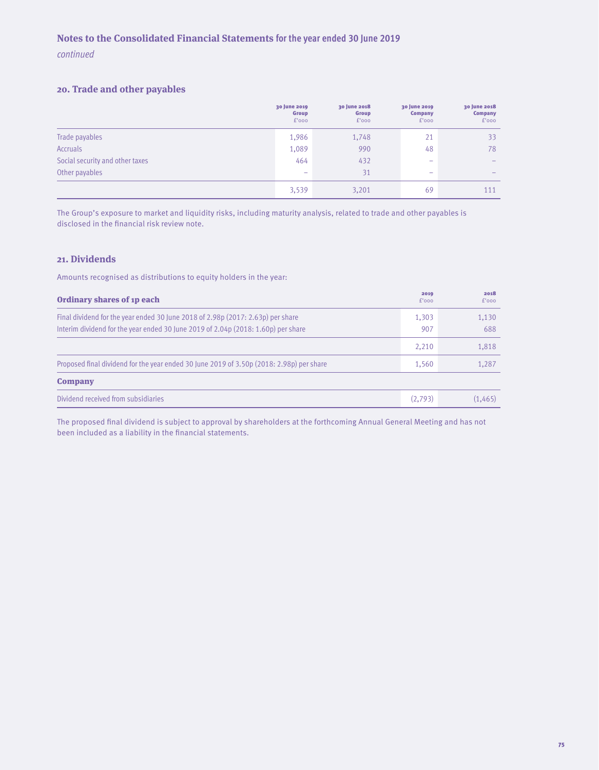## Notes to the Consolidated Financial Statements for the year ended 30 June 2019

*continued*

### 20. Trade and other payables

| | 30 June 2019 Group £'000 | 30 June 2018 Group £'000 | 30 June 2019 Company £'000 | 30 June 2018 Company £'000 |
|---|---|---|---|---|
| Trade payables | 1,986 | 1,748 | 21 | 33 |
| Accruals | 1,089 | 990 | 48 | 78 |
| Social security and other taxes | 464 | 432 | – | – |
| Other payables | – | 31 | – | – |
| | 3,539 | 3,201 | 69 | 111 |

The Group's exposure to market and liquidity risks, including maturity analysis, related to trade and other payables is disclosed in the financial risk review note.

### 21. Dividends

Amounts recognised as distributions to equity holders in the year:

| **Ordinary shares of 1p each** | 2019 £'000 | 2018 £'000 |
|---|---|---|
| Final dividend for the year ended 30 June 2018 of 2.98p (2017: 2.63p) per share | 1,303 | 1,130 |
| Interim dividend for the year ended 30 June 2019 of 2.04p (2018: 1.60p) per share | 907 | 688 |
| | 2,210 | 1,818 |
| Proposed final dividend for the year ended 30 June 2019 of 3.50p (2018: 2.98p) per share | 1,560 | 1,287 |
| **Company** | | |
| Dividend received from subsidiaries | (2,793) | (1,465) |

The proposed final dividend is subject to approval by shareholders at the forthcoming Annual General Meeting and has not been included as a liability in the financial statements.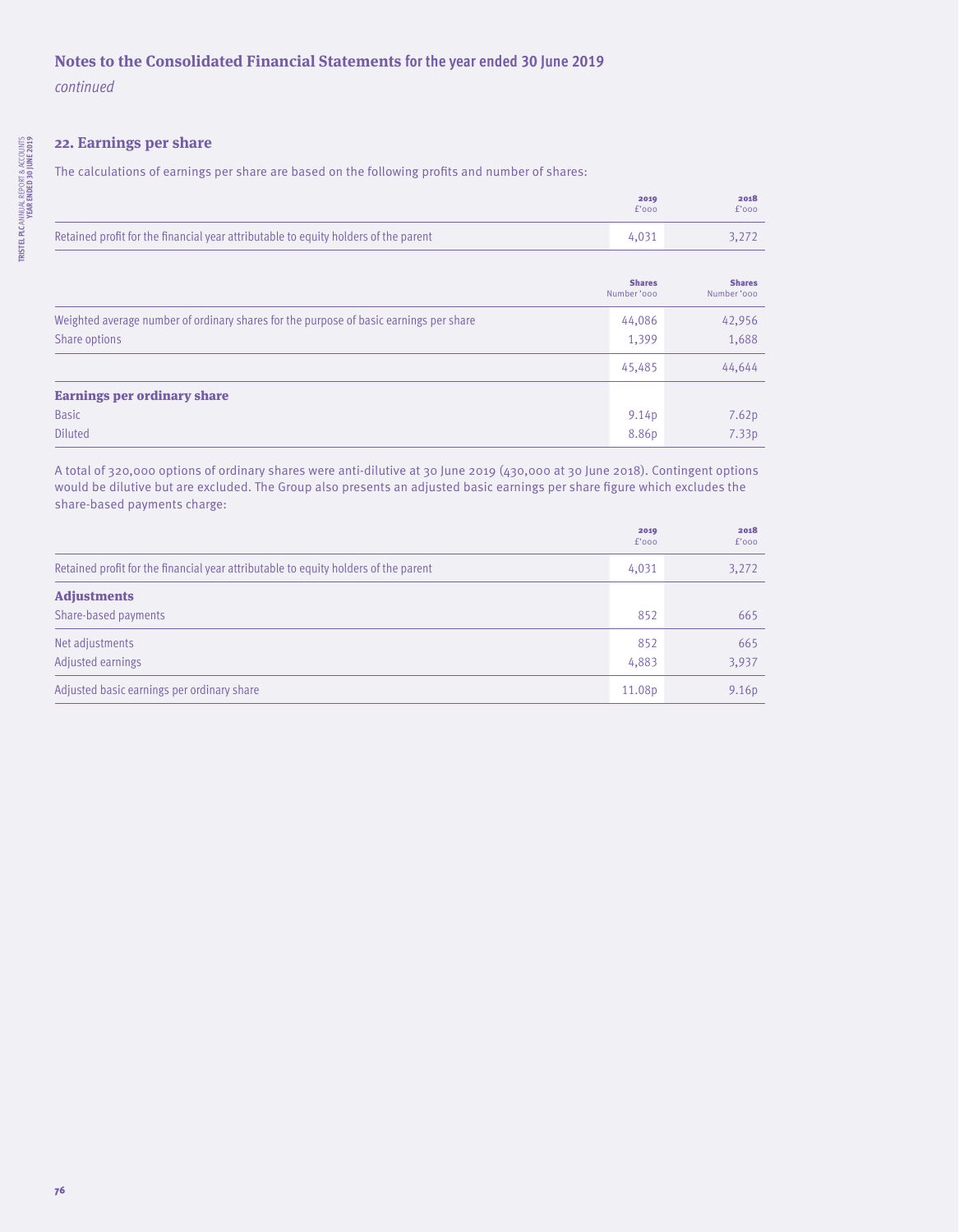## Notes to the Consolidated Financial Statements for the year ended 30 June 2019

*continued*

### 22. Earnings per share

The calculations of earnings per share are based on the following profits and number of shares:

| | 2019 £'000 | 2018 £'000 |
|---|---|---|
| Retained profit for the financial year attributable to equity holders of the parent | 4,031 | 3,272 |

| | Shares Number '000 | Shares Number '000 |
|---|---|---|
| Weighted average number of ordinary shares for the purpose of basic earnings per share | 44,086 | 42,956 |
| Share options | 1,399 | 1,688 |
| | 45,485 | 44,644 |
| **Earnings per ordinary share** | | |
| Basic | 9.14p | 7.62p |
| Diluted | 8.86p | 7.33p |

A total of 320,000 options of ordinary shares were anti-dilutive at 30 June 2019 (430,000 at 30 June 2018). Contingent options would be dilutive but are excluded. The Group also presents an adjusted basic earnings per share figure which excludes the share-based payments charge:

| | 2019 £'000 | 2018 £'000 |
|---|---|---|
| Retained profit for the financial year attributable to equity holders of the parent | 4,031 | 3,272 |
| **Adjustments** | | |
| Share-based payments | 852 | 665 |
| Net adjustments | 852 | 665 |
| Adjusted earnings | 4,883 | 3,937 |
| Adjusted basic earnings per ordinary share | 11.08p | 9.16p |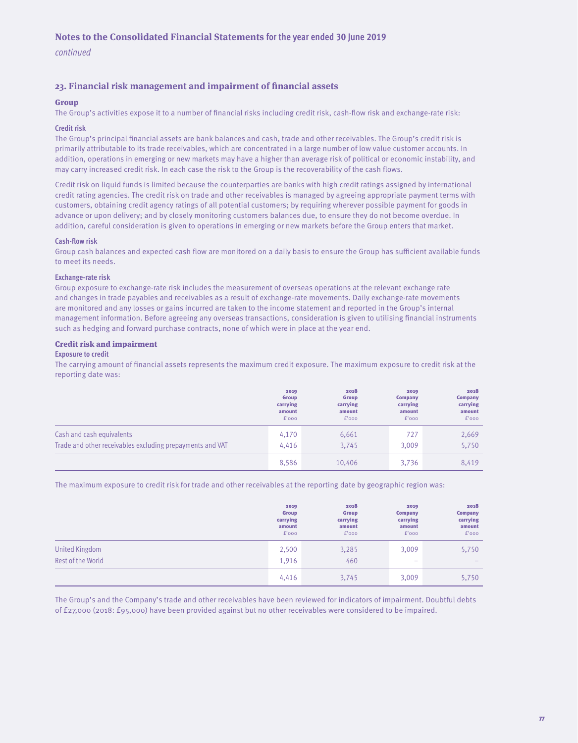## Notes to the Consolidated Financial Statements for the year ended 30 June 2019

*continued*

### 23. Financial risk management and impairment of financial assets

#### Group

The Group's activities expose it to a number of financial risks including credit risk, cash-flow risk and exchange-rate risk:

**Credit risk**

The Group's principal financial assets are bank balances and cash, trade and other receivables. The Group's credit risk is primarily attributable to its trade receivables, which are concentrated in a large number of low value customer accounts. In addition, operations in emerging or new markets may have a higher than average risk of political or economic instability, and may carry increased credit risk. In each case the risk to the Group is the recoverability of the cash flows.

Credit risk on liquid funds is limited because the counterparties are banks with high credit ratings assigned by international credit rating agencies. The credit risk on trade and other receivables is managed by agreeing appropriate payment terms with customers, obtaining credit agency ratings of all potential customers; by requiring wherever possible payment for goods in advance or upon delivery; and by closely monitoring customers balances due, to ensure they do not become overdue. In addition, careful consideration is given to operations in emerging or new markets before the Group enters that market.

**Cash-flow risk**

Group cash balances and expected cash flow are monitored on a daily basis to ensure the Group has sufficient available funds to meet its needs.

**Exchange-rate risk**

Group exposure to exchange-rate risk includes the measurement of overseas operations at the relevant exchange rate and changes in trade payables and receivables as a result of exchange-rate movements. Daily exchange-rate movements are monitored and any losses or gains incurred are taken to the income statement and reported in the Group's internal management information. Before agreeing any overseas transactions, consideration is given to utilising financial instruments such as hedging and forward purchase contracts, none of which were in place at the year end.

#### Credit risk and impairment

**Exposure to credit**

The carrying amount of financial assets represents the maximum credit exposure. The maximum exposure to credit risk at the reporting date was:

| | 2019 Group carrying amount £'000 | 2018 Group carrying amount £'000 | 2019 Company carrying amount £'000 | 2018 Company carrying amount £'000 |
|---|---|---|---|---|
| Cash and cash equivalents | 4,170 | 6,661 | 727 | 2,669 |
| Trade and other receivables excluding prepayments and VAT | 4,416 | 3,745 | 3,009 | 5,750 |
| | 8,586 | 10,406 | 3,736 | 8,419 |

The maximum exposure to credit risk for trade and other receivables at the reporting date by geographic region was:

| | 2019 Group carrying amount £'000 | 2018 Group carrying amount £'000 | 2019 Company carrying amount £'000 | 2018 Company carrying amount £'000 |
|---|---|---|---|---|
| United Kingdom | 2,500 | 3,285 | 3,009 | 5,750 |
| Rest of the World | 1,916 | 460 | – | – |
| | 4,416 | 3,745 | 3,009 | 5,750 |

The Group's and the Company's trade and other receivables have been reviewed for indicators of impairment. Doubtful debts of £27,000 (2018: £95,000) have been provided against but no other receivables were considered to be impaired.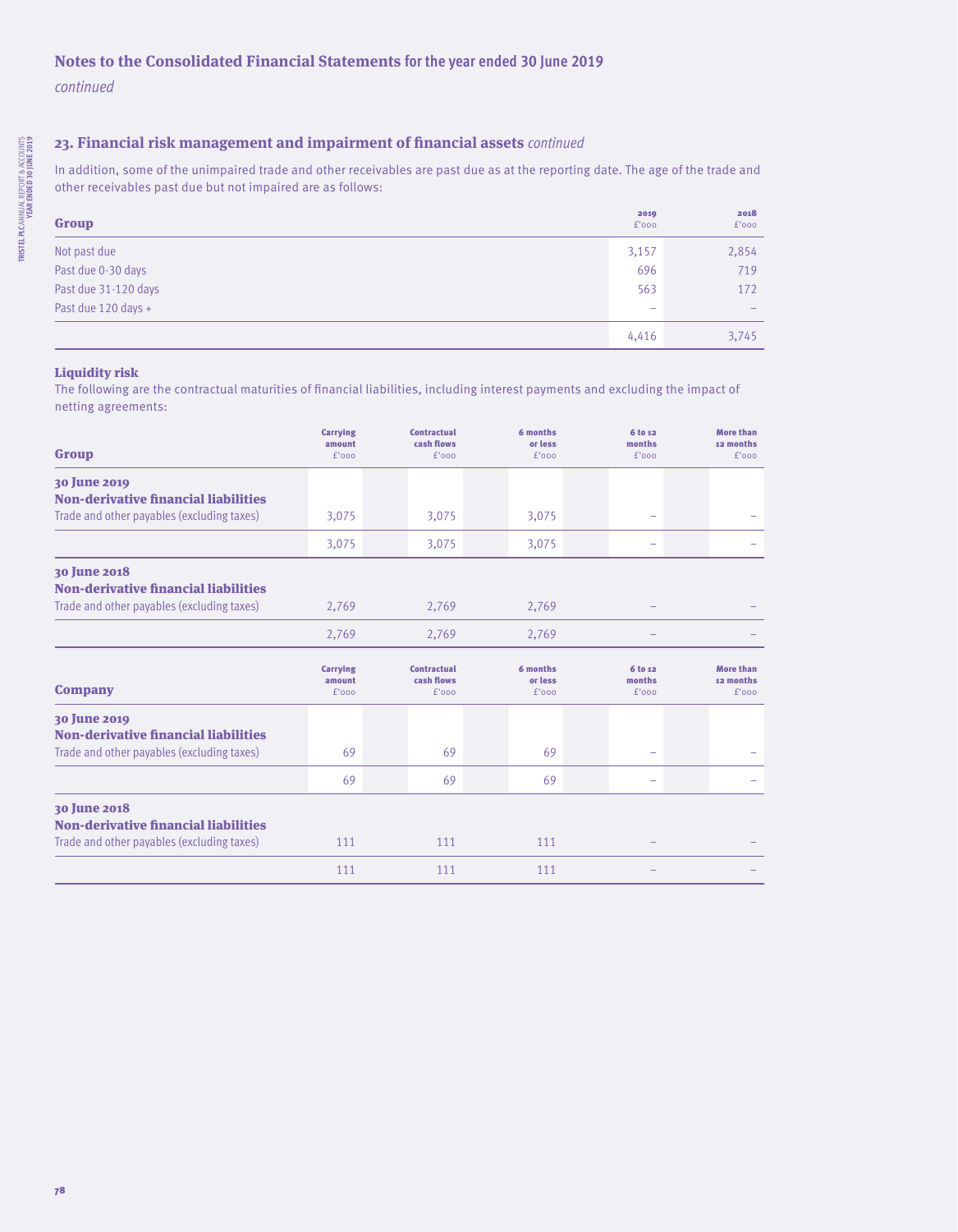## 23. Financial risk management and impairment of financial assets *continued*

In addition, some of the unimpaired trade and other receivables are past due as at the reporting date. The age of the trade and other receivables past due but not impaired are as follows:

| Group | 2019 £'000 | 2018 £'000 |
|---|---|---|
| Not past due | 3,157 | 2,854 |
| Past due 0-30 days | 696 | 719 |
| Past due 31-120 days | 563 | 172 |
| Past due 120 days + | – | – |
| | 4,416 | 3,745 |

### Liquidity risk

The following are the contractual maturities of financial liabilities, including interest payments and excluding the impact of netting agreements:

| Group | Carrying amount £'000 | Contractual cash flows £'000 | 6 months or less £'000 | 6 to 12 months £'000 | More than 12 months £'000 |
|---|---|---|---|---|---|
| **30 June 2019** | | | | | |
| **Non-derivative financial liabilities** | | | | | |
| Trade and other payables (excluding taxes) | 3,075 | 3,075 | 3,075 | – | – |
| | 3,075 | 3,075 | 3,075 | – | – |
| **30 June 2018** | | | | | |
| **Non-derivative financial liabilities** | | | | | |
| Trade and other payables (excluding taxes) | 2,769 | 2,769 | 2,769 | – | – |
| | 2,769 | 2,769 | 2,769 | – | – |

| Company | Carrying amount £'000 | Contractual cash flows £'000 | 6 months or less £'000 | 6 to 12 months £'000 | More than 12 months £'000 |
|---|---|---|---|---|---|
| **30 June 2019** | | | | | |
| **Non-derivative financial liabilities** | | | | | |
| Trade and other payables (excluding taxes) | 69 | 69 | 69 | – | – |
| | 69 | 69 | 69 | – | – |
| **30 June 2018** | | | | | |
| **Non-derivative financial liabilities** | | | | | |
| Trade and other payables (excluding taxes) | 111 | 111 | 111 | – | – |
| | 111 | 111 | 111 | – | – |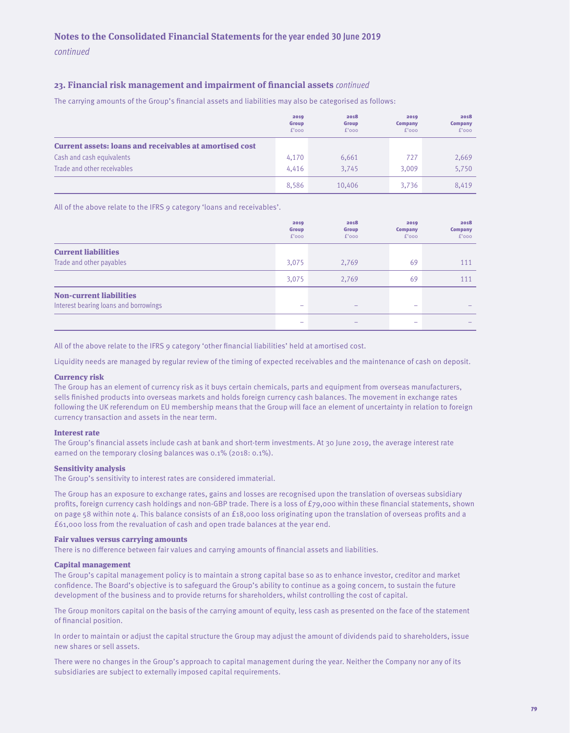## 23. Financial risk management and impairment of financial assets *continued*

The carrying amounts of the Group's financial assets and liabilities may also be categorised as follows:

| | 2019 Group £'000 | 2018 Group £'000 | 2019 Company £'000 | 2018 Company £'000 |
|---|---|---|---|---|
| **Current assets: loans and receivables at amortised cost** | | | | |
| Cash and cash equivalents | 4,170 | 6,661 | 727 | 2,669 |
| Trade and other receivables | 4,416 | 3,745 | 3,009 | 5,750 |
| | 8,586 | 10,406 | 3,736 | 8,419 |

All of the above relate to the IFRS 9 category 'loans and receivables'.

| | 2019 Group £'000 | 2018 Group £'000 | 2019 Company £'000 | 2018 Company £'000 |
|---|---|---|---|---|
| **Current liabilities** | | | | |
| Trade and other payables | 3,075 | 2,769 | 69 | 111 |
| | 3,075 | 2,769 | 69 | 111 |
| **Non-current liabilities** | | | | |
| Interest bearing loans and borrowings | – | – | – | – |
| | – | – | – | – |

All of the above relate to the IFRS 9 category 'other financial liabilities' held at amortised cost.

Liquidity needs are managed by regular review of the timing of expected receivables and the maintenance of cash on deposit.

### Currency risk

The Group has an element of currency risk as it buys certain chemicals, parts and equipment from overseas manufacturers, sells finished products into overseas markets and holds foreign currency cash balances. The movement in exchange rates following the UK referendum on EU membership means that the Group will face an element of uncertainty in relation to foreign currency transaction and assets in the near term.

### Interest rate

The Group's financial assets include cash at bank and short-term investments. At 30 June 2019, the average interest rate earned on the temporary closing balances was 0.1% (2018: 0.1%).

### Sensitivity analysis

The Group's sensitivity to interest rates are considered immaterial.

The Group has an exposure to exchange rates, gains and losses are recognised upon the translation of overseas subsidiary profits, foreign currency cash holdings and non-GBP trade. There is a loss of £79,000 within these financial statements, shown on page 58 within note 4. This balance consists of an £18,000 loss originating upon the translation of overseas profits and a £61,000 loss from the revaluation of cash and open trade balances at the year end.

### Fair values versus carrying amounts

There is no difference between fair values and carrying amounts of financial assets and liabilities.

### Capital management

The Group's capital management policy is to maintain a strong capital base so as to enhance investor, creditor and market confidence. The Board's objective is to safeguard the Group's ability to continue as a going concern, to sustain the future development of the business and to provide returns for shareholders, whilst controlling the cost of capital.

The Group monitors capital on the basis of the carrying amount of equity, less cash as presented on the face of the statement of financial position.

In order to maintain or adjust the capital structure the Group may adjust the amount of dividends paid to shareholders, issue new shares or sell assets.

There were no changes in the Group's approach to capital management during the year. Neither the Company nor any of its subsidiaries are subject to externally imposed capital requirements.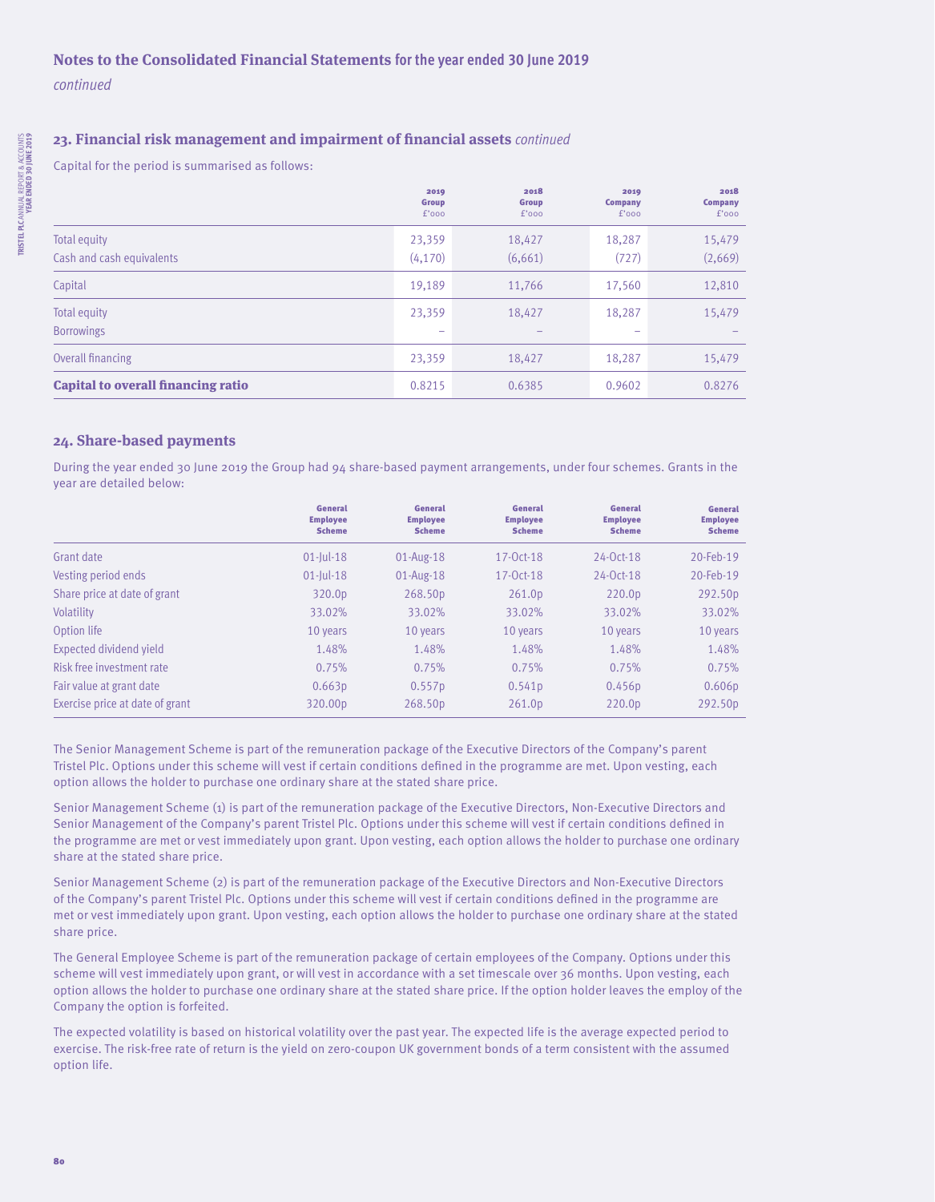# Notes to the Consolidated Financial Statements for the year ended 30 June 2019

*continued*

## 23. Financial risk management and impairment of financial assets *continued*

Capital for the period is summarised as follows:

| | 2019 Group £'000 | 2018 Group £'000 | 2019 Company £'000 | 2018 Company £'000 |
|---|---|---|---|---|
| Total equity | 23,359 | 18,427 | 18,287 | 15,479 |
| Cash and cash equivalents | (4,170) | (6,661) | (727) | (2,669) |
| Capital | 19,189 | 11,766 | 17,560 | 12,810 |
| Total equity | 23,359 | 18,427 | 18,287 | 15,479 |
| Borrowings | – | – | – | – |
| Overall financing | 23,359 | 18,427 | 18,287 | 15,479 |
| **Capital to overall financing ratio** | 0.8215 | 0.6385 | 0.9602 | 0.8276 |

## 24. Share-based payments

During the year ended 30 June 2019 the Group had 94 share-based payment arrangements, under four schemes. Grants in the year are detailed below:

| | General Employee Scheme | General Employee Scheme | General Employee Scheme | General Employee Scheme | General Employee Scheme |
|---|---|---|---|---|---|
| Grant date | 01-Jul-18 | 01-Aug-18 | 17-Oct-18 | 24-Oct-18 | 20-Feb-19 |
| Vesting period ends | 01-Jul-18 | 01-Aug-18 | 17-Oct-18 | 24-Oct-18 | 20-Feb-19 |
| Share price at date of grant | 320.0p | 268.50p | 261.0p | 220.0p | 292.50p |
| Volatility | 33.02% | 33.02% | 33.02% | 33.02% | 33.02% |
| Option life | 10 years | 10 years | 10 years | 10 years | 10 years |
| Expected dividend yield | 1.48% | 1.48% | 1.48% | 1.48% | 1.48% |
| Risk free investment rate | 0.75% | 0.75% | 0.75% | 0.75% | 0.75% |
| Fair value at grant date | 0.663p | 0.557p | 0.541p | 0.456p | 0.606p |
| Exercise price at date of grant | 320.00p | 268.50p | 261.0p | 220.0p | 292.50p |

The Senior Management Scheme is part of the remuneration package of the Executive Directors of the Company's parent Tristel Plc. Options under this scheme will vest if certain conditions defined in the programme are met. Upon vesting, each option allows the holder to purchase one ordinary share at the stated share price.

Senior Management Scheme (1) is part of the remuneration package of the Executive Directors, Non-Executive Directors and Senior Management of the Company's parent Tristel Plc. Options under this scheme will vest if certain conditions defined in the programme are met or vest immediately upon grant. Upon vesting, each option allows the holder to purchase one ordinary share at the stated share price.

Senior Management Scheme (2) is part of the remuneration package of the Executive Directors and Non-Executive Directors of the Company's parent Tristel Plc. Options under this scheme will vest if certain conditions defined in the programme are met or vest immediately upon grant. Upon vesting, each option allows the holder to purchase one ordinary share at the stated share price.

The General Employee Scheme is part of the remuneration package of certain employees of the Company. Options under this scheme will vest immediately upon grant, or will vest in accordance with a set timescale over 36 months. Upon vesting, each option allows the holder to purchase one ordinary share at the stated share price. If the option holder leaves the employ of the Company the option is forfeited.

The expected volatility is based on historical volatility over the past year. The expected life is the average expected period to exercise. The risk-free rate of return is the yield on zero-coupon UK government bonds of a term consistent with the assumed option life.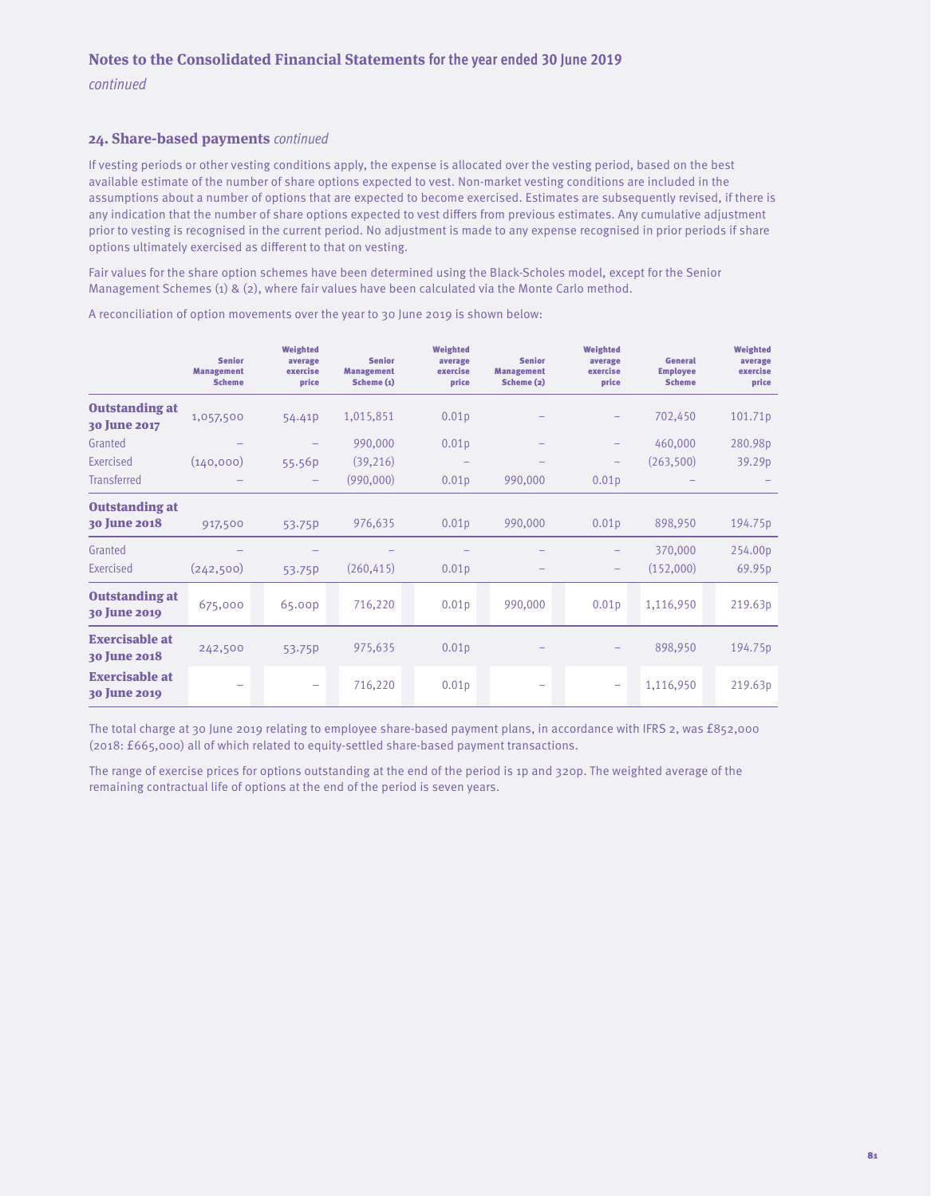## Notes to the Consolidated Financial Statements for the year ended 30 June 2019

*continued*

### 24. Share-based payments *continued*

If vesting periods or other vesting conditions apply, the expense is allocated over the vesting period, based on the best available estimate of the number of share options expected to vest. Non-market vesting conditions are included in the assumptions about a number of options that are expected to become exercised. Estimates are subsequently revised, if there is any indication that the number of share options expected to vest differs from previous estimates. Any cumulative adjustment prior to vesting is recognised in the current period. No adjustment is made to any expense recognised in prior periods if share options ultimately exercised as different to that on vesting.

Fair values for the share option schemes have been determined using the Black-Scholes model, except for the Senior Management Schemes (1) & (2), where fair values have been calculated via the Monte Carlo method.

A reconciliation of option movements over the year to 30 June 2019 is shown below:

| | Senior Management Scheme | Weighted average exercise price | Senior Management Scheme (1) | Weighted average exercise price | Senior Management Scheme (2) | Weighted average exercise price | General Employee Scheme | Weighted average exercise price |
|---|---|---|---|---|---|---|---|---|
| **Outstanding at 30 June 2017** | 1,057,500 | 54.41p | 1,015,851 | 0.01p | – | – | 702,450 | 101.71p |
| Granted | – | – | 990,000 | 0.01p | – | – | 460,000 | 280.98p |
| Exercised | (140,000) | 55.56p | (39,216) | – | – | – | (263,500) | 39.29p |
| Transferred | – | – | (990,000) | 0.01p | 990,000 | 0.01p | – | – |
| **Outstanding at 30 June 2018** | 917,500 | 53.75p | 976,635 | 0.01p | 990,000 | 0.01p | 898,950 | 194.75p |
| Granted | – | – | – | – | – | – | 370,000 | 254.00p |
| Exercised | (242,500) | 53.75p | (260,415) | 0.01p | – | – | (152,000) | 69.95p |
| **Outstanding at 30 June 2019** | 675,000 | 65.00p | 716,220 | 0.01p | 990,000 | 0.01p | 1,116,950 | 219.63p |
| **Exercisable at 30 June 2018** | 242,500 | 53.75p | 975,635 | 0.01p | – | – | 898,950 | 194.75p |
| **Exercisable at 30 June 2019** | – | – | 716,220 | 0.01p | – | – | 1,116,950 | 219.63p |

The total charge at 30 June 2019 relating to employee share-based payment plans, in accordance with IFRS 2, was £852,000 (2018: £665,000) all of which related to equity-settled share-based payment transactions.

The range of exercise prices for options outstanding at the end of the period is 1p and 320p. The weighted average of the remaining contractual life of options at the end of the period is seven years.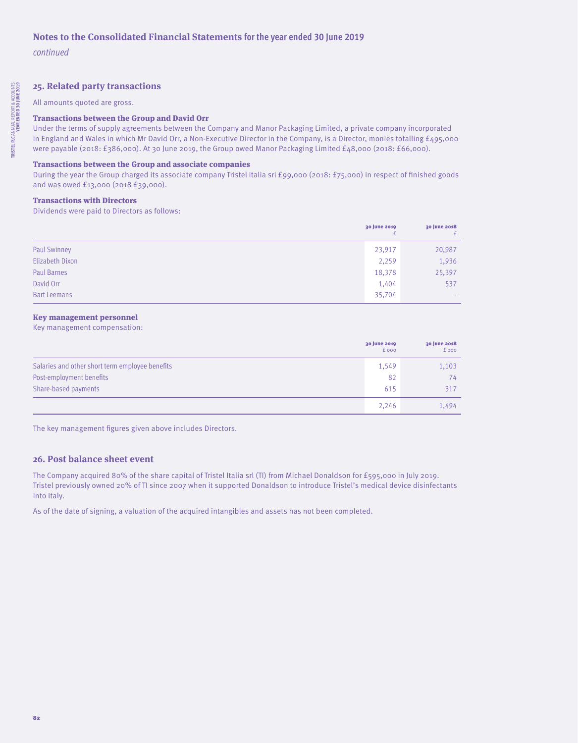# Notes to the Consolidated Financial Statements for the year ended 30 June 2019

*continued*

## 25. Related party transactions

All amounts quoted are gross.

### Transactions between the Group and David Orr

Under the terms of supply agreements between the Company and Manor Packaging Limited, a private company incorporated in England and Wales in which Mr David Orr, a Non-Executive Director in the Company, is a Director, monies totalling £495,000 were payable (2018: £386,000). At 30 June 2019, the Group owed Manor Packaging Limited £48,000 (2018: £66,000).

### Transactions between the Group and associate companies

During the year the Group charged its associate company Tristel Italia srl £99,000 (2018: £75,000) in respect of finished goods and was owed £13,000 (2018 £39,000).

### Transactions with Directors

Dividends were paid to Directors as follows:

| | 30 June 2019 £ | 30 June 2018 £ |
|---|---|---|
| Paul Swinney | 23,917 | 20,987 |
| Elizabeth Dixon | 2,259 | 1,936 |
| Paul Barnes | 18,378 | 25,397 |
| David Orr | 1,404 | 537 |
| Bart Leemans | 35,704 | – |

### Key management personnel

Key management compensation:

| | 30 June 2019 £ 000 | 30 June 2018 £ 000 |
|---|---|---|
| Salaries and other short term employee benefits | 1,549 | 1,103 |
| Post-employment benefits | 82 | 74 |
| Share-based payments | 615 | 317 |
| | 2,246 | 1,494 |

The key management figures given above includes Directors.

## 26. Post balance sheet event

The Company acquired 80% of the share capital of Tristel Italia srl (TI) from Michael Donaldson for £595,000 in July 2019. Tristel previously owned 20% of TI since 2007 when it supported Donaldson to introduce Tristel's medical device disinfectants into Italy.

As of the date of signing, a valuation of the acquired intangibles and assets has not been completed.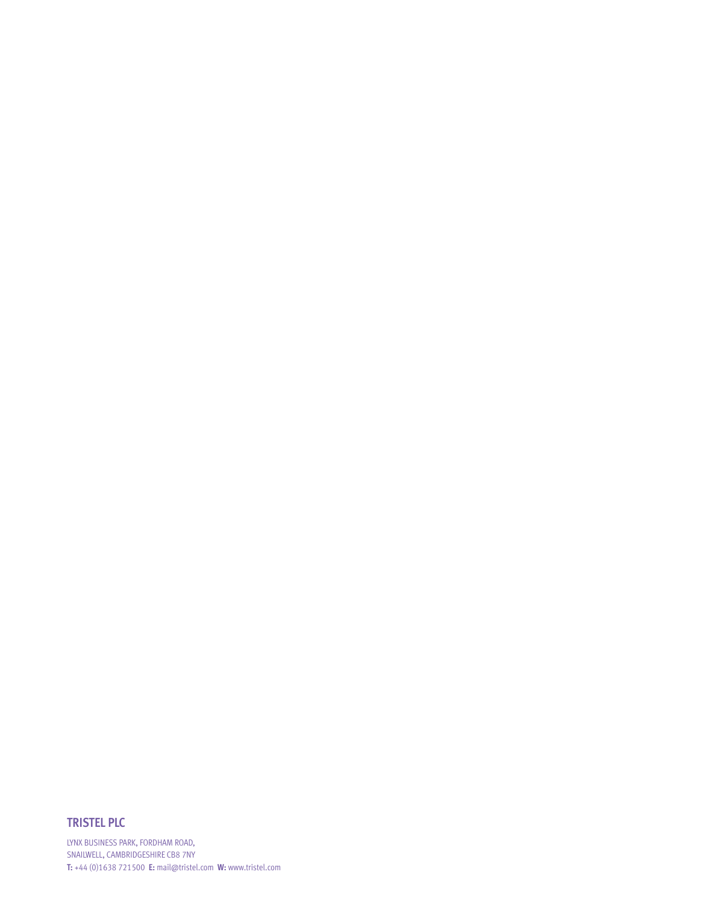**TRISTEL PLC**

LYNX BUSINESS PARK, FORDHAM ROAD,
SNAILWELL, CAMBRIDGESHIRE CB8 7NY
**T:** +44 (0)1638 721500 **E:** mail@tristel.com **W:** www.tristel.com